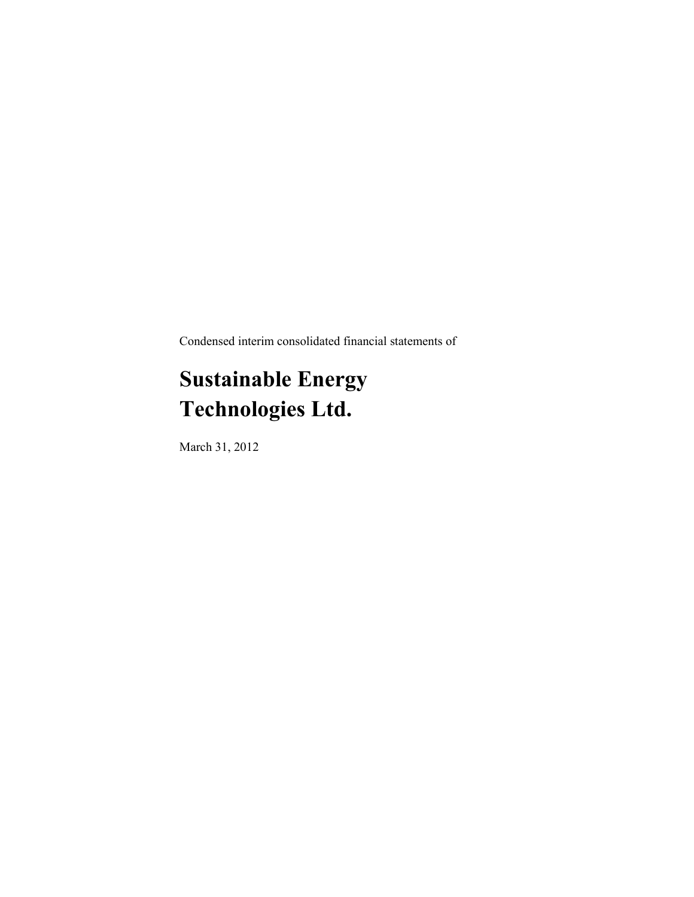Condensed interim consolidated financial statements of

# Sustainable Energy Technologies Ltd.

March 31, 2012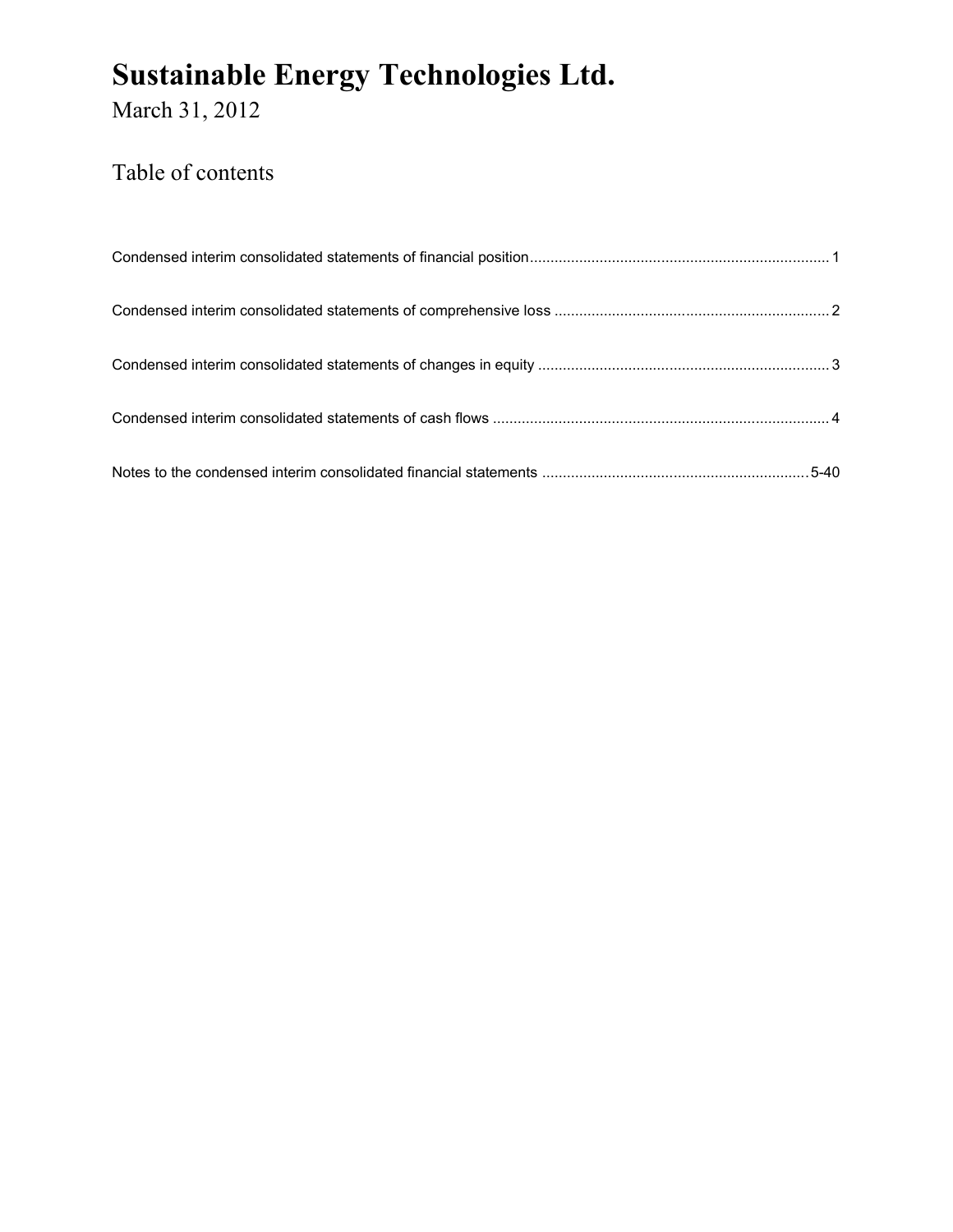# Sustainable Energy Technologies Ltd.

March 31, 2012

## Table of contents

| | |
|---|---|
| Condensed interim consolidated statements of financial position | 1 |
| Condensed interim consolidated statements of comprehensive loss | 2 |
| Condensed interim consolidated statements of changes in equity | 3 |
| Condensed interim consolidated statements of cash flows | 4 |
| Notes to the condensed interim consolidated financial statements | 5-40 |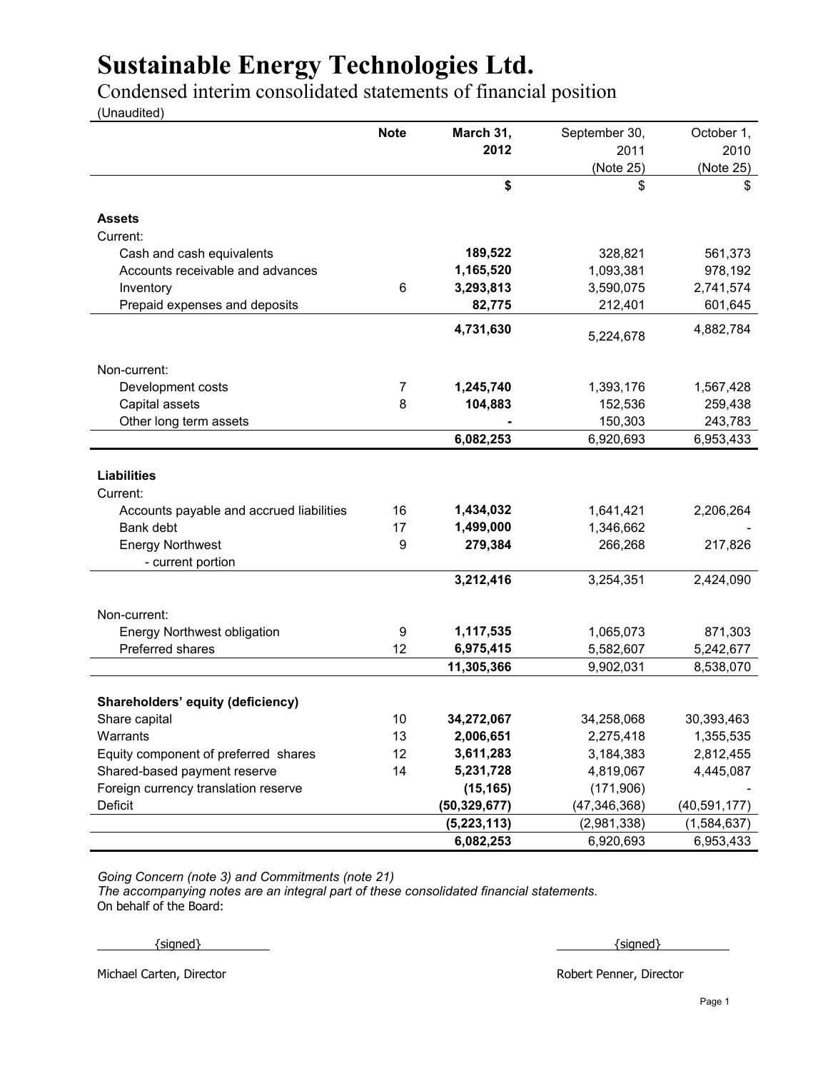# Sustainable Energy Technologies Ltd.

Condensed interim consolidated statements of financial position

(Unaudited)

| | Note | **March 31, 2012** | September 30, 2011 (Note 25) | October 1, 2010 (Note 25) |
|---|---|---|---|---|
| | | **$** | $ | $ |
| **Assets** | | | | |
| Current: | | | | |
| Cash and cash equivalents | | **189,522** | 328,821 | 561,373 |
| Accounts receivable and advances | | **1,165,520** | 1,093,381 | 978,192 |
| Inventory | 6 | **3,293,813** | 3,590,075 | 2,741,574 |
| Prepaid expenses and deposits | | **82,775** | 212,401 | 601,645 |
| | | **4,731,630** | 5,224,678 | 4,882,784 |
| Non-current: | | | | |
| Development costs | 7 | **1,245,740** | 1,393,176 | 1,567,428 |
| Capital assets | 8 | **104,883** | 152,536 | 259,438 |
| Other long term assets | | **-** | 150,303 | 243,783 |
| | | **6,082,253** | 6,920,693 | 6,953,433 |
| **Liabilities** | | | | |
| Current: | | | | |
| Accounts payable and accrued liabilities | 16 | **1,434,032** | 1,641,421 | 2,206,264 |
| Bank debt | 17 | **1,499,000** | 1,346,662 | - |
| Energy Northwest - current portion | 9 | **279,384** | 266,268 | 217,826 |
| | | **3,212,416** | 3,254,351 | 2,424,090 |
| Non-current: | | | | |
| Energy Northwest obligation | 9 | **1,117,535** | 1,065,073 | 871,303 |
| Preferred shares | 12 | **6,975,415** | 5,582,607 | 5,242,677 |
| | | **11,305,366** | 9,902,031 | 8,538,070 |
| **Shareholders' equity (deficiency)** | | | | |
| Share capital | 10 | **34,272,067** | 34,258,068 | 30,393,463 |
| Warrants | 13 | **2,006,651** | 2,275,418 | 1,355,535 |
| Equity component of preferred shares | 12 | **3,611,283** | 3,184,383 | 2,812,455 |
| Shared-based payment reserve | 14 | **5,231,728** | 4,819,067 | 4,445,087 |
| Foreign currency translation reserve | | **(15,165)** | (171,906) | - |
| Deficit | | **(50,329,677)** | (47,346,368) | (40,591,177) |
| | | **(5,223,113)** | (2,981,338) | (1,584,637) |
| | | **6,082,253** | 6,920,693 | 6,953,433 |

*Going Concern (note 3) and Commitments (note 21)*

*The accompanying notes are an integral part of these consolidated financial statements.*

On behalf of the Board:

{signed}

Michael Carten, Director

{signed}

Robert Penner, Director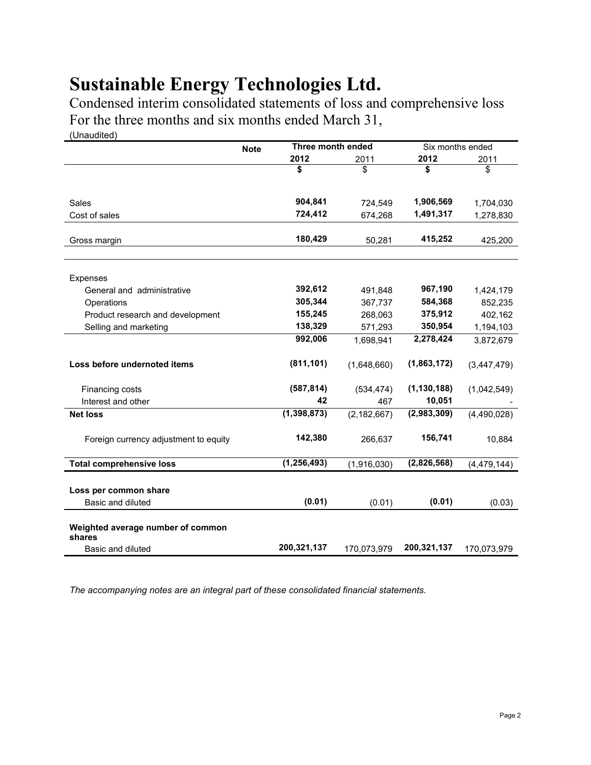# Sustainable Energy Technologies Ltd.

Condensed interim consolidated statements of loss and comprehensive loss
For the three months and six months ended March 31,
(Unaudited)

| | Note | Three month ended | | Six months ended | |
|---|---|---|---|---|---|
| | | **2012** | 2011 | **2012** | 2011 |
| | | **$** | $ | **$** | $ |
| Sales | | **904,841** | 724,549 | **1,906,569** | 1,704,030 |
| Cost of sales | | **724,412** | 674,268 | **1,491,317** | 1,278,830 |
| Gross margin | | **180,429** | 50,281 | **415,252** | 425,200 |
| Expenses | | | | | |
| General and administrative | | **392,612** | 491,848 | **967,190** | 1,424,179 |
| Operations | | **305,344** | 367,737 | **584,368** | 852,235 |
| Product research and development | | **155,245** | 268,063 | **375,912** | 402,162 |
| Selling and marketing | | **138,329** | 571,293 | **350,954** | 1,194,103 |
| | | **992,006** | 1,698,941 | **2,278,424** | 3,872,679 |
| **Loss before undernoted items** | | **(811,101)** | (1,648,660) | **(1,863,172)** | (3,447,479) |
| Financing costs | | **(587,814)** | (534,474) | **(1,130,188)** | (1,042,549) |
| Interest and other | | **42** | 467 | **10,051** | - |
| **Net loss** | | **(1,398,873)** | (2,182,667) | **(2,983,309)** | (4,490,028) |
| Foreign currency adjustment to equity | | **142,380** | 266,637 | **156,741** | 10,884 |
| **Total comprehensive loss** | | **(1,256,493)** | (1,916,030) | **(2,826,568)** | (4,479,144) |
| **Loss per common share** | | | | | |
| Basic and diluted | | **(0.01)** | (0.01) | **(0.01)** | (0.03) |
| **Weighted average number of common shares** | | | | | |
| Basic and diluted | | **200,321,137** | 170,073,979 | **200,321,137** | 170,073,979 |

*The accompanying notes are an integral part of these consolidated financial statements.*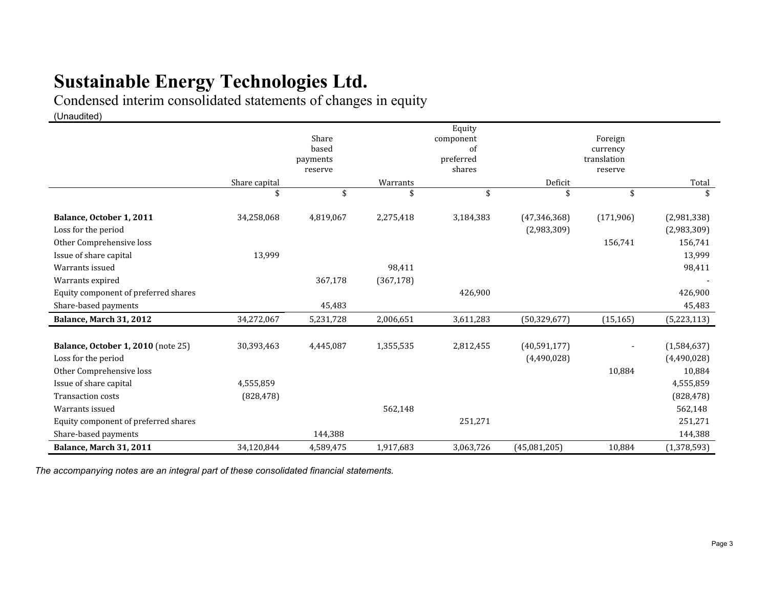# Sustainable Energy Technologies Ltd.

Condensed interim consolidated statements of changes in equity

(Unaudited)

| | Share capital | Share based payments reserve | Warrants | Equity component of preferred shares | Deficit | Foreign currency translation reserve | Total |
|---|---|---|---|---|---|---|---|
| | $ | $ | $ | $ | $ | $ | $ |
| **Balance, October 1, 2011** | 34,258,068 | 4,819,067 | 2,275,418 | 3,184,383 | (47,346,368) | (171,906) | (2,981,338) |
| Loss for the period | | | | | (2,983,309) | | (2,983,309) |
| Other Comprehensive loss | | | | | | 156,741 | 156,741 |
| Issue of share capital | 13,999 | | | | | | 13,999 |
| Warrants issued | | | 98,411 | | | | 98,411 |
| Warrants expired | | 367,178 | (367,178) | | | | - |
| Equity component of preferred shares | | | | 426,900 | | | 426,900 |
| Share-based payments | | 45,483 | | | | | 45,483 |
| **Balance, March 31, 2012** | 34,272,067 | 5,231,728 | 2,006,651 | 3,611,283 | (50,329,677) | (15,165) | (5,223,113) |
| | | | | | | | |
| **Balance, October 1, 2010** (note 25) | 30,393,463 | 4,445,087 | 1,355,535 | 2,812,455 | (40,591,177) | - | (1,584,637) |
| Loss for the period | | | | | (4,490,028) | | (4,490,028) |
| Other Comprehensive loss | | | | | | 10,884 | 10,884 |
| Issue of share capital | 4,555,859 | | | | | | 4,555,859 |
| Transaction costs | (828,478) | | | | | | (828,478) |
| Warrants issued | | | 562,148 | | | | 562,148 |
| Equity component of preferred shares | | | | 251,271 | | | 251,271 |
| Share-based payments | | 144,388 | | | | | 144,388 |
| **Balance, March 31, 2011** | 34,120,844 | 4,589,475 | 1,917,683 | 3,063,726 | (45,081,205) | 10,884 | (1,378,593) |

*The accompanying notes are an integral part of these consolidated financial statements.*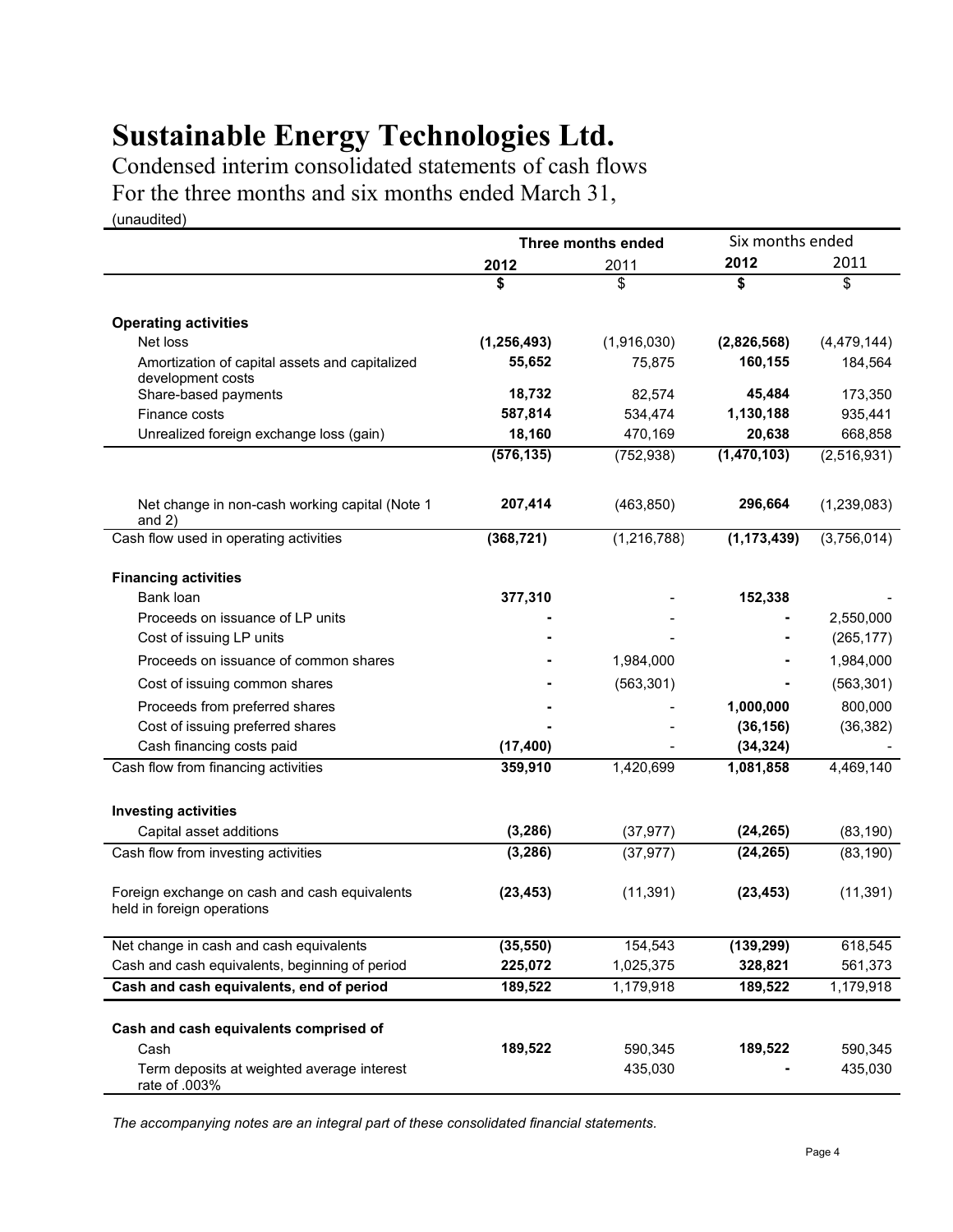# Sustainable Energy Technologies Ltd.

Condensed interim consolidated statements of cash flows

For the three months and six months ended March 31,

(unaudited)

| | Three months ended | | Six months ended | |
|---|---|---|---|---|
| | **2012** | 2011 | **2012** | 2011 |
| | **$** | $ | **$** | $ |
| **Operating activities** | | | | |
| Net loss | **(1,256,493)** | (1,916,030) | **(2,826,568)** | (4,479,144) |
| Amortization of capital assets and capitalized development costs | **55,652** | 75,875 | **160,155** | 184,564 |
| Share-based payments | **18,732** | 82,574 | **45,484** | 173,350 |
| Finance costs | **587,814** | 534,474 | **1,130,188** | 935,441 |
| Unrealized foreign exchange loss (gain) | **18,160** | 470,169 | **20,638** | 668,858 |
| | **(576,135)** | (752,938) | **(1,470,103)** | (2,516,931) |
| Net change in non-cash working capital (Note 1 and 2) | **207,414** | (463,850) | **296,664** | (1,239,083) |
| Cash flow used in operating activities | **(368,721)** | (1,216,788) | **(1,173,439)** | (3,756,014) |
| **Financing activities** | | | | |
| Bank loan | **377,310** | - | **152,338** | - |
| Proceeds on issuance of LP units | **-** | - | **-** | 2,550,000 |
| Cost of issuing LP units | **-** | - | **-** | (265,177) |
| Proceeds on issuance of common shares | **-** | 1,984,000 | **-** | 1,984,000 |
| Cost of issuing common shares | **-** | (563,301) | **-** | (563,301) |
| Proceeds from preferred shares | **-** | - | **1,000,000** | 800,000 |
| Cost of issuing preferred shares | **-** | - | **(36,156)** | (36,382) |
| Cash financing costs paid | **(17,400)** | - | **(34,324)** | - |
| Cash flow from financing activities | **359,910** | 1,420,699 | **1,081,858** | 4,469,140 |
| **Investing activities** | | | | |
| Capital asset additions | **(3,286)** | (37,977) | **(24,265)** | (83,190) |
| Cash flow from investing activities | **(3,286)** | (37,977) | **(24,265)** | (83,190) |
| Foreign exchange on cash and cash equivalents held in foreign operations | **(23,453)** | (11,391) | **(23,453)** | (11,391) |
| Net change in cash and cash equivalents | **(35,550)** | 154,543 | **(139,299)** | 618,545 |
| Cash and cash equivalents, beginning of period | **225,072** | 1,025,375 | **328,821** | 561,373 |
| **Cash and cash equivalents, end of period** | **189,522** | 1,179,918 | **189,522** | 1,179,918 |
| **Cash and cash equivalents comprised of** | | | | |
| Cash | **189,522** | 590,345 | **189,522** | 590,345 |
| Term deposits at weighted average interest rate of .003% | | 435,030 | **-** | 435,030 |

*The accompanying notes are an integral part of these consolidated financial statements.*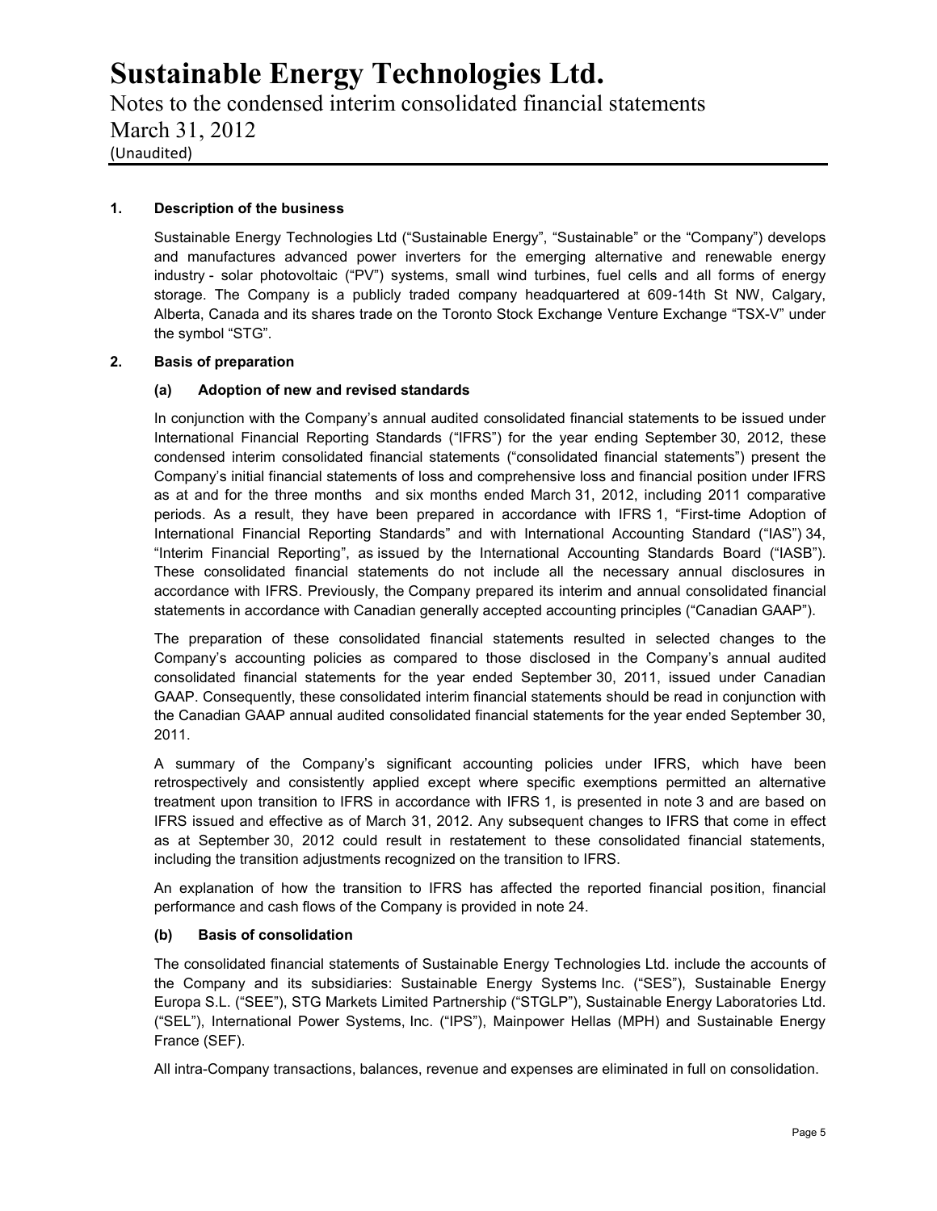## 1. Description of the business

Sustainable Energy Technologies Ltd ("Sustainable Energy", "Sustainable" or the "Company") develops and manufactures advanced power inverters for the emerging alternative and renewable energy industry - solar photovoltaic ("PV") systems, small wind turbines, fuel cells and all forms of energy storage. The Company is a publicly traded company headquartered at 609-14th St NW, Calgary, Alberta, Canada and its shares trade on the Toronto Stock Exchange Venture Exchange "TSX-V" under the symbol "STG".

## 2. Basis of preparation

### (a) Adoption of new and revised standards

In conjunction with the Company's annual audited consolidated financial statements to be issued under International Financial Reporting Standards ("IFRS") for the year ending September 30, 2012, these condensed interim consolidated financial statements ("consolidated financial statements") present the Company's initial financial statements of loss and comprehensive loss and financial position under IFRS as at and for the three months and six months ended March 31, 2012, including 2011 comparative periods. As a result, they have been prepared in accordance with IFRS 1, "First-time Adoption of International Financial Reporting Standards" and with International Accounting Standard ("IAS") 34, "Interim Financial Reporting", as issued by the International Accounting Standards Board ("IASB"). These consolidated financial statements do not include all the necessary annual disclosures in accordance with IFRS. Previously, the Company prepared its interim and annual consolidated financial statements in accordance with Canadian generally accepted accounting principles ("Canadian GAAP").

The preparation of these consolidated financial statements resulted in selected changes to the Company's accounting policies as compared to those disclosed in the Company's annual audited consolidated financial statements for the year ended September 30, 2011, issued under Canadian GAAP. Consequently, these consolidated interim financial statements should be read in conjunction with the Canadian GAAP annual audited consolidated financial statements for the year ended September 30, 2011.

A summary of the Company's significant accounting policies under IFRS, which have been retrospectively and consistently applied except where specific exemptions permitted an alternative treatment upon transition to IFRS in accordance with IFRS 1, is presented in note 3 and are based on IFRS issued and effective as of March 31, 2012. Any subsequent changes to IFRS that come in effect as at September 30, 2012 could result in restatement to these consolidated financial statements, including the transition adjustments recognized on the transition to IFRS.

An explanation of how the transition to IFRS has affected the reported financial position, financial performance and cash flows of the Company is provided in note 24.

### (b) Basis of consolidation

The consolidated financial statements of Sustainable Energy Technologies Ltd. include the accounts of the Company and its subsidiaries: Sustainable Energy Systems Inc. ("SES"), Sustainable Energy Europa S.L. ("SEE"), STG Markets Limited Partnership ("STGLP"), Sustainable Energy Laboratories Ltd. ("SEL"), International Power Systems, Inc. ("IPS"), Mainpower Hellas (MPH) and Sustainable Energy France (SEF).

All intra-Company transactions, balances, revenue and expenses are eliminated in full on consolidation.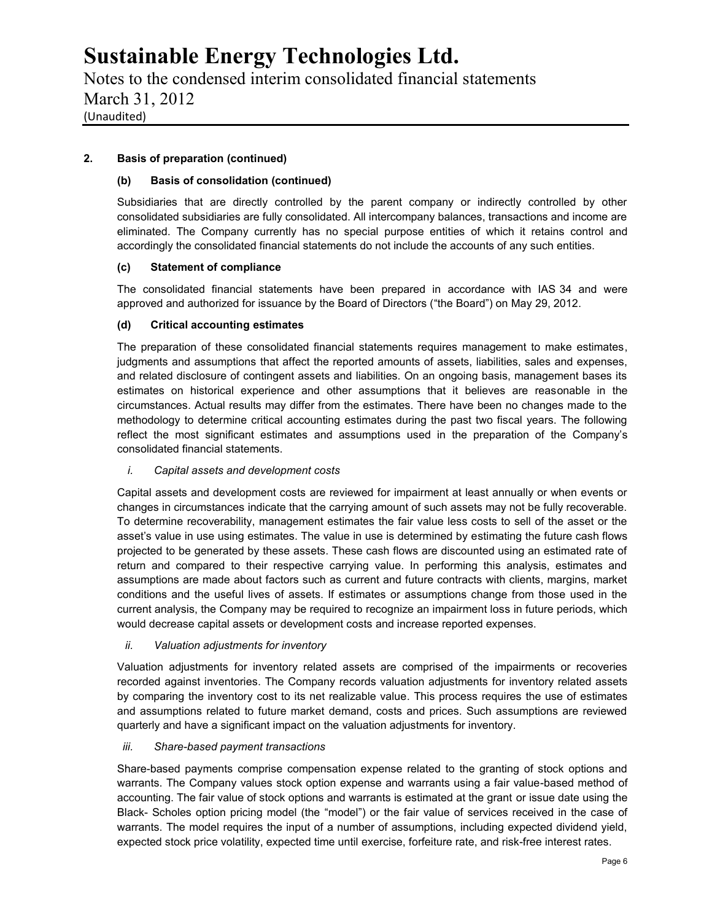### 2. Basis of preparation (continued)

#### (b) Basis of consolidation (continued)

Subsidiaries that are directly controlled by the parent company or indirectly controlled by other consolidated subsidiaries are fully consolidated. All intercompany balances, transactions and income are eliminated. The Company currently has no special purpose entities of which it retains control and accordingly the consolidated financial statements do not include the accounts of any such entities.

#### (c) Statement of compliance

The consolidated financial statements have been prepared in accordance with IAS 34 and were approved and authorized for issuance by the Board of Directors ("the Board") on May 29, 2012.

#### (d) Critical accounting estimates

The preparation of these consolidated financial statements requires management to make estimates, judgments and assumptions that affect the reported amounts of assets, liabilities, sales and expenses, and related disclosure of contingent assets and liabilities. On an ongoing basis, management bases its estimates on historical experience and other assumptions that it believes are reasonable in the circumstances. Actual results may differ from the estimates. There have been no changes made to the methodology to determine critical accounting estimates during the past two fiscal years. The following reflect the most significant estimates and assumptions used in the preparation of the Company's consolidated financial statements.

*i. Capital assets and development costs*

Capital assets and development costs are reviewed for impairment at least annually or when events or changes in circumstances indicate that the carrying amount of such assets may not be fully recoverable. To determine recoverability, management estimates the fair value less costs to sell of the asset or the asset's value in use using estimates. The value in use is determined by estimating the future cash flows projected to be generated by these assets. These cash flows are discounted using an estimated rate of return and compared to their respective carrying value. In performing this analysis, estimates and assumptions are made about factors such as current and future contracts with clients, margins, market conditions and the useful lives of assets. If estimates or assumptions change from those used in the current analysis, the Company may be required to recognize an impairment loss in future periods, which would decrease capital assets or development costs and increase reported expenses.

*ii. Valuation adjustments for inventory*

Valuation adjustments for inventory related assets are comprised of the impairments or recoveries recorded against inventories. The Company records valuation adjustments for inventory related assets by comparing the inventory cost to its net realizable value. This process requires the use of estimates and assumptions related to future market demand, costs and prices. Such assumptions are reviewed quarterly and have a significant impact on the valuation adjustments for inventory.

*iii. Share-based payment transactions*

Share-based payments comprise compensation expense related to the granting of stock options and warrants. The Company values stock option expense and warrants using a fair value-based method of accounting. The fair value of stock options and warrants is estimated at the grant or issue date using the Black- Scholes option pricing model (the "model") or the fair value of services received in the case of warrants. The model requires the input of a number of assumptions, including expected dividend yield, expected stock price volatility, expected time until exercise, forfeiture rate, and risk-free interest rates.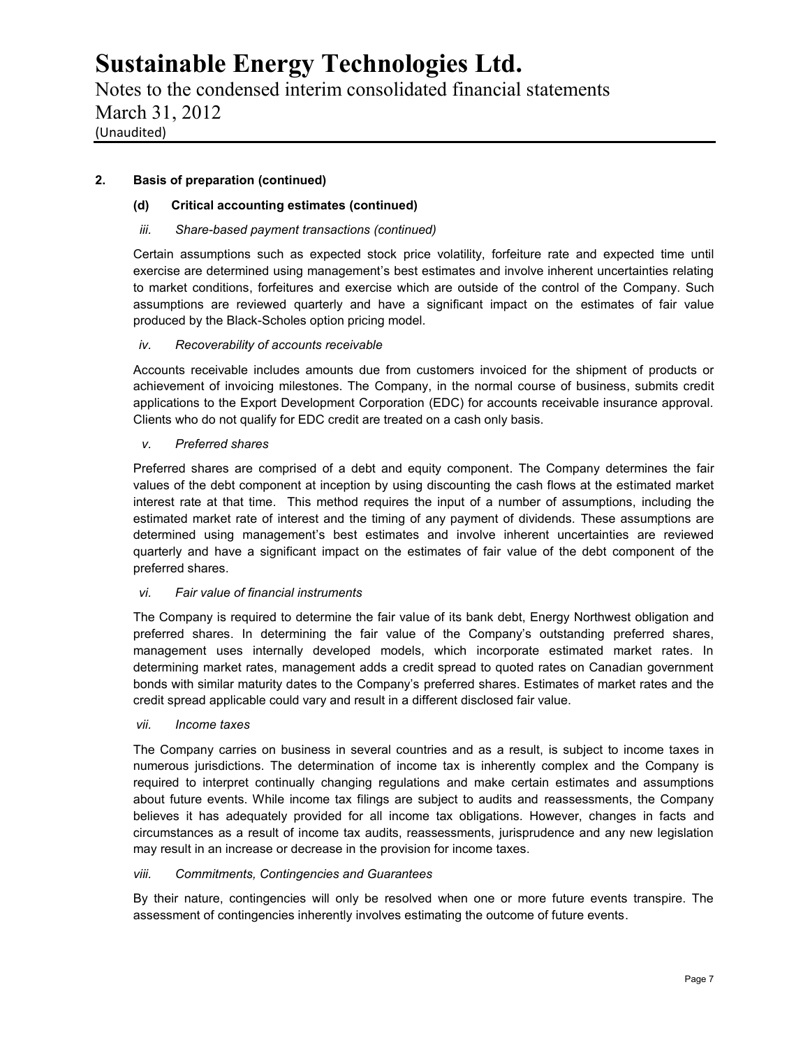## 2. Basis of preparation (continued)

### (d) Critical accounting estimates (continued)

*iii. Share-based payment transactions (continued)*

Certain assumptions such as expected stock price volatility, forfeiture rate and expected time until exercise are determined using management's best estimates and involve inherent uncertainties relating to market conditions, forfeitures and exercise which are outside of the control of the Company. Such assumptions are reviewed quarterly and have a significant impact on the estimates of fair value produced by the Black-Scholes option pricing model.

*iv. Recoverability of accounts receivable*

Accounts receivable includes amounts due from customers invoiced for the shipment of products or achievement of invoicing milestones. The Company, in the normal course of business, submits credit applications to the Export Development Corporation (EDC) for accounts receivable insurance approval. Clients who do not qualify for EDC credit are treated on a cash only basis.

*v. Preferred shares*

Preferred shares are comprised of a debt and equity component. The Company determines the fair values of the debt component at inception by using discounting the cash flows at the estimated market interest rate at that time. This method requires the input of a number of assumptions, including the estimated market rate of interest and the timing of any payment of dividends. These assumptions are determined using management's best estimates and involve inherent uncertainties are reviewed quarterly and have a significant impact on the estimates of fair value of the debt component of the preferred shares.

*vi. Fair value of financial instruments*

The Company is required to determine the fair value of its bank debt, Energy Northwest obligation and preferred shares. In determining the fair value of the Company's outstanding preferred shares, management uses internally developed models, which incorporate estimated market rates. In determining market rates, management adds a credit spread to quoted rates on Canadian government bonds with similar maturity dates to the Company's preferred shares. Estimates of market rates and the credit spread applicable could vary and result in a different disclosed fair value.

*vii. Income taxes*

The Company carries on business in several countries and as a result, is subject to income taxes in numerous jurisdictions. The determination of income tax is inherently complex and the Company is required to interpret continually changing regulations and make certain estimates and assumptions about future events. While income tax filings are subject to audits and reassessments, the Company believes it has adequately provided for all income tax obligations. However, changes in facts and circumstances as a result of income tax audits, reassessments, jurisprudence and any new legislation may result in an increase or decrease in the provision for income taxes.

*viii. Commitments, Contingencies and Guarantees*

By their nature, contingencies will only be resolved when one or more future events transpire. The assessment of contingencies inherently involves estimating the outcome of future events.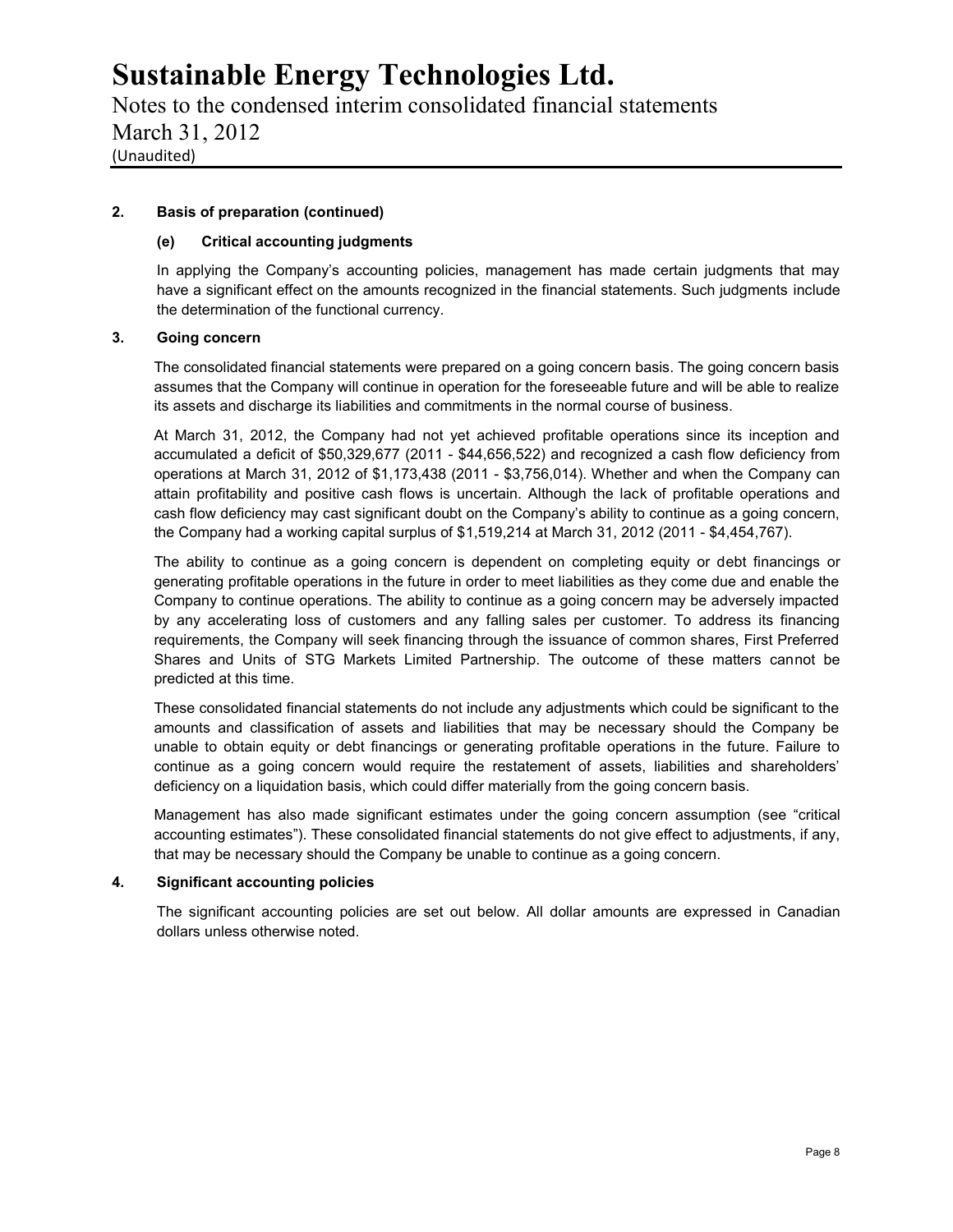**2. Basis of preparation (continued)**

**(e) Critical accounting judgments**

In applying the Company's accounting policies, management has made certain judgments that may have a significant effect on the amounts recognized in the financial statements. Such judgments include the determination of the functional currency.

**3. Going concern**

The consolidated financial statements were prepared on a going concern basis. The going concern basis assumes that the Company will continue in operation for the foreseeable future and will be able to realize its assets and discharge its liabilities and commitments in the normal course of business.

At March 31, 2012, the Company had not yet achieved profitable operations since its inception and accumulated a deficit of $50,329,677 (2011 - $44,656,522) and recognized a cash flow deficiency from operations at March 31, 2012 of $1,173,438 (2011 - $3,756,014). Whether and when the Company can attain profitability and positive cash flows is uncertain. Although the lack of profitable operations and cash flow deficiency may cast significant doubt on the Company's ability to continue as a going concern, the Company had a working capital surplus of $1,519,214 at March 31, 2012 (2011 - $4,454,767).

The ability to continue as a going concern is dependent on completing equity or debt financings or generating profitable operations in the future in order to meet liabilities as they come due and enable the Company to continue operations. The ability to continue as a going concern may be adversely impacted by any accelerating loss of customers and any falling sales per customer. To address its financing requirements, the Company will seek financing through the issuance of common shares, First Preferred Shares and Units of STG Markets Limited Partnership. The outcome of these matters cannot be predicted at this time.

These consolidated financial statements do not include any adjustments which could be significant to the amounts and classification of assets and liabilities that may be necessary should the Company be unable to obtain equity or debt financings or generating profitable operations in the future. Failure to continue as a going concern would require the restatement of assets, liabilities and shareholders' deficiency on a liquidation basis, which could differ materially from the going concern basis.

Management has also made significant estimates under the going concern assumption (see "critical accounting estimates"). These consolidated financial statements do not give effect to adjustments, if any, that may be necessary should the Company be unable to continue as a going concern.

**4. Significant accounting policies**

The significant accounting policies are set out below. All dollar amounts are expressed in Canadian dollars unless otherwise noted.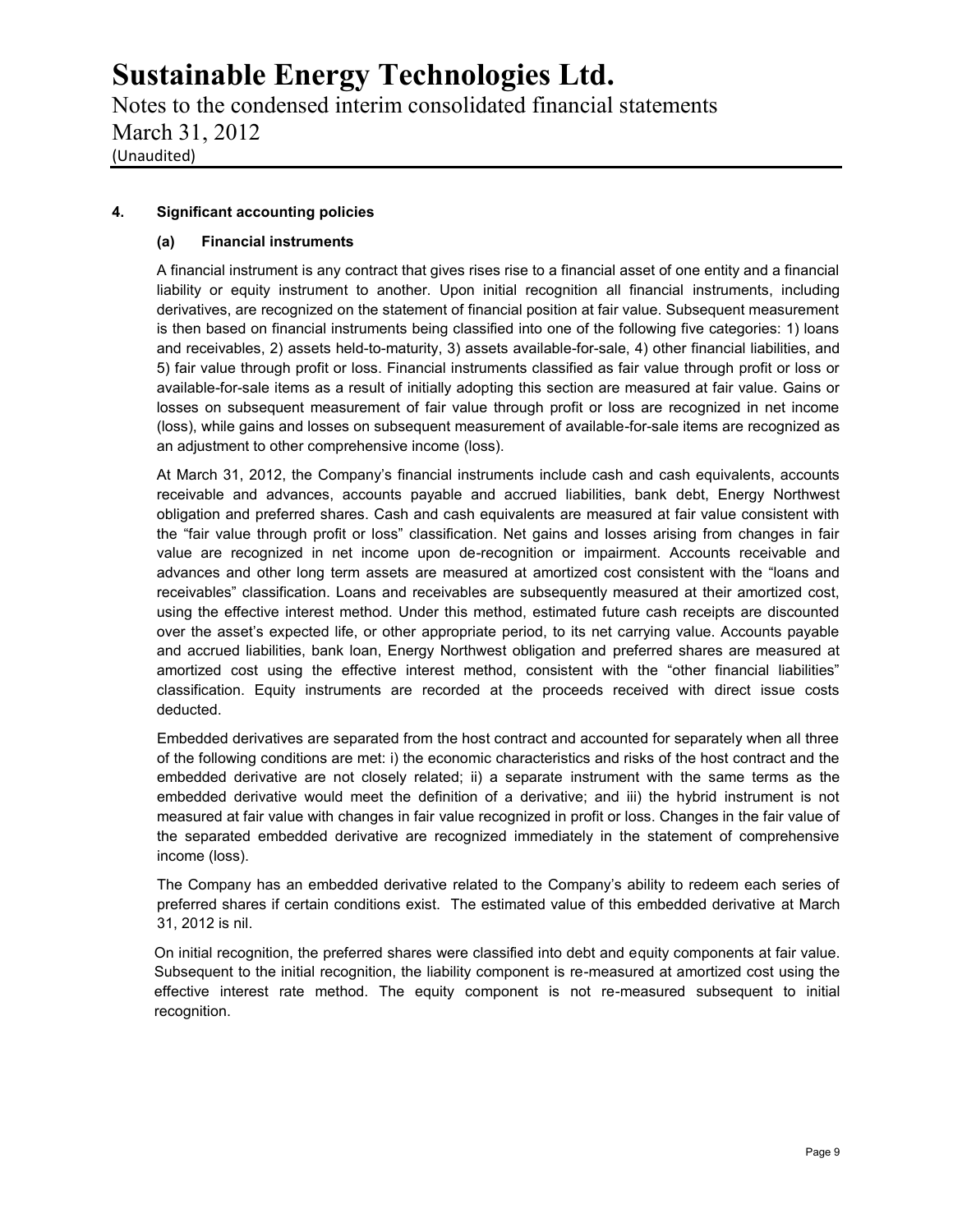## 4. Significant accounting policies

### (a) Financial instruments

A financial instrument is any contract that gives rises rise to a financial asset of one entity and a financial liability or equity instrument to another. Upon initial recognition all financial instruments, including derivatives, are recognized on the statement of financial position at fair value. Subsequent measurement is then based on financial instruments being classified into one of the following five categories: 1) loans and receivables, 2) assets held-to-maturity, 3) assets available-for-sale, 4) other financial liabilities, and 5) fair value through profit or loss. Financial instruments classified as fair value through profit or loss or available-for-sale items as a result of initially adopting this section are measured at fair value. Gains or losses on subsequent measurement of fair value through profit or loss are recognized in net income (loss), while gains and losses on subsequent measurement of available-for-sale items are recognized as an adjustment to other comprehensive income (loss).

At March 31, 2012, the Company's financial instruments include cash and cash equivalents, accounts receivable and advances, accounts payable and accrued liabilities, bank debt, Energy Northwest obligation and preferred shares. Cash and cash equivalents are measured at fair value consistent with the "fair value through profit or loss" classification. Net gains and losses arising from changes in fair value are recognized in net income upon de-recognition or impairment. Accounts receivable and advances and other long term assets are measured at amortized cost consistent with the "loans and receivables" classification. Loans and receivables are subsequently measured at their amortized cost, using the effective interest method. Under this method, estimated future cash receipts are discounted over the asset's expected life, or other appropriate period, to its net carrying value. Accounts payable and accrued liabilities, bank loan, Energy Northwest obligation and preferred shares are measured at amortized cost using the effective interest method, consistent with the "other financial liabilities" classification. Equity instruments are recorded at the proceeds received with direct issue costs deducted.

Embedded derivatives are separated from the host contract and accounted for separately when all three of the following conditions are met: i) the economic characteristics and risks of the host contract and the embedded derivative are not closely related; ii) a separate instrument with the same terms as the embedded derivative would meet the definition of a derivative; and iii) the hybrid instrument is not measured at fair value with changes in fair value recognized in profit or loss. Changes in the fair value of the separated embedded derivative are recognized immediately in the statement of comprehensive income (loss).

The Company has an embedded derivative related to the Company's ability to redeem each series of preferred shares if certain conditions exist. The estimated value of this embedded derivative at March 31, 2012 is nil.

On initial recognition, the preferred shares were classified into debt and equity components at fair value. Subsequent to the initial recognition, the liability component is re-measured at amortized cost using the effective interest rate method. The equity component is not re-measured subsequent to initial recognition.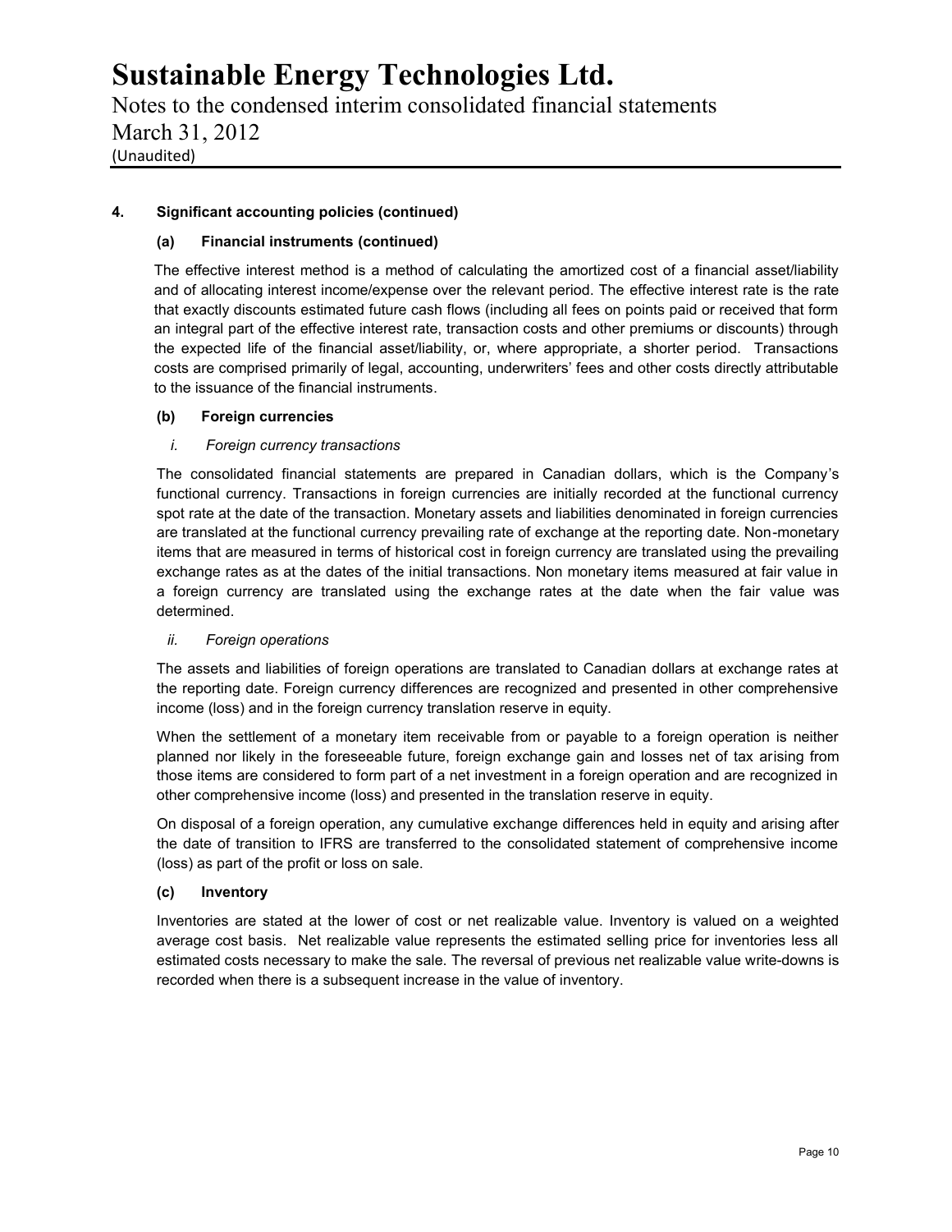### 4. Significant accounting policies (continued)

#### (a) Financial instruments (continued)

The effective interest method is a method of calculating the amortized cost of a financial asset/liability and of allocating interest income/expense over the relevant period. The effective interest rate is the rate that exactly discounts estimated future cash flows (including all fees on points paid or received that form an integral part of the effective interest rate, transaction costs and other premiums or discounts) through the expected life of the financial asset/liability, or, where appropriate, a shorter period. Transactions costs are comprised primarily of legal, accounting, underwriters' fees and other costs directly attributable to the issuance of the financial instruments.

#### (b) Foreign currencies

*i. Foreign currency transactions*

The consolidated financial statements are prepared in Canadian dollars, which is the Company's functional currency. Transactions in foreign currencies are initially recorded at the functional currency spot rate at the date of the transaction. Monetary assets and liabilities denominated in foreign currencies are translated at the functional currency prevailing rate of exchange at the reporting date. Non-monetary items that are measured in terms of historical cost in foreign currency are translated using the prevailing exchange rates as at the dates of the initial transactions. Non monetary items measured at fair value in a foreign currency are translated using the exchange rates at the date when the fair value was determined.

*ii. Foreign operations*

The assets and liabilities of foreign operations are translated to Canadian dollars at exchange rates at the reporting date. Foreign currency differences are recognized and presented in other comprehensive income (loss) and in the foreign currency translation reserve in equity.

When the settlement of a monetary item receivable from or payable to a foreign operation is neither planned nor likely in the foreseeable future, foreign exchange gain and losses net of tax arising from those items are considered to form part of a net investment in a foreign operation and are recognized in other comprehensive income (loss) and presented in the translation reserve in equity.

On disposal of a foreign operation, any cumulative exchange differences held in equity and arising after the date of transition to IFRS are transferred to the consolidated statement of comprehensive income (loss) as part of the profit or loss on sale.

#### (c) Inventory

Inventories are stated at the lower of cost or net realizable value. Inventory is valued on a weighted average cost basis. Net realizable value represents the estimated selling price for inventories less all estimated costs necessary to make the sale. The reversal of previous net realizable value write-downs is recorded when there is a subsequent increase in the value of inventory.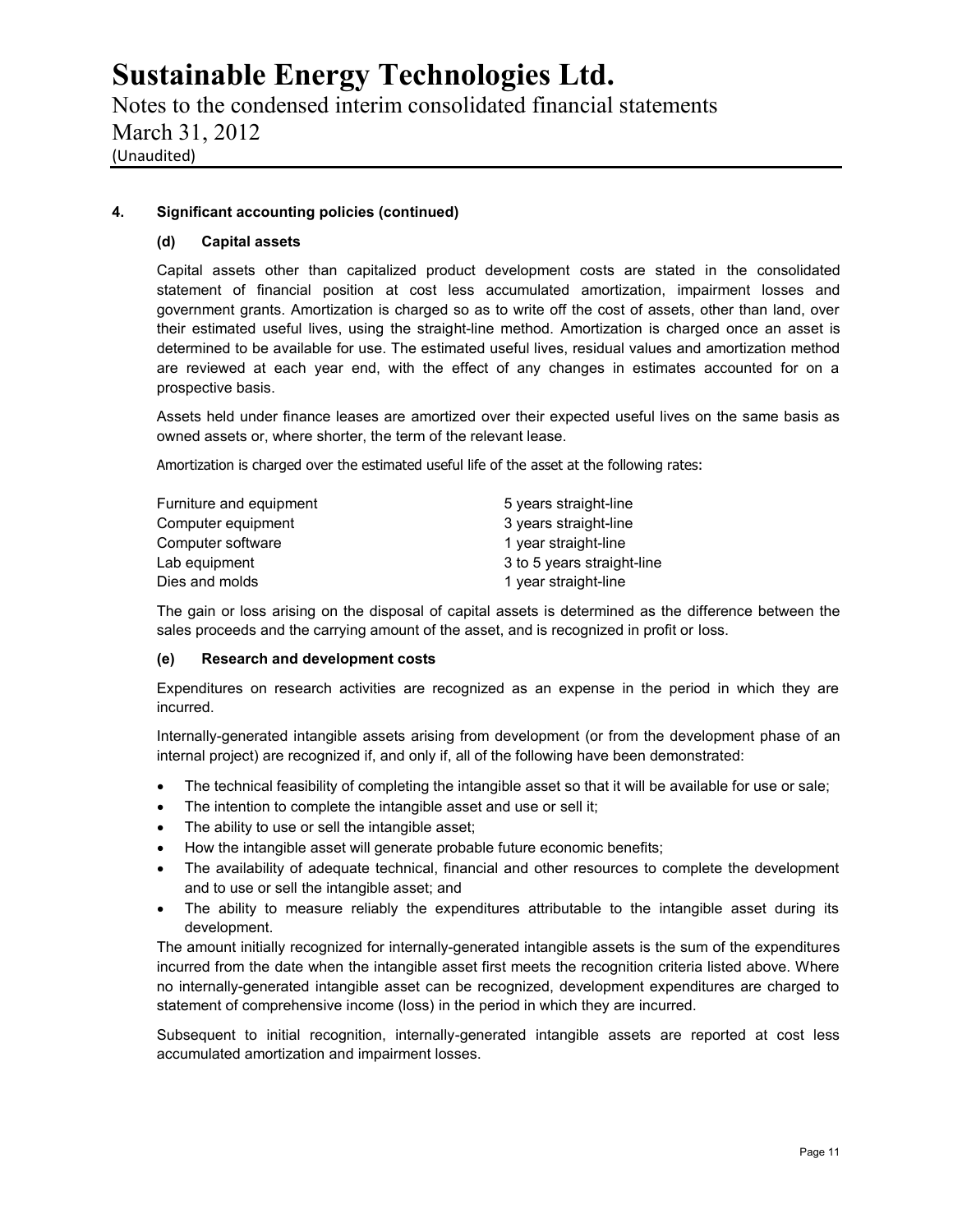## 4. Significant accounting policies (continued)

### (d) Capital assets

Capital assets other than capitalized product development costs are stated in the consolidated statement of financial position at cost less accumulated amortization, impairment losses and government grants. Amortization is charged so as to write off the cost of assets, other than land, over their estimated useful lives, using the straight-line method. Amortization is charged once an asset is determined to be available for use. The estimated useful lives, residual values and amortization method are reviewed at each year end, with the effect of any changes in estimates accounted for on a prospective basis.

Assets held under finance leases are amortized over their expected useful lives on the same basis as owned assets or, where shorter, the term of the relevant lease.

Amortization is charged over the estimated useful life of the asset at the following rates:

| | |
|---|---|
| Furniture and equipment | 5 years straight-line |
| Computer equipment | 3 years straight-line |
| Computer software | 1 year straight-line |
| Lab equipment | 3 to 5 years straight-line |
| Dies and molds | 1 year straight-line |

The gain or loss arising on the disposal of capital assets is determined as the difference between the sales proceeds and the carrying amount of the asset, and is recognized in profit or loss.

### (e) Research and development costs

Expenditures on research activities are recognized as an expense in the period in which they are incurred.

Internally-generated intangible assets arising from development (or from the development phase of an internal project) are recognized if, and only if, all of the following have been demonstrated:

- The technical feasibility of completing the intangible asset so that it will be available for use or sale;
- The intention to complete the intangible asset and use or sell it;
- The ability to use or sell the intangible asset;
- How the intangible asset will generate probable future economic benefits;
- The availability of adequate technical, financial and other resources to complete the development and to use or sell the intangible asset; and
- The ability to measure reliably the expenditures attributable to the intangible asset during its development.

The amount initially recognized for internally-generated intangible assets is the sum of the expenditures incurred from the date when the intangible asset first meets the recognition criteria listed above. Where no internally-generated intangible asset can be recognized, development expenditures are charged to statement of comprehensive income (loss) in the period in which they are incurred.

Subsequent to initial recognition, internally-generated intangible assets are reported at cost less accumulated amortization and impairment losses.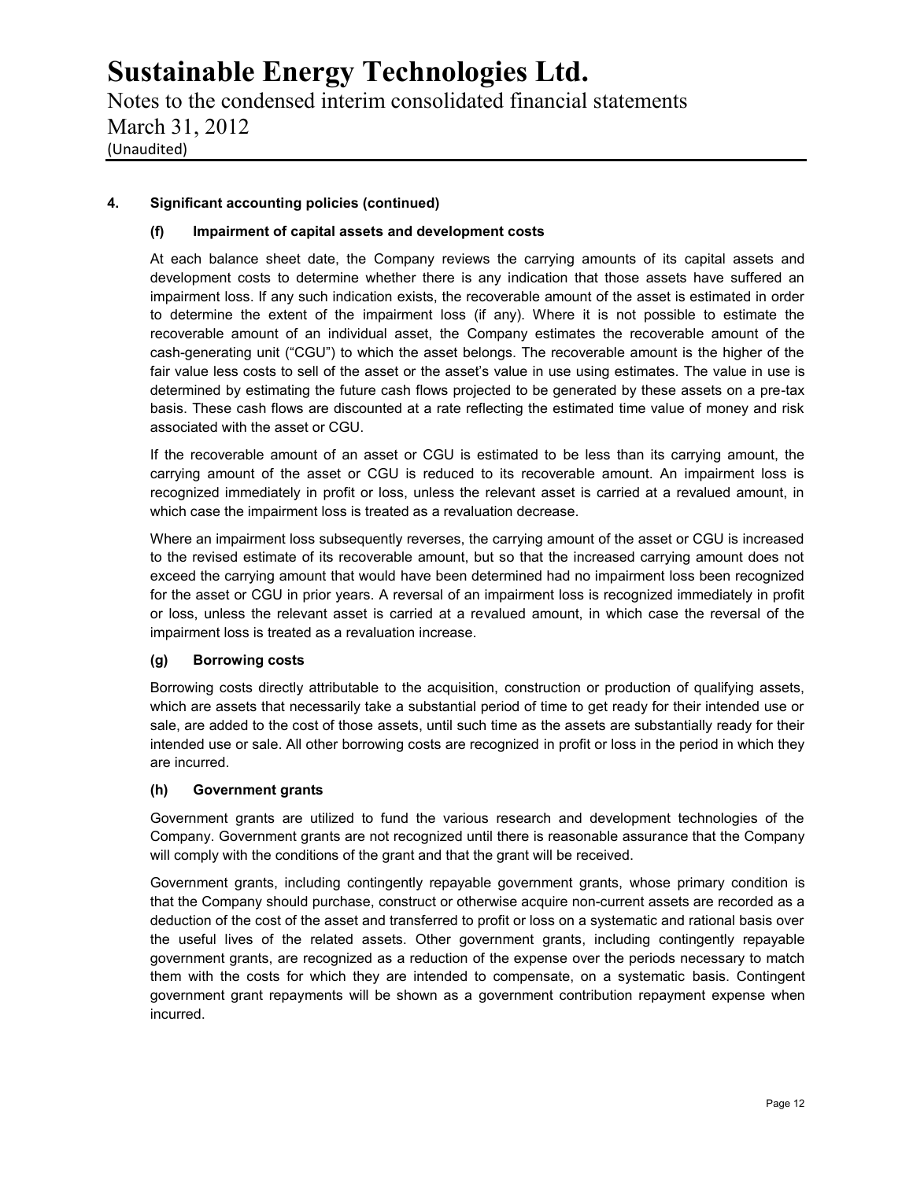### 4. Significant accounting policies (continued)

#### (f) Impairment of capital assets and development costs

At each balance sheet date, the Company reviews the carrying amounts of its capital assets and development costs to determine whether there is any indication that those assets have suffered an impairment loss. If any such indication exists, the recoverable amount of the asset is estimated in order to determine the extent of the impairment loss (if any). Where it is not possible to estimate the recoverable amount of an individual asset, the Company estimates the recoverable amount of the cash-generating unit ("CGU") to which the asset belongs. The recoverable amount is the higher of the fair value less costs to sell of the asset or the asset's value in use using estimates. The value in use is determined by estimating the future cash flows projected to be generated by these assets on a pre-tax basis. These cash flows are discounted at a rate reflecting the estimated time value of money and risk associated with the asset or CGU.

If the recoverable amount of an asset or CGU is estimated to be less than its carrying amount, the carrying amount of the asset or CGU is reduced to its recoverable amount. An impairment loss is recognized immediately in profit or loss, unless the relevant asset is carried at a revalued amount, in which case the impairment loss is treated as a revaluation decrease.

Where an impairment loss subsequently reverses, the carrying amount of the asset or CGU is increased to the revised estimate of its recoverable amount, but so that the increased carrying amount does not exceed the carrying amount that would have been determined had no impairment loss been recognized for the asset or CGU in prior years. A reversal of an impairment loss is recognized immediately in profit or loss, unless the relevant asset is carried at a revalued amount, in which case the reversal of the impairment loss is treated as a revaluation increase.

#### (g) Borrowing costs

Borrowing costs directly attributable to the acquisition, construction or production of qualifying assets, which are assets that necessarily take a substantial period of time to get ready for their intended use or sale, are added to the cost of those assets, until such time as the assets are substantially ready for their intended use or sale. All other borrowing costs are recognized in profit or loss in the period in which they are incurred.

#### (h) Government grants

Government grants are utilized to fund the various research and development technologies of the Company. Government grants are not recognized until there is reasonable assurance that the Company will comply with the conditions of the grant and that the grant will be received.

Government grants, including contingently repayable government grants, whose primary condition is that the Company should purchase, construct or otherwise acquire non-current assets are recorded as a deduction of the cost of the asset and transferred to profit or loss on a systematic and rational basis over the useful lives of the related assets. Other government grants, including contingently repayable government grants, are recognized as a reduction of the expense over the periods necessary to match them with the costs for which they are intended to compensate, on a systematic basis. Contingent government grant repayments will be shown as a government contribution repayment expense when incurred.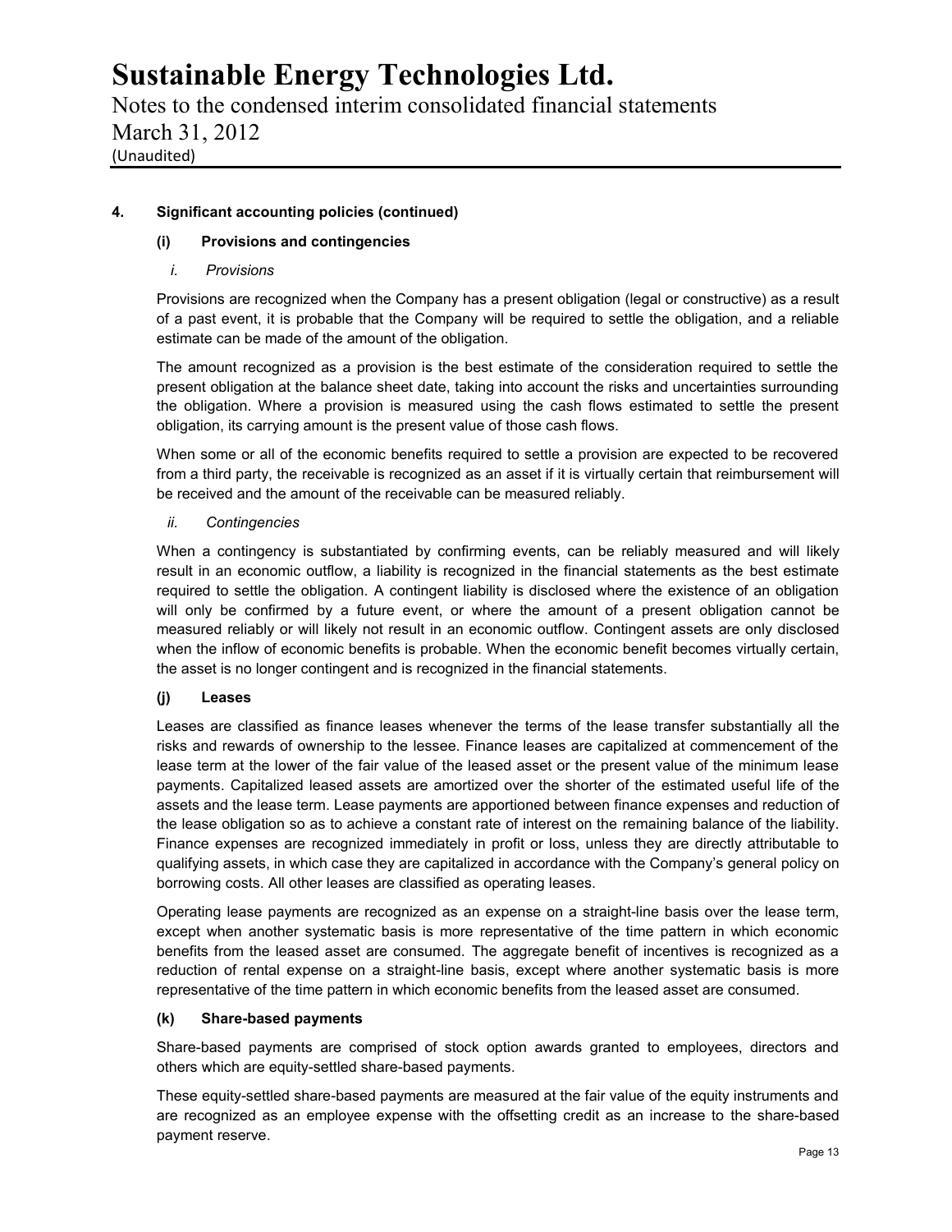## 4. Significant accounting policies (continued)

### (i) Provisions and contingencies

*i. Provisions*

Provisions are recognized when the Company has a present obligation (legal or constructive) as a result of a past event, it is probable that the Company will be required to settle the obligation, and a reliable estimate can be made of the amount of the obligation.

The amount recognized as a provision is the best estimate of the consideration required to settle the present obligation at the balance sheet date, taking into account the risks and uncertainties surrounding the obligation. Where a provision is measured using the cash flows estimated to settle the present obligation, its carrying amount is the present value of those cash flows.

When some or all of the economic benefits required to settle a provision are expected to be recovered from a third party, the receivable is recognized as an asset if it is virtually certain that reimbursement will be received and the amount of the receivable can be measured reliably.

*ii. Contingencies*

When a contingency is substantiated by confirming events, can be reliably measured and will likely result in an economic outflow, a liability is recognized in the financial statements as the best estimate required to settle the obligation. A contingent liability is disclosed where the existence of an obligation will only be confirmed by a future event, or where the amount of a present obligation cannot be measured reliably or will likely not result in an economic outflow. Contingent assets are only disclosed when the inflow of economic benefits is probable. When the economic benefit becomes virtually certain, the asset is no longer contingent and is recognized in the financial statements.

### (j) Leases

Leases are classified as finance leases whenever the terms of the lease transfer substantially all the risks and rewards of ownership to the lessee. Finance leases are capitalized at commencement of the lease term at the lower of the fair value of the leased asset or the present value of the minimum lease payments. Capitalized leased assets are amortized over the shorter of the estimated useful life of the assets and the lease term. Lease payments are apportioned between finance expenses and reduction of the lease obligation so as to achieve a constant rate of interest on the remaining balance of the liability. Finance expenses are recognized immediately in profit or loss, unless they are directly attributable to qualifying assets, in which case they are capitalized in accordance with the Company's general policy on borrowing costs. All other leases are classified as operating leases.

Operating lease payments are recognized as an expense on a straight-line basis over the lease term, except when another systematic basis is more representative of the time pattern in which economic benefits from the leased asset are consumed. The aggregate benefit of incentives is recognized as a reduction of rental expense on a straight-line basis, except where another systematic basis is more representative of the time pattern in which economic benefits from the leased asset are consumed.

### (k) Share-based payments

Share-based payments are comprised of stock option awards granted to employees, directors and others which are equity-settled share-based payments.

These equity-settled share-based payments are measured at the fair value of the equity instruments and are recognized as an employee expense with the offsetting credit as an increase to the share-based payment reserve.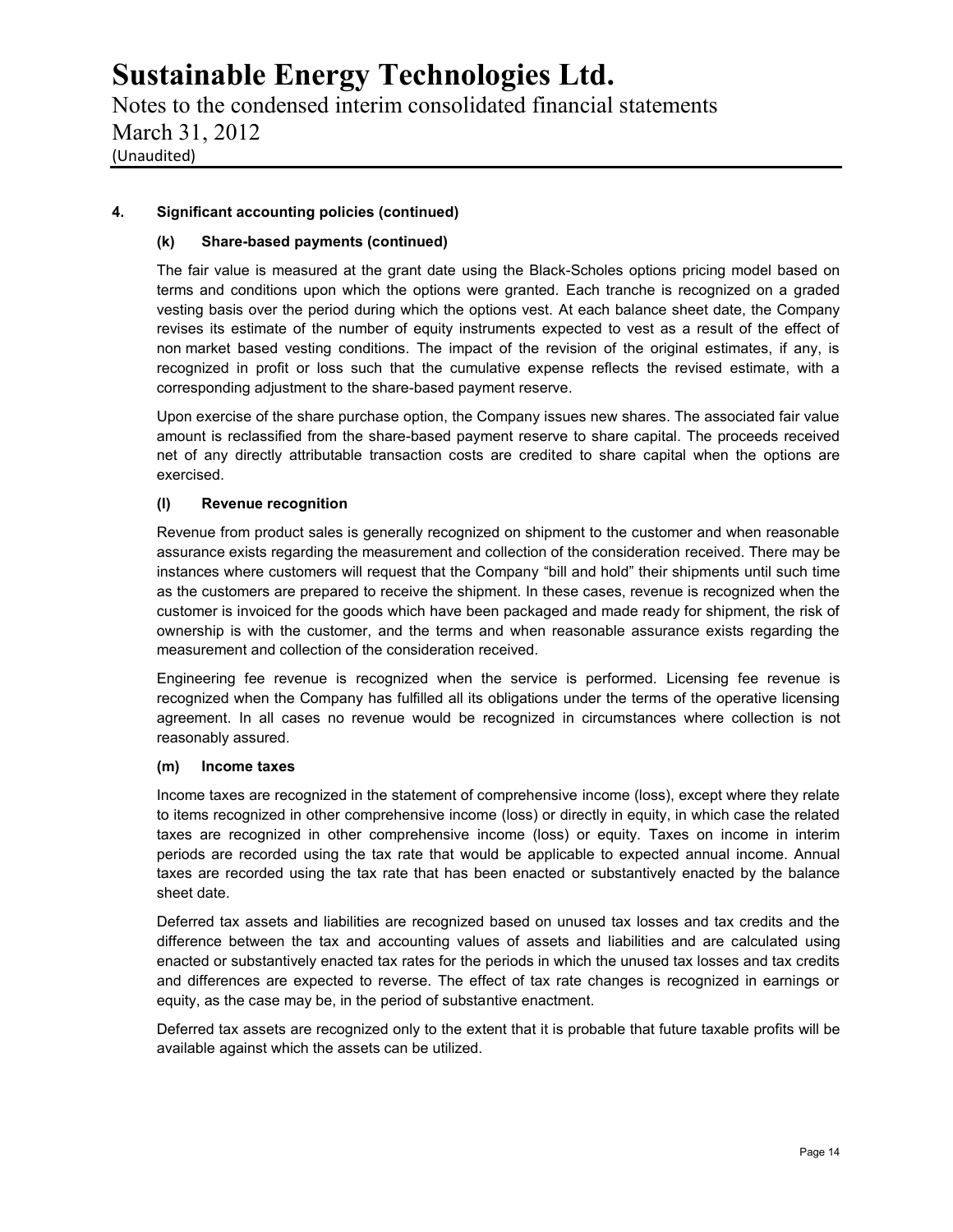## 4. Significant accounting policies (continued)

### (k) Share-based payments (continued)

The fair value is measured at the grant date using the Black-Scholes options pricing model based on terms and conditions upon which the options were granted. Each tranche is recognized on a graded vesting basis over the period during which the options vest. At each balance sheet date, the Company revises its estimate of the number of equity instruments expected to vest as a result of the effect of non market based vesting conditions. The impact of the revision of the original estimates, if any, is recognized in profit or loss such that the cumulative expense reflects the revised estimate, with a corresponding adjustment to the share-based payment reserve.

Upon exercise of the share purchase option, the Company issues new shares. The associated fair value amount is reclassified from the share-based payment reserve to share capital. The proceeds received net of any directly attributable transaction costs are credited to share capital when the options are exercised.

### (l) Revenue recognition

Revenue from product sales is generally recognized on shipment to the customer and when reasonable assurance exists regarding the measurement and collection of the consideration received. There may be instances where customers will request that the Company "bill and hold" their shipments until such time as the customers are prepared to receive the shipment. In these cases, revenue is recognized when the customer is invoiced for the goods which have been packaged and made ready for shipment, the risk of ownership is with the customer, and the terms and when reasonable assurance exists regarding the measurement and collection of the consideration received.

Engineering fee revenue is recognized when the service is performed. Licensing fee revenue is recognized when the Company has fulfilled all its obligations under the terms of the operative licensing agreement. In all cases no revenue would be recognized in circumstances where collection is not reasonably assured.

### (m) Income taxes

Income taxes are recognized in the statement of comprehensive income (loss), except where they relate to items recognized in other comprehensive income (loss) or directly in equity, in which case the related taxes are recognized in other comprehensive income (loss) or equity. Taxes on income in interim periods are recorded using the tax rate that would be applicable to expected annual income. Annual taxes are recorded using the tax rate that has been enacted or substantively enacted by the balance sheet date.

Deferred tax assets and liabilities are recognized based on unused tax losses and tax credits and the difference between the tax and accounting values of assets and liabilities and are calculated using enacted or substantively enacted tax rates for the periods in which the unused tax losses and tax credits and differences are expected to reverse. The effect of tax rate changes is recognized in earnings or equity, as the case may be, in the period of substantive enactment.

Deferred tax assets are recognized only to the extent that it is probable that future taxable profits will be available against which the assets can be utilized.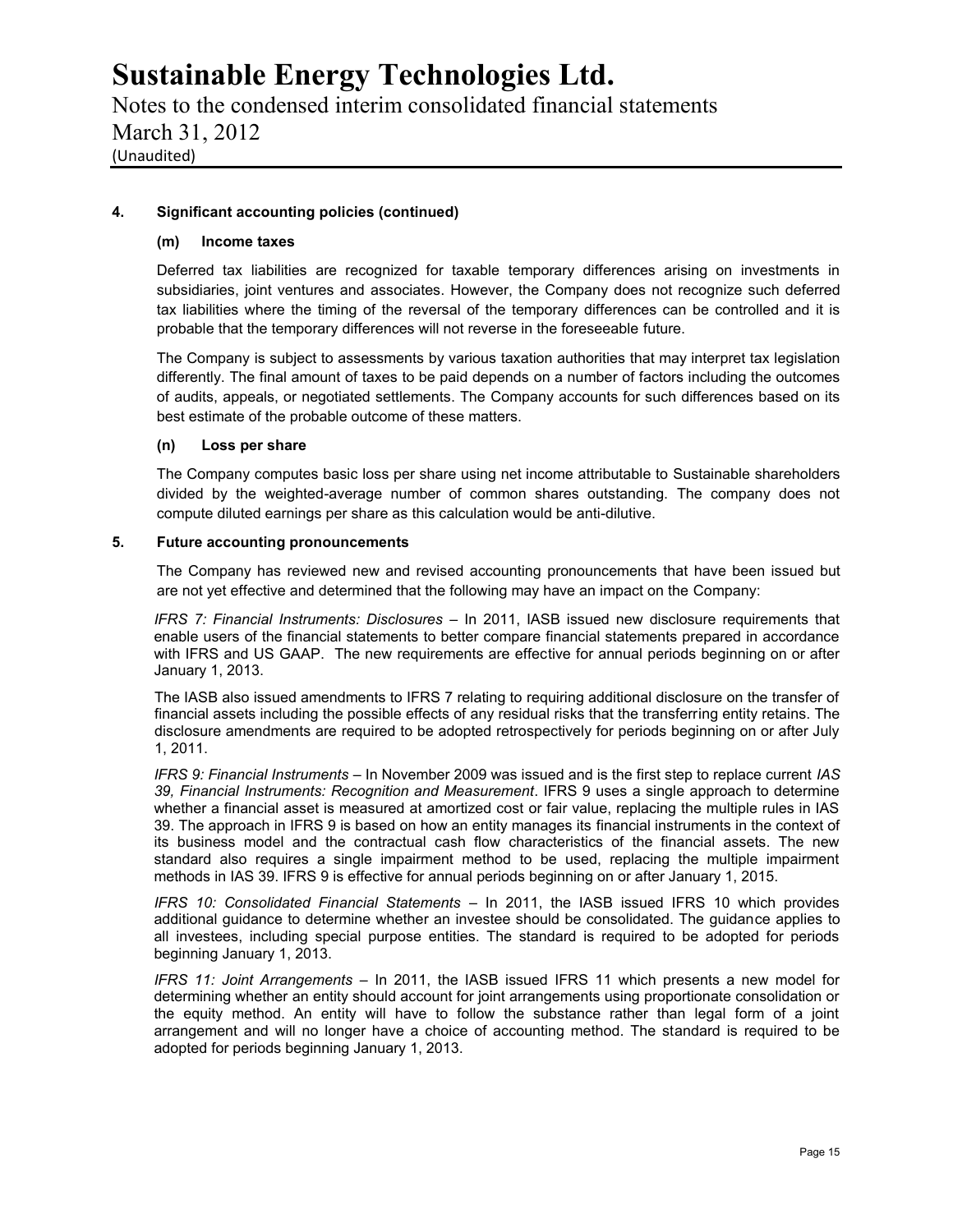## 4. Significant accounting policies (continued)

### (m) Income taxes

Deferred tax liabilities are recognized for taxable temporary differences arising on investments in subsidiaries, joint ventures and associates. However, the Company does not recognize such deferred tax liabilities where the timing of the reversal of the temporary differences can be controlled and it is probable that the temporary differences will not reverse in the foreseeable future.

The Company is subject to assessments by various taxation authorities that may interpret tax legislation differently. The final amount of taxes to be paid depends on a number of factors including the outcomes of audits, appeals, or negotiated settlements. The Company accounts for such differences based on its best estimate of the probable outcome of these matters.

### (n) Loss per share

The Company computes basic loss per share using net income attributable to Sustainable shareholders divided by the weighted-average number of common shares outstanding. The company does not compute diluted earnings per share as this calculation would be anti-dilutive.

## 5. Future accounting pronouncements

The Company has reviewed new and revised accounting pronouncements that have been issued but are not yet effective and determined that the following may have an impact on the Company:

*IFRS 7: Financial Instruments: Disclosures* – In 2011, IASB issued new disclosure requirements that enable users of the financial statements to better compare financial statements prepared in accordance with IFRS and US GAAP. The new requirements are effective for annual periods beginning on or after January 1, 2013.

The IASB also issued amendments to IFRS 7 relating to requiring additional disclosure on the transfer of financial assets including the possible effects of any residual risks that the transferring entity retains. The disclosure amendments are required to be adopted retrospectively for periods beginning on or after July 1, 2011.

*IFRS 9: Financial Instruments* – In November 2009 was issued and is the first step to replace current *IAS 39, Financial Instruments: Recognition and Measurement*. IFRS 9 uses a single approach to determine whether a financial asset is measured at amortized cost or fair value, replacing the multiple rules in IAS 39. The approach in IFRS 9 is based on how an entity manages its financial instruments in the context of its business model and the contractual cash flow characteristics of the financial assets. The new standard also requires a single impairment method to be used, replacing the multiple impairment methods in IAS 39. IFRS 9 is effective for annual periods beginning on or after January 1, 2015.

*IFRS 10: Consolidated Financial Statements* – In 2011, the IASB issued IFRS 10 which provides additional guidance to determine whether an investee should be consolidated. The guidance applies to all investees, including special purpose entities. The standard is required to be adopted for periods beginning January 1, 2013.

*IFRS 11: Joint Arrangements* – In 2011, the IASB issued IFRS 11 which presents a new model for determining whether an entity should account for joint arrangements using proportionate consolidation or the equity method. An entity will have to follow the substance rather than legal form of a joint arrangement and will no longer have a choice of accounting method. The standard is required to be adopted for periods beginning January 1, 2013.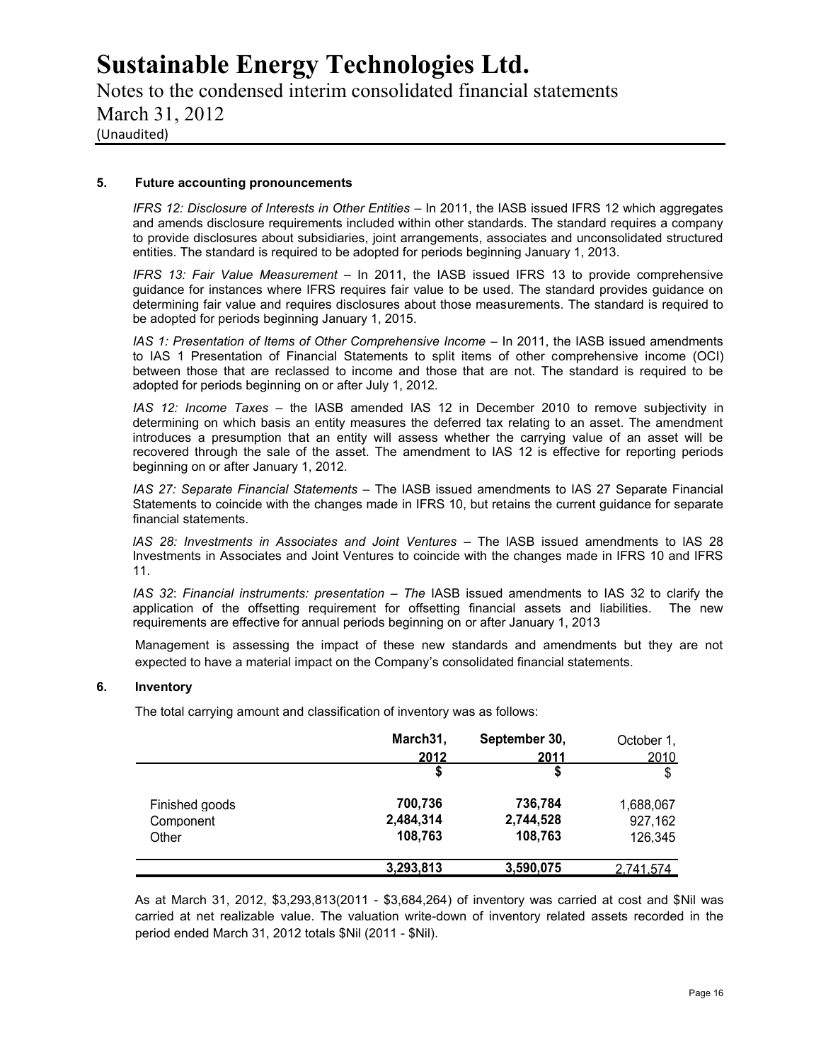### 5. Future accounting pronouncements

*IFRS 12: Disclosure of Interests in Other Entities* – In 2011, the IASB issued IFRS 12 which aggregates and amends disclosure requirements included within other standards. The standard requires a company to provide disclosures about subsidiaries, joint arrangements, associates and unconsolidated structured entities. The standard is required to be adopted for periods beginning January 1, 2013.

*IFRS 13: Fair Value Measurement* – In 2011, the IASB issued IFRS 13 to provide comprehensive guidance for instances where IFRS requires fair value to be used. The standard provides guidance on determining fair value and requires disclosures about those measurements. The standard is required to be adopted for periods beginning January 1, 2015.

*IAS 1: Presentation of Items of Other Comprehensive Income* – In 2011, the IASB issued amendments to IAS 1 Presentation of Financial Statements to split items of other comprehensive income (OCI) between those that are reclassed to income and those that are not. The standard is required to be adopted for periods beginning on or after July 1, 2012.

*IAS 12: Income Taxes* – the IASB amended IAS 12 in December 2010 to remove subjectivity in determining on which basis an entity measures the deferred tax relating to an asset. The amendment introduces a presumption that an entity will assess whether the carrying value of an asset will be recovered through the sale of the asset. The amendment to IAS 12 is effective for reporting periods beginning on or after January 1, 2012.

*IAS 27: Separate Financial Statements* – The IASB issued amendments to IAS 27 Separate Financial Statements to coincide with the changes made in IFRS 10, but retains the current guidance for separate financial statements.

*IAS 28: Investments in Associates and Joint Ventures* – The IASB issued amendments to IAS 28 Investments in Associates and Joint Ventures to coincide with the changes made in IFRS 10 and IFRS 11.

*IAS 32*: *Financial instruments: presentation – The* IASB issued amendments to IAS 32 to clarify the application of the offsetting requirement for offsetting financial assets and liabilities. The new requirements are effective for annual periods beginning on or after January 1, 2013

Management is assessing the impact of these new standards and amendments but they are not expected to have a material impact on the Company's consolidated financial statements.

### 6. Inventory

The total carrying amount and classification of inventory was as follows:

| | **March31, 2012** | **September 30, 2011** | October 1, 2010 |
|---|---|---|---|
| | **$** | **$** | $ |
| Finished goods | **700,736** | **736,784** | 1,688,067 |
| Component | **2,484,314** | **2,744,528** | 927,162 |
| Other | **108,763** | **108,763** | 126,345 |
| | **3,293,813** | **3,590,075** | 2,741,574 |

As at March 31, 2012, $3,293,813(2011 - $3,684,264) of inventory was carried at cost and $Nil was carried at net realizable value. The valuation write-down of inventory related assets recorded in the period ended March 31, 2012 totals $Nil (2011 - $Nil).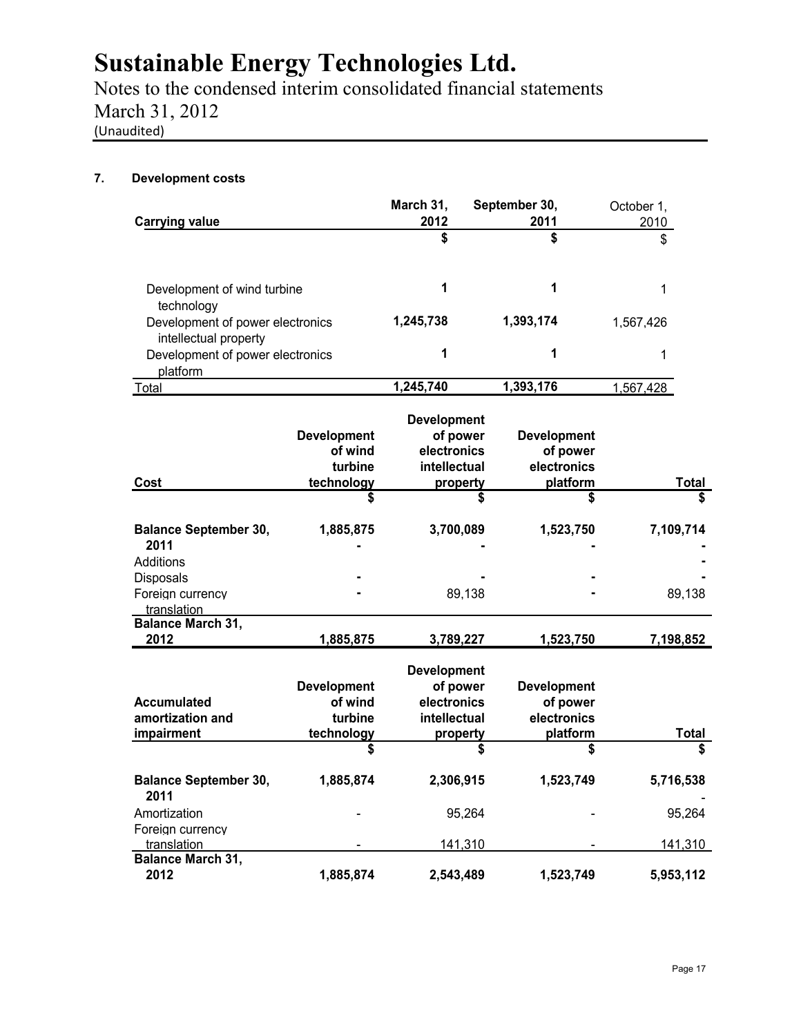### 7. Development costs

| Carrying value | March 31, 2012 | September 30, 2011 | October 1, 2010 |
|---|---|---|---|
| | $ | $ | $ |
| Development of wind turbine technology | 1 | 1 | 1 |
| Development of power electronics intellectual property | 1,245,738 | 1,393,174 | 1,567,426 |
| Development of power electronics platform | 1 | 1 | 1 |
| Total | 1,245,740 | 1,393,176 | 1,567,428 |

| Cost | Development of wind turbine technology | Development of power electronics intellectual property | Development of power electronics platform | Total |
|---|---|---|---|---|
| | $ | $ | $ | $ |
| **Balance September 30, 2011** | 1,885,875 | 3,700,089 | 1,523,750 | 7,109,714 |
| Additions | - | - | - | - |
| Disposals | - | - | - | - |
| Foreign currency translation | - | 89,138 | - | 89,138 |
| **Balance March 31, 2012** | 1,885,875 | 3,789,227 | 1,523,750 | 7,198,852 |

| Accumulated amortization and impairment | Development of wind turbine technology | Development of power electronics intellectual property | Development of power electronics platform | Total |
|---|---|---|---|---|
| | $ | $ | $ | $ |
| **Balance September 30, 2011** | 1,885,874 | 2,306,915 | 1,523,749 | 5,716,538 |
| Amortization | - | 95,264 | - | 95,264 |
| Foreign currency translation | - | 141,310 | - | 141,310 |
| **Balance March 31, 2012** | 1,885,874 | 2,543,489 | 1,523,749 | 5,953,112 |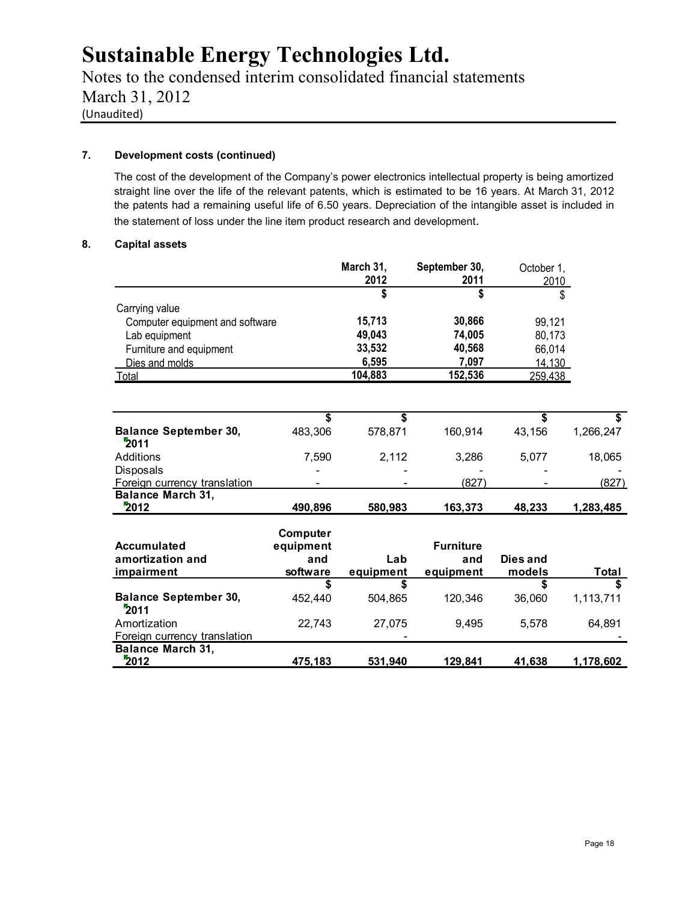**7. Development costs (continued)**

The cost of the development of the Company's power electronics intellectual property is being amortized straight line over the life of the relevant patents, which is estimated to be 16 years. At March 31, 2012 the patents had a remaining useful life of 6.50 years. Depreciation of the intangible asset is included in the statement of loss under the line item product research and development.

**8. Capital assets**

| | March 31, 2012 | September 30, 2011 | October 1, 2010 |
|---|---|---|---|
| | $ | $ | $ |
| Carrying value | | | |
| Computer equipment and software | **15,713** | **30,866** | 99,121 |
| Lab equipment | **49,043** | **74,005** | 80,173 |
| Furniture and equipment | **33,532** | **40,568** | 66,014 |
| Dies and molds | **6,595** | **7,097** | 14,130 |
| Total | **104,883** | **152,536** | 259,438 |

| | | | | | |
|---|---|---|---|---|---|
| | $ | $ | | $ | $ |
| **Balance September 30, 2011** | 483,306 | 578,871 | 160,914 | 43,156 | 1,266,247 |
| Additions | 7,590 | 2,112 | 3,286 | 5,077 | 18,065 |
| Disposals | - | - | - | - | - |
| Foreign currency translation | - | - | (827) | - | (827) |
| **Balance March 31, 2012** | **490,896** | **580,983** | **163,373** | **48,233** | **1,283,485** |

| **Accumulated amortization and impairment** | **Computer equipment and software** | **Lab equipment** | **Furniture and equipment** | **Dies and models** | **Total** |
|---|---|---|---|---|---|
| | $ | $ | | $ | $ |
| **Balance September 30, 2011** | 452,440 | 504,865 | 120,346 | 36,060 | 1,113,711 |
| Amortization | 22,743 | 27,075 | 9,495 | 5,578 | 64,891 |
| Foreign currency translation | | - | | | - |
| **Balance March 31, 2012** | **475,183** | **531,940** | **129,841** | **41,638** | **1,178,602** |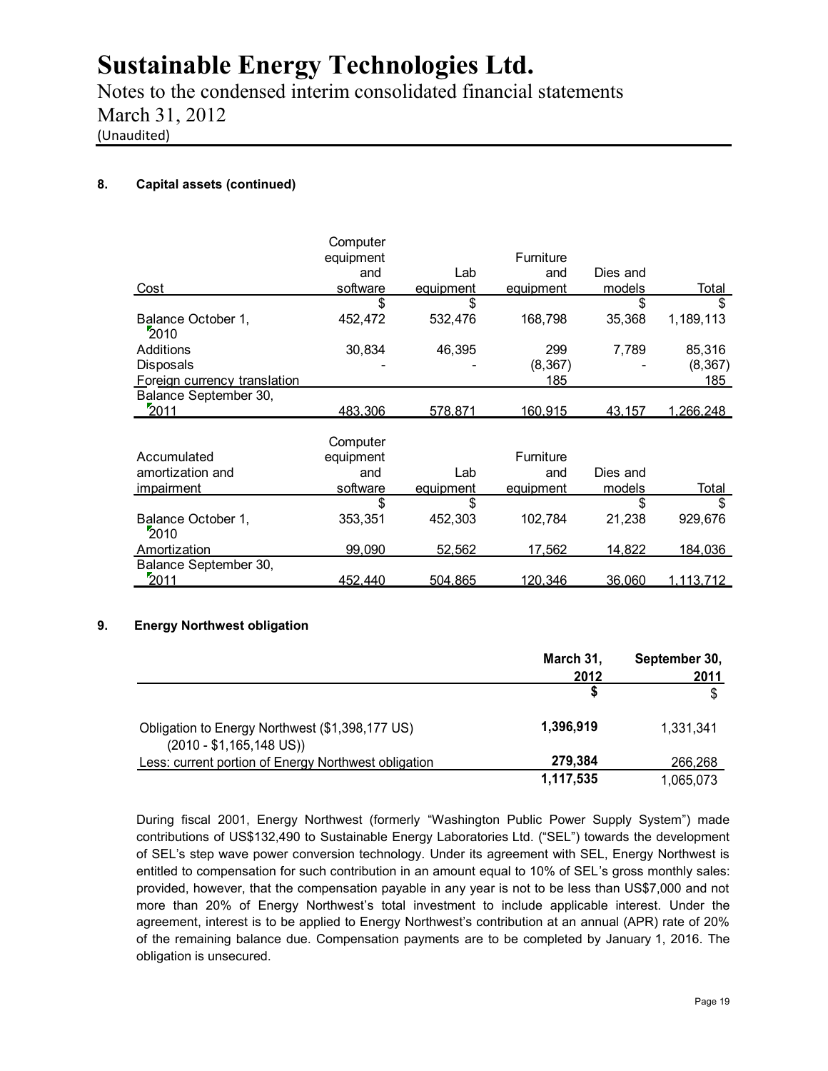# Sustainable Energy Technologies Ltd.

Notes to the condensed interim consolidated financial statements
March 31, 2012
(Unaudited)

**8. Capital assets (continued)**

| Cost | Computer equipment and software | Lab equipment | Furniture and equipment | Dies and models | Total |
|---|---|---|---|---|---|
| | $ | $ | | $ | $ |
| Balance October 1, 2010 | 452,472 | 532,476 | 168,798 | 35,368 | 1,189,113 |
| Additions | 30,834 | 46,395 | 299 | 7,789 | 85,316 |
| Disposals | - | - | (8,367) | - | (8,367) |
| Foreign currency translation | | | 185 | | 185 |
| Balance September 30, 2011 | 483,306 | 578,871 | 160,915 | 43,157 | 1,266,248 |

| Accumulated amortization and impairment | Computer equipment and software | Lab equipment | Furniture and equipment | Dies and models | Total |
|---|---|---|---|---|---|
| | $ | $ | | $ | $ |
| Balance October 1, 2010 | 353,351 | 452,303 | 102,784 | 21,238 | 929,676 |
| Amortization | 99,090 | 52,562 | 17,562 | 14,822 | 184,036 |
| Balance September 30, 2011 | 452,440 | 504,865 | 120,346 | 36,060 | 1,113,712 |

**9. Energy Northwest obligation**

| | March 31, 2012 | September 30, 2011 |
|---|---|---|
| | **$** | $ |
| Obligation to Energy Northwest ($1,398,177 US) (2010 - $1,165,148 US)) | **1,396,919** | 1,331,341 |
| Less: current portion of Energy Northwest obligation | **279,384** | 266,268 |
| | **1,117,535** | 1,065,073 |

During fiscal 2001, Energy Northwest (formerly "Washington Public Power Supply System") made contributions of US$132,490 to Sustainable Energy Laboratories Ltd. ("SEL") towards the development of SEL's step wave power conversion technology. Under its agreement with SEL, Energy Northwest is entitled to compensation for such contribution in an amount equal to 10% of SEL's gross monthly sales: provided, however, that the compensation payable in any year is not to be less than US$7,000 and not more than 20% of Energy Northwest's total investment to include applicable interest. Under the agreement, interest is to be applied to Energy Northwest's contribution at an annual (APR) rate of 20% of the remaining balance due. Compensation payments are to be completed by January 1, 2016. The obligation is unsecured.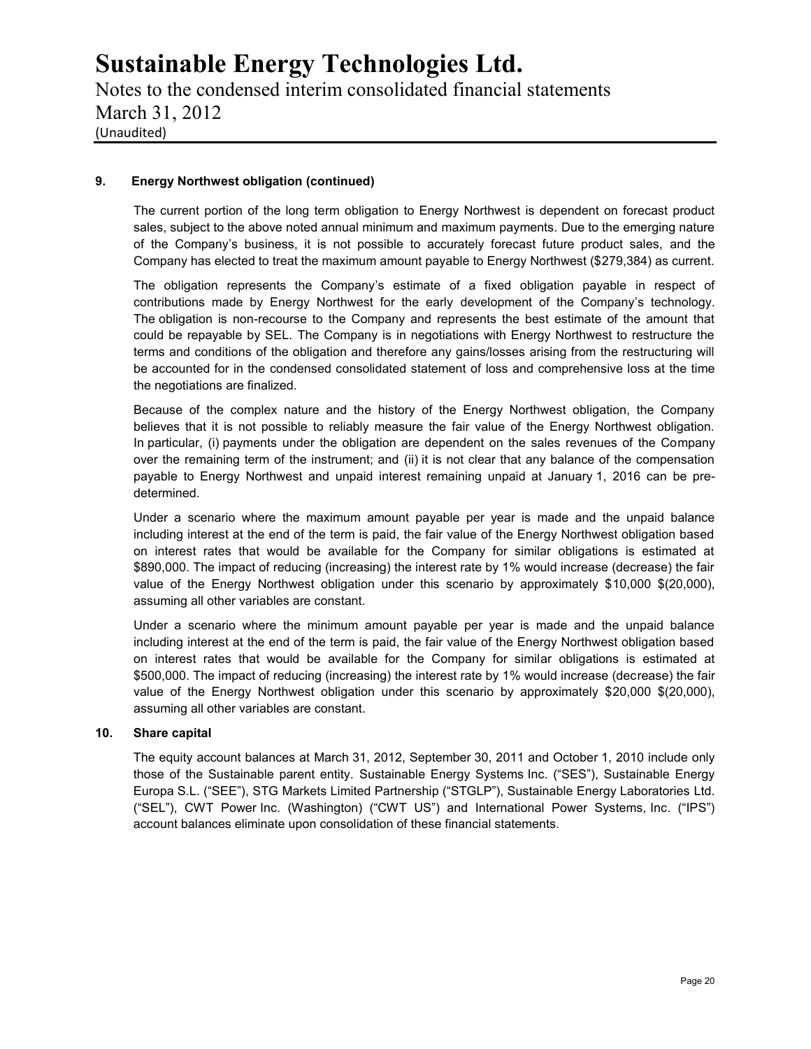## 9. Energy Northwest obligation (continued)

The current portion of the long term obligation to Energy Northwest is dependent on forecast product sales, subject to the above noted annual minimum and maximum payments. Due to the emerging nature of the Company's business, it is not possible to accurately forecast future product sales, and the Company has elected to treat the maximum amount payable to Energy Northwest ($279,384) as current.

The obligation represents the Company's estimate of a fixed obligation payable in respect of contributions made by Energy Northwest for the early development of the Company's technology. The obligation is non-recourse to the Company and represents the best estimate of the amount that could be repayable by SEL. The Company is in negotiations with Energy Northwest to restructure the terms and conditions of the obligation and therefore any gains/losses arising from the restructuring will be accounted for in the condensed consolidated statement of loss and comprehensive loss at the time the negotiations are finalized.

Because of the complex nature and the history of the Energy Northwest obligation, the Company believes that it is not possible to reliably measure the fair value of the Energy Northwest obligation. In particular, (i) payments under the obligation are dependent on the sales revenues of the Company over the remaining term of the instrument; and (ii) it is not clear that any balance of the compensation payable to Energy Northwest and unpaid interest remaining unpaid at January 1, 2016 can be pre-determined.

Under a scenario where the maximum amount payable per year is made and the unpaid balance including interest at the end of the term is paid, the fair value of the Energy Northwest obligation based on interest rates that would be available for the Company for similar obligations is estimated at $890,000. The impact of reducing (increasing) the interest rate by 1% would increase (decrease) the fair value of the Energy Northwest obligation under this scenario by approximately $10,000 $(20,000), assuming all other variables are constant.

Under a scenario where the minimum amount payable per year is made and the unpaid balance including interest at the end of the term is paid, the fair value of the Energy Northwest obligation based on interest rates that would be available for the Company for similar obligations is estimated at $500,000. The impact of reducing (increasing) the interest rate by 1% would increase (decrease) the fair value of the Energy Northwest obligation under this scenario by approximately $20,000 $(20,000), assuming all other variables are constant.

## 10. Share capital

The equity account balances at March 31, 2012, September 30, 2011 and October 1, 2010 include only those of the Sustainable parent entity. Sustainable Energy Systems Inc. ("SES"), Sustainable Energy Europa S.L. ("SEE"), STG Markets Limited Partnership ("STGLP"), Sustainable Energy Laboratories Ltd. ("SEL"), CWT Power Inc. (Washington) ("CWT US") and International Power Systems, Inc. ("IPS") account balances eliminate upon consolidation of these financial statements.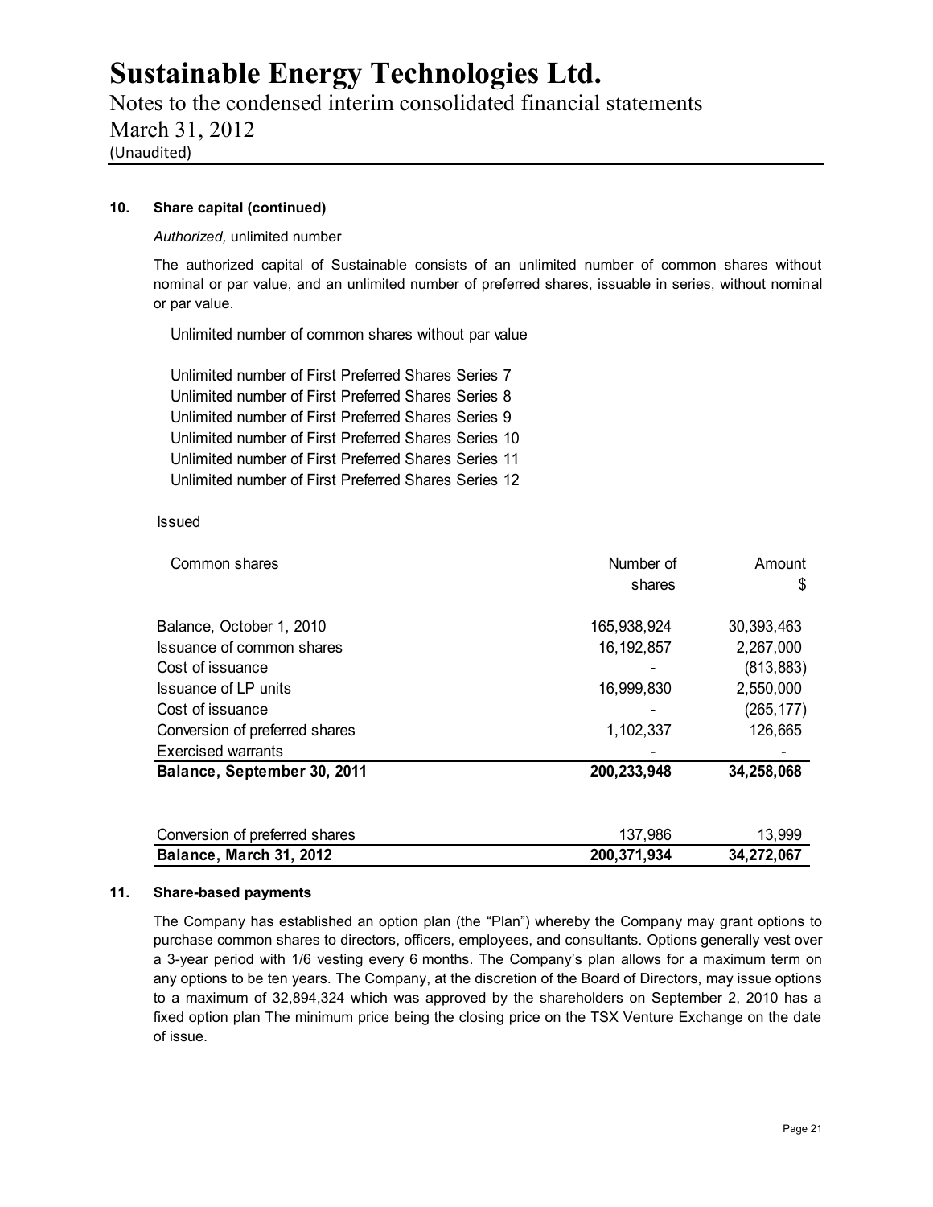### 10. Share capital (continued)

*Authorized,* unlimited number

The authorized capital of Sustainable consists of an unlimited number of common shares without nominal or par value, and an unlimited number of preferred shares, issuable in series, without nominal or par value.

Unlimited number of common shares without par value

Unlimited number of First Preferred Shares Series 7
Unlimited number of First Preferred Shares Series 8
Unlimited number of First Preferred Shares Series 9
Unlimited number of First Preferred Shares Series 10
Unlimited number of First Preferred Shares Series 11
Unlimited number of First Preferred Shares Series 12

Issued

| Common shares | Number of shares | Amount $ |
|---|---|---|
| Balance, October 1, 2010 | 165,938,924 | 30,393,463 |
| Issuance of common shares | 16,192,857 | 2,267,000 |
| Cost of issuance | - | (813,883) |
| Issuance of LP units | 16,999,830 | 2,550,000 |
| Cost of issuance | - | (265,177) |
| Conversion of preferred shares | 1,102,337 | 126,665 |
| Exercised warrants | - | - |
| **Balance, September 30, 2011** | **200,233,948** | **34,258,068** |
| | | |
| Conversion of preferred shares | 137,986 | 13,999 |
| **Balance, March 31, 2012** | **200,371,934** | **34,272,067** |

### 11. Share-based payments

The Company has established an option plan (the "Plan") whereby the Company may grant options to purchase common shares to directors, officers, employees, and consultants. Options generally vest over a 3-year period with 1/6 vesting every 6 months. The Company's plan allows for a maximum term on any options to be ten years. The Company, at the discretion of the Board of Directors, may issue options to a maximum of 32,894,324 which was approved by the shareholders on September 2, 2010 has a fixed option plan The minimum price being the closing price on the TSX Venture Exchange on the date of issue.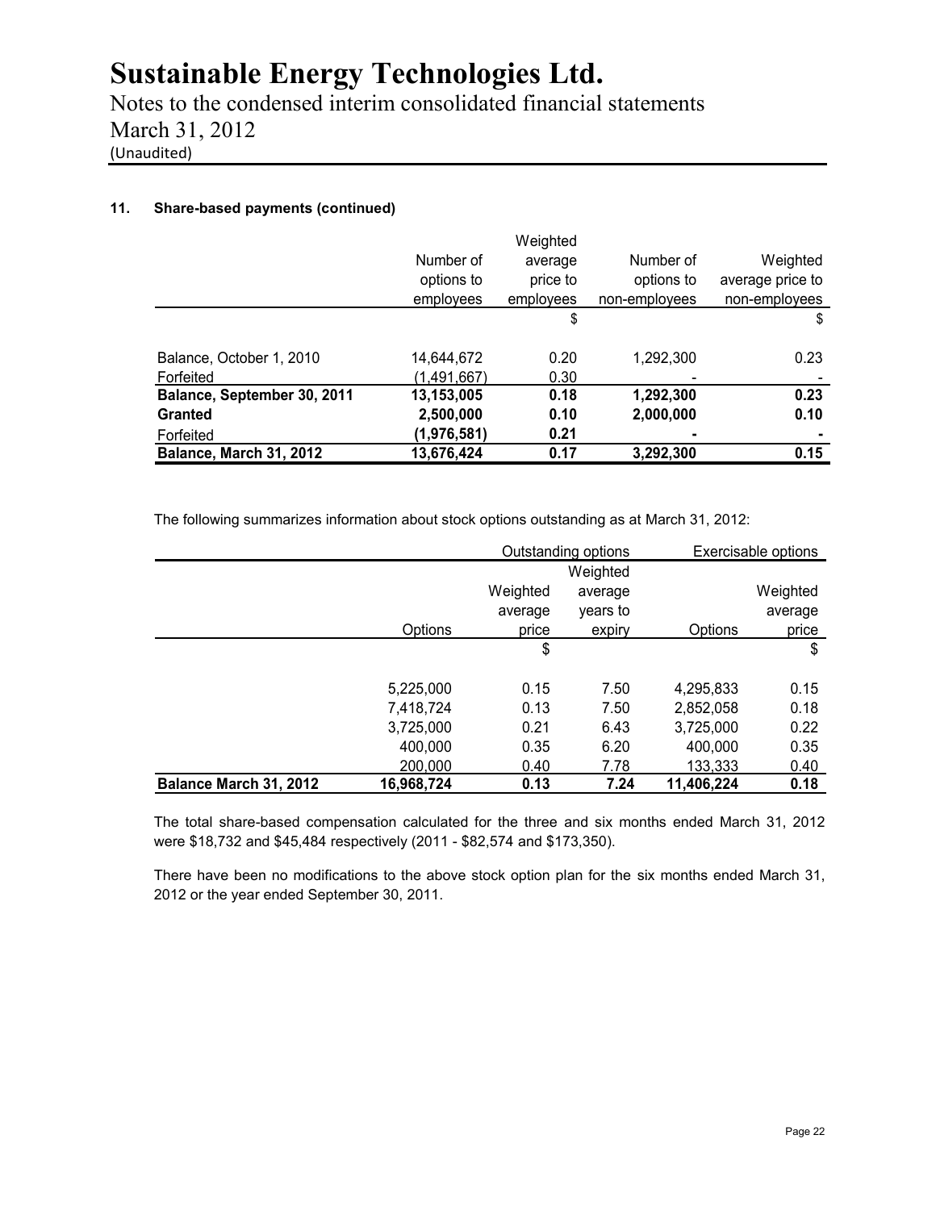#### 11. Share-based payments (continued)

| | Number of options to employees | Weighted average price to employees | Number of options to non-employees | Weighted average price to non-employees |
|---|---|---|---|---|
| | | $ | | $ |
| Balance, October 1, 2010 | 14,644,672 | 0.20 | 1,292,300 | 0.23 |
| Forfeited | (1,491,667) | 0.30 | - | - |
| **Balance, September 30, 2011** | **13,153,005** | **0.18** | **1,292,300** | **0.23** |
| **Granted** | **2,500,000** | **0.10** | **2,000,000** | **0.10** |
| Forfeited | **(1,976,581)** | **0.21** | **-** | **-** |
| **Balance, March 31, 2012** | **13,676,424** | **0.17** | **3,292,300** | **0.15** |

The following summarizes information about stock options outstanding as at March 31, 2012:

| | Outstanding options | | | Exercisable options | |
|---|---|---|---|---|---|
| | Options | Weighted average price | Weighted average years to expiry | Options | Weighted average price |
| | | $ | | | $ |
| | 5,225,000 | 0.15 | 7.50 | 4,295,833 | 0.15 |
| | 7,418,724 | 0.13 | 7.50 | 2,852,058 | 0.18 |
| | 3,725,000 | 0.21 | 6.43 | 3,725,000 | 0.22 |
| | 400,000 | 0.35 | 6.20 | 400,000 | 0.35 |
| | 200,000 | 0.40 | 7.78 | 133,333 | 0.40 |
| **Balance March 31, 2012** | **16,968,724** | **0.13** | **7.24** | **11,406,224** | **0.18** |

The total share-based compensation calculated for the three and six months ended March 31, 2012 were $18,732 and $45,484 respectively (2011 - $82,574 and $173,350).

There have been no modifications to the above stock option plan for the six months ended March 31, 2012 or the year ended September 30, 2011.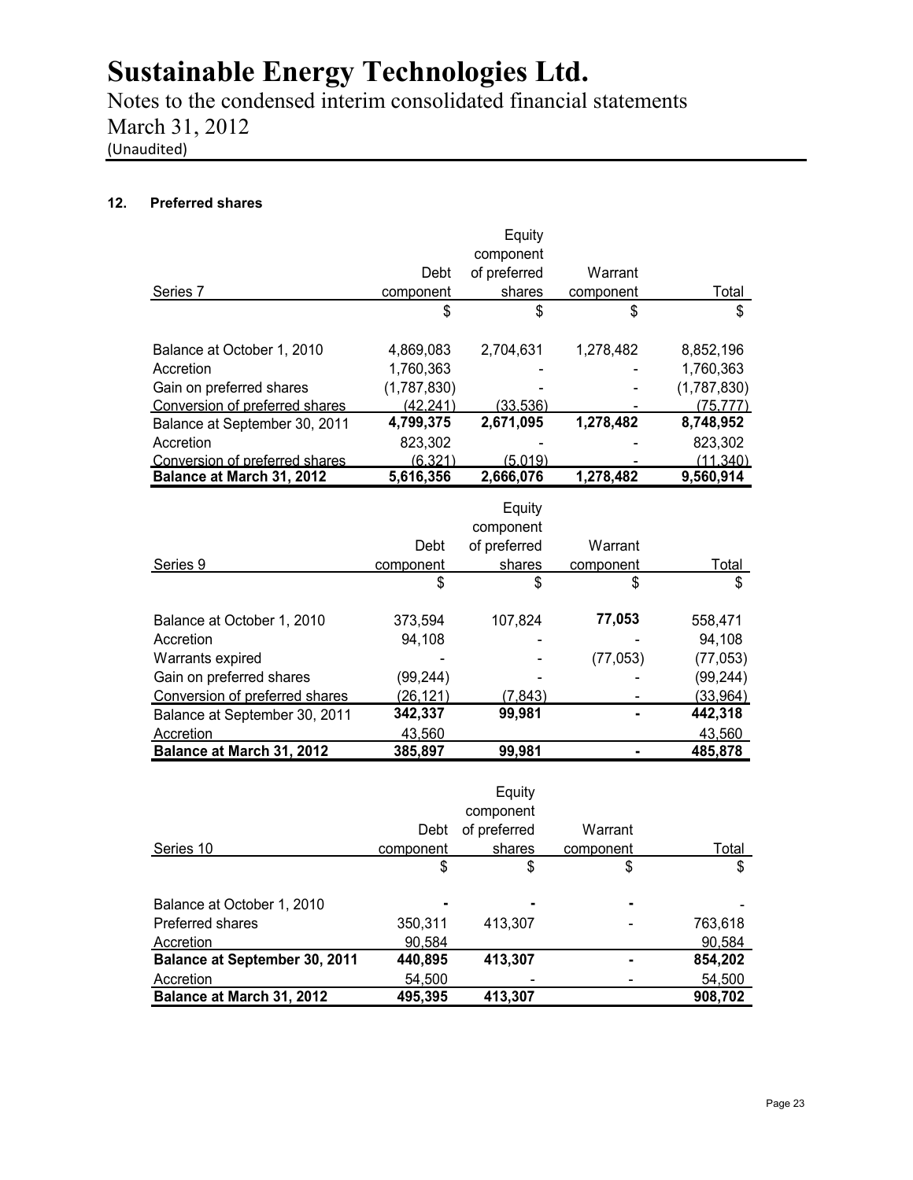## 12. Preferred shares

| Series 7 | Debt component | Equity component of preferred shares | Warrant component | Total |
|---|---|---|---|---|
| | $ | $ | $ | $ |
| Balance at October 1, 2010 | 4,869,083 | 2,704,631 | 1,278,482 | 8,852,196 |
| Accretion | 1,760,363 | - | - | 1,760,363 |
| Gain on preferred shares | (1,787,830) | - | - | (1,787,830) |
| Conversion of preferred shares | (42,241) | (33,536) | - | (75,777) |
| Balance at September 30, 2011 | **4,799,375** | **2,671,095** | **1,278,482** | **8,748,952** |
| Accretion | 823,302 | - | - | 823,302 |
| Conversion of preferred shares | (6,321) | (5,019) | - | (11,340) |
| **Balance at March 31, 2012** | **5,616,356** | **2,666,076** | **1,278,482** | **9,560,914** |

| Series 9 | Debt component | Equity component of preferred shares | Warrant component | Total |
|---|---|---|---|---|
| | $ | $ | $ | $ |
| Balance at October 1, 2010 | 373,594 | 107,824 | **77,053** | 558,471 |
| Accretion | 94,108 | - | - | 94,108 |
| Warrants expired | - | - | (77,053) | (77,053) |
| Gain on preferred shares | (99,244) | - | - | (99,244) |
| Conversion of preferred shares | (26,121) | (7,843) | - | (33,964) |
| Balance at September 30, 2011 | **342,337** | **99,981** | **-** | **442,318** |
| Accretion | 43,560 | | | 43,560 |
| **Balance at March 31, 2012** | **385,897** | **99,981** | **-** | **485,878** |

| Series 10 | Debt component | Equity component of preferred shares | Warrant component | Total |
|---|---|---|---|---|
| | $ | $ | $ | $ |
| Balance at October 1, 2010 | - | - | - | - |
| Preferred shares | 350,311 | 413,307 | - | 763,618 |
| Accretion | 90,584 | | | 90,584 |
| **Balance at September 30, 2011** | **440,895** | **413,307** | **-** | **854,202** |
| Accretion | 54,500 | - | - | 54,500 |
| **Balance at March 31, 2012** | **495,395** | **413,307** | | **908,702** |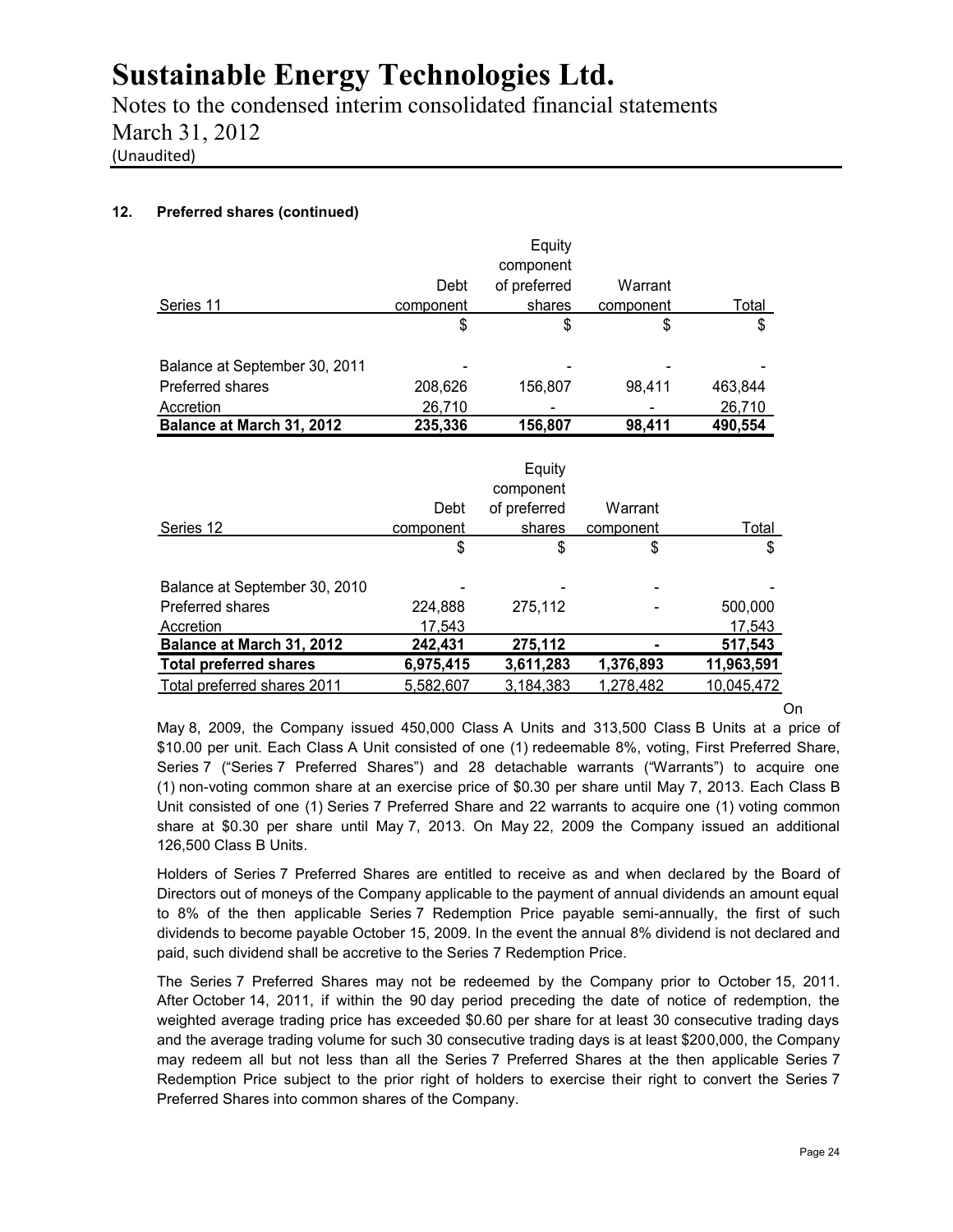## 12. Preferred shares (continued)

| Series 11 | Debt component | Equity component of preferred shares | Warrant component | Total |
|---|---|---|---|---|
| | $ | $ | $ | $ |
| Balance at September 30, 2011 | - | - | - | - |
| Preferred shares | 208,626 | 156,807 | 98,411 | 463,844 |
| Accretion | 26,710 | - | - | 26,710 |
| **Balance at March 31, 2012** | **235,336** | **156,807** | **98,411** | **490,554** |

| Series 12 | Debt component | Equity component of preferred shares | Warrant component | Total |
|---|---|---|---|---|
| | $ | $ | $ | $ |
| Balance at September 30, 2010 | - | - | - | - |
| Preferred shares | 224,888 | 275,112 | - | 500,000 |
| Accretion | 17,543 | | | 17,543 |
| **Balance at March 31, 2012** | **242,431** | **275,112** | **-** | **517,543** |
| **Total preferred shares** | **6,975,415** | **3,611,283** | **1,376,893** | **11,963,591** |
| Total preferred shares 2011 | 5,582,607 | 3,184,383 | 1,278,482 | 10,045,472 |

On May 8, 2009, the Company issued 450,000 Class A Units and 313,500 Class B Units at a price of $10.00 per unit. Each Class A Unit consisted of one (1) redeemable 8%, voting, First Preferred Share, Series 7 ("Series 7 Preferred Shares") and 28 detachable warrants ("Warrants") to acquire one (1) non-voting common share at an exercise price of $0.30 per share until May 7, 2013. Each Class B Unit consisted of one (1) Series 7 Preferred Share and 22 warrants to acquire one (1) voting common share at $0.30 per share until May 7, 2013. On May 22, 2009 the Company issued an additional 126,500 Class B Units.

Holders of Series 7 Preferred Shares are entitled to receive as and when declared by the Board of Directors out of moneys of the Company applicable to the payment of annual dividends an amount equal to 8% of the then applicable Series 7 Redemption Price payable semi-annually, the first of such dividends to become payable October 15, 2009. In the event the annual 8% dividend is not declared and paid, such dividend shall be accretive to the Series 7 Redemption Price.

The Series 7 Preferred Shares may not be redeemed by the Company prior to October 15, 2011. After October 14, 2011, if within the 90 day period preceding the date of notice of redemption, the weighted average trading price has exceeded $0.60 per share for at least 30 consecutive trading days and the average trading volume for such 30 consecutive trading days is at least $200,000, the Company may redeem all but not less than all the Series 7 Preferred Shares at the then applicable Series 7 Redemption Price subject to the prior right of holders to exercise their right to convert the Series 7 Preferred Shares into common shares of the Company.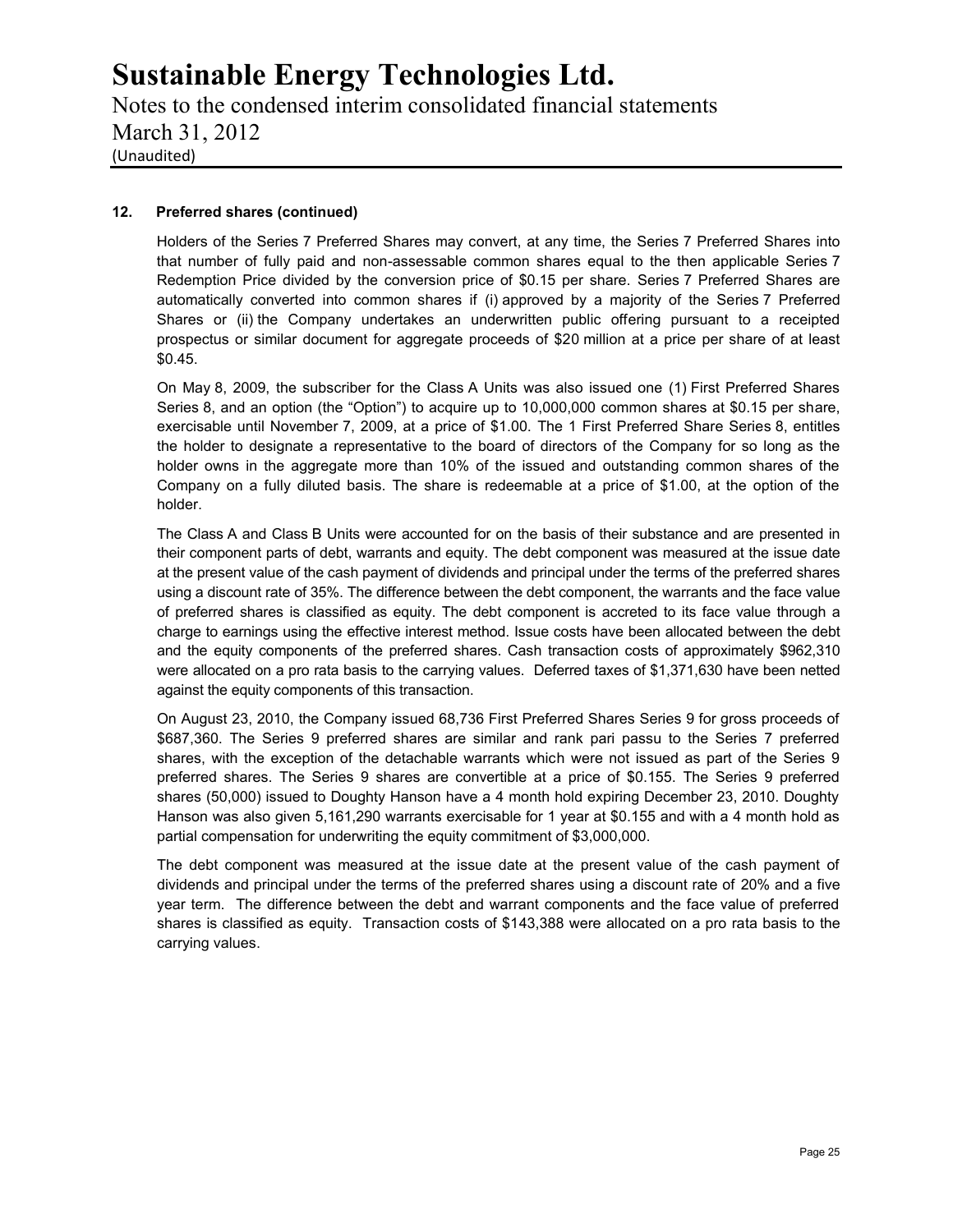## 12. Preferred shares (continued)

Holders of the Series 7 Preferred Shares may convert, at any time, the Series 7 Preferred Shares into that number of fully paid and non-assessable common shares equal to the then applicable Series 7 Redemption Price divided by the conversion price of $0.15 per share. Series 7 Preferred Shares are automatically converted into common shares if (i) approved by a majority of the Series 7 Preferred Shares or (ii) the Company undertakes an underwritten public offering pursuant to a receipted prospectus or similar document for aggregate proceeds of $20 million at a price per share of at least $0.45.

On May 8, 2009, the subscriber for the Class A Units was also issued one (1) First Preferred Shares Series 8, and an option (the "Option") to acquire up to 10,000,000 common shares at $0.15 per share, exercisable until November 7, 2009, at a price of $1.00. The 1 First Preferred Share Series 8, entitles the holder to designate a representative to the board of directors of the Company for so long as the holder owns in the aggregate more than 10% of the issued and outstanding common shares of the Company on a fully diluted basis. The share is redeemable at a price of $1.00, at the option of the holder.

The Class A and Class B Units were accounted for on the basis of their substance and are presented in their component parts of debt, warrants and equity. The debt component was measured at the issue date at the present value of the cash payment of dividends and principal under the terms of the preferred shares using a discount rate of 35%. The difference between the debt component, the warrants and the face value of preferred shares is classified as equity. The debt component is accreted to its face value through a charge to earnings using the effective interest method. Issue costs have been allocated between the debt and the equity components of the preferred shares. Cash transaction costs of approximately $962,310 were allocated on a pro rata basis to the carrying values. Deferred taxes of $1,371,630 have been netted against the equity components of this transaction.

On August 23, 2010, the Company issued 68,736 First Preferred Shares Series 9 for gross proceeds of $687,360. The Series 9 preferred shares are similar and rank pari passu to the Series 7 preferred shares, with the exception of the detachable warrants which were not issued as part of the Series 9 preferred shares. The Series 9 shares are convertible at a price of $0.155. The Series 9 preferred shares (50,000) issued to Doughty Hanson have a 4 month hold expiring December 23, 2010. Doughty Hanson was also given 5,161,290 warrants exercisable for 1 year at $0.155 and with a 4 month hold as partial compensation for underwriting the equity commitment of $3,000,000.

The debt component was measured at the issue date at the present value of the cash payment of dividends and principal under the terms of the preferred shares using a discount rate of 20% and a five year term. The difference between the debt and warrant components and the face value of preferred shares is classified as equity. Transaction costs of $143,388 were allocated on a pro rata basis to the carrying values.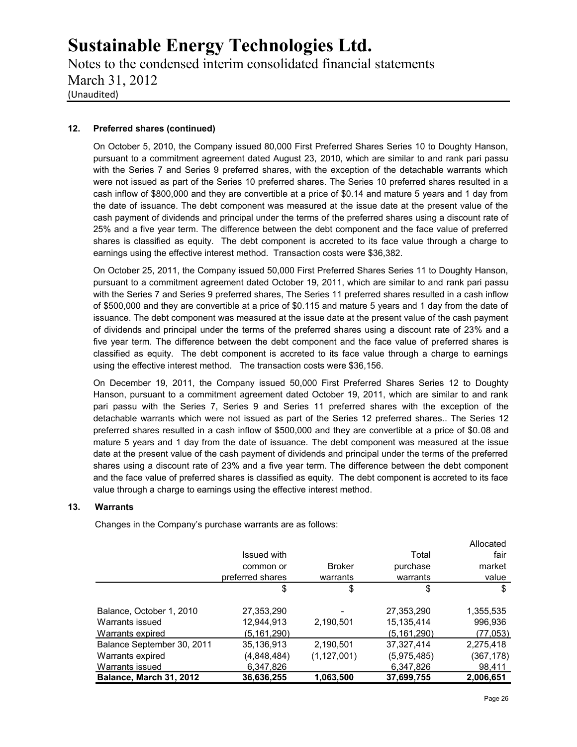**12. Preferred shares (continued)**

On October 5, 2010, the Company issued 80,000 First Preferred Shares Series 10 to Doughty Hanson, pursuant to a commitment agreement dated August 23, 2010, which are similar to and rank pari passu with the Series 7 and Series 9 preferred shares, with the exception of the detachable warrants which were not issued as part of the Series 10 preferred shares. The Series 10 preferred shares resulted in a cash inflow of $800,000 and they are convertible at a price of $0.14 and mature 5 years and 1 day from the date of issuance. The debt component was measured at the issue date at the present value of the cash payment of dividends and principal under the terms of the preferred shares using a discount rate of 25% and a five year term. The difference between the debt component and the face value of preferred shares is classified as equity. The debt component is accreted to its face value through a charge to earnings using the effective interest method. Transaction costs were $36,382.

On October 25, 2011, the Company issued 50,000 First Preferred Shares Series 11 to Doughty Hanson, pursuant to a commitment agreement dated October 19, 2011, which are similar to and rank pari passu with the Series 7 and Series 9 preferred shares, The Series 11 preferred shares resulted in a cash inflow of $500,000 and they are convertible at a price of $0.115 and mature 5 years and 1 day from the date of issuance. The debt component was measured at the issue date at the present value of the cash payment of dividends and principal under the terms of the preferred shares using a discount rate of 23% and a five year term. The difference between the debt component and the face value of preferred shares is classified as equity. The debt component is accreted to its face value through a charge to earnings using the effective interest method. The transaction costs were $36,156.

On December 19, 2011, the Company issued 50,000 First Preferred Shares Series 12 to Doughty Hanson, pursuant to a commitment agreement dated October 19, 2011, which are similar to and rank pari passu with the Series 7, Series 9 and Series 11 preferred shares with the exception of the detachable warrants which were not issued as part of the Series 12 preferred shares.. The Series 12 preferred shares resulted in a cash inflow of $500,000 and they are convertible at a price of $0.08 and mature 5 years and 1 day from the date of issuance. The debt component was measured at the issue date at the present value of the cash payment of dividends and principal under the terms of the preferred shares using a discount rate of 23% and a five year term. The difference between the debt component and the face value of preferred shares is classified as equity. The debt component is accreted to its face value through a charge to earnings using the effective interest method.

**13. Warrants**

Changes in the Company's purchase warrants are as follows:

| | Issued with common or preferred shares | Broker warrants | Total purchase warrants | Allocated fair market value |
|---|---|---|---|---|
| | $ | $ | $ | $ |
| Balance, October 1, 2010 | 27,353,290 | - | 27,353,290 | 1,355,535 |
| Warrants issued | 12,944,913 | 2,190,501 | 15,135,414 | 996,936 |
| Warrants expired | (5,161,290) | | (5,161,290) | (77,053) |
| Balance September 30, 2011 | 35,136,913 | 2,190,501 | 37,327,414 | 2,275,418 |
| Warrants expired | (4,848,484) | (1,127,001) | (5,975,485) | (367,178) |
| Warrants issued | 6,347,826 | | 6,347,826 | 98,411 |
| **Balance, March 31, 2012** | **36,636,255** | **1,063,500** | **37,699,755** | **2,006,651** |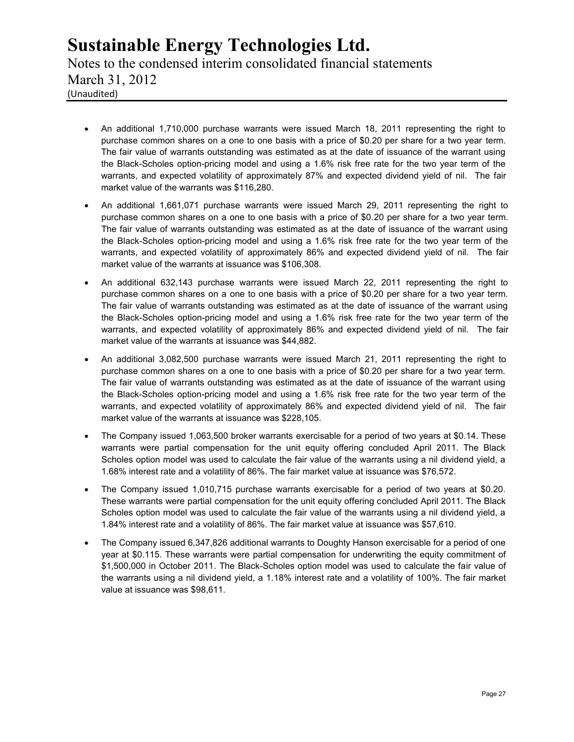- An additional 1,710,000 purchase warrants were issued March 18, 2011 representing the right to purchase common shares on a one to one basis with a price of $0.20 per share for a two year term. The fair value of warrants outstanding was estimated as at the date of issuance of the warrant using the Black-Scholes option-pricing model and using a 1.6% risk free rate for the two year term of the warrants, and expected volatility of approximately 87% and expected dividend yield of nil. The fair market value of the warrants was $116,280.
- An additional 1,661,071 purchase warrants were issued March 29, 2011 representing the right to purchase common shares on a one to one basis with a price of $0.20 per share for a two year term. The fair value of warrants outstanding was estimated as at the date of issuance of the warrant using the Black-Scholes option-pricing model and using a 1.6% risk free rate for the two year term of the warrants, and expected volatility of approximately 86% and expected dividend yield of nil. The fair market value of the warrants at issuance was $106,308.
- An additional 632,143 purchase warrants were issued March 22, 2011 representing the right to purchase common shares on a one to one basis with a price of $0.20 per share for a two year term. The fair value of warrants outstanding was estimated as at the date of issuance of the warrant using the Black-Scholes option-pricing model and using a 1.6% risk free rate for the two year term of the warrants, and expected volatility of approximately 86% and expected dividend yield of nil. The fair market value of the warrants at issuance was $44,882.
- An additional 3,082,500 purchase warrants were issued March 21, 2011 representing the right to purchase common shares on a one to one basis with a price of $0.20 per share for a two year term. The fair value of warrants outstanding was estimated as at the date of issuance of the warrant using the Black-Scholes option-pricing model and using a 1.6% risk free rate for the two year term of the warrants, and expected volatility of approximately 86% and expected dividend yield of nil. The fair market value of the warrants at issuance was $228,105.
- The Company issued 1,063,500 broker warrants exercisable for a period of two years at $0.14. These warrants were partial compensation for the unit equity offering concluded April 2011. The Black Scholes option model was used to calculate the fair value of the warrants using a nil dividend yield, a 1.68% interest rate and a volatility of 86%. The fair market value at issuance was $76,572.
- The Company issued 1,010,715 purchase warrants exercisable for a period of two years at $0.20. These warrants were partial compensation for the unit equity offering concluded April 2011. The Black Scholes option model was used to calculate the fair value of the warrants using a nil dividend yield, a 1.84% interest rate and a volatility of 86%. The fair market value at issuance was $57,610.
- The Company issued 6,347,826 additional warrants to Doughty Hanson exercisable for a period of one year at $0.115. These warrants were partial compensation for underwriting the equity commitment of $1,500,000 in October 2011. The Black-Scholes option model was used to calculate the fair value of the warrants using a nil dividend yield, a 1.18% interest rate and a volatility of 100%. The fair market value at issuance was $98,611.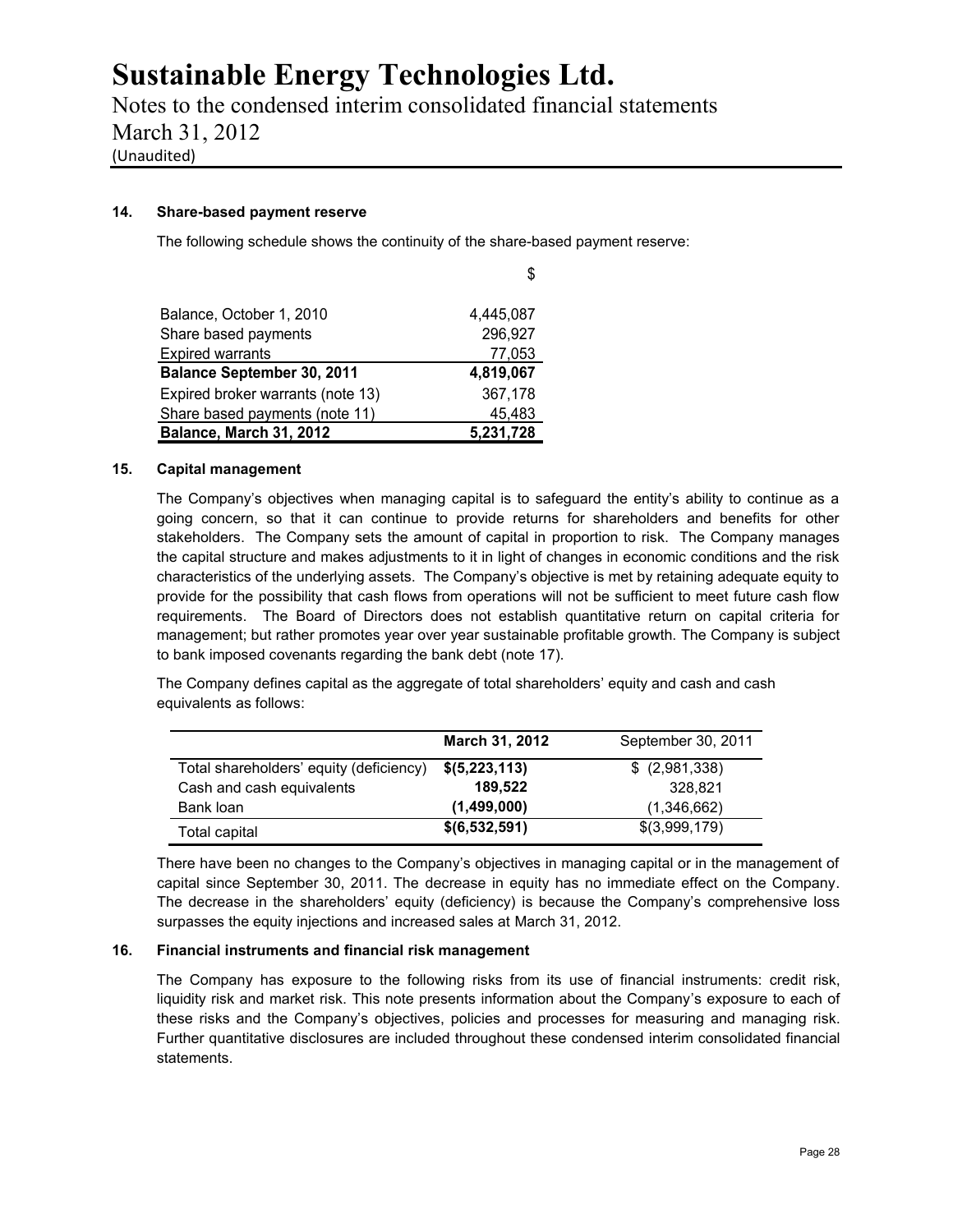## 14. Share-based payment reserve

The following schedule shows the continuity of the share-based payment reserve:

| | $ |
|---|---|
| Balance, October 1, 2010 | 4,445,087 |
| Share based payments | 296,927 |
| Expired warrants | 77,053 |
| **Balance September 30, 2011** | **4,819,067** |
| Expired broker warrants (note 13) | 367,178 |
| Share based payments (note 11) | 45,483 |
| **Balance, March 31, 2012** | **5,231,728** |

## 15. Capital management

The Company's objectives when managing capital is to safeguard the entity's ability to continue as a going concern, so that it can continue to provide returns for shareholders and benefits for other stakeholders. The Company sets the amount of capital in proportion to risk. The Company manages the capital structure and makes adjustments to it in light of changes in economic conditions and the risk characteristics of the underlying assets. The Company's objective is met by retaining adequate equity to provide for the possibility that cash flows from operations will not be sufficient to meet future cash flow requirements. The Board of Directors does not establish quantitative return on capital criteria for management; but rather promotes year over year sustainable profitable growth. The Company is subject to bank imposed covenants regarding the bank debt (note 17).

The Company defines capital as the aggregate of total shareholders' equity and cash and cash equivalents as follows:

| | **March 31, 2012** | September 30, 2011 |
|---|---|---|
| Total shareholders' equity (deficiency) | **$(5,223,113)** | $ (2,981,338) |
| Cash and cash equivalents | **189,522** | 328,821 |
| Bank loan | **(1,499,000)** | (1,346,662) |
| Total capital | **$(6,532,591)** | $(3,999,179) |

There have been no changes to the Company's objectives in managing capital or in the management of capital since September 30, 2011. The decrease in equity has no immediate effect on the Company. The decrease in the shareholders' equity (deficiency) is because the Company's comprehensive loss surpasses the equity injections and increased sales at March 31, 2012.

## 16. Financial instruments and financial risk management

The Company has exposure to the following risks from its use of financial instruments: credit risk, liquidity risk and market risk. This note presents information about the Company's exposure to each of these risks and the Company's objectives, policies and processes for measuring and managing risk. Further quantitative disclosures are included throughout these condensed interim consolidated financial statements.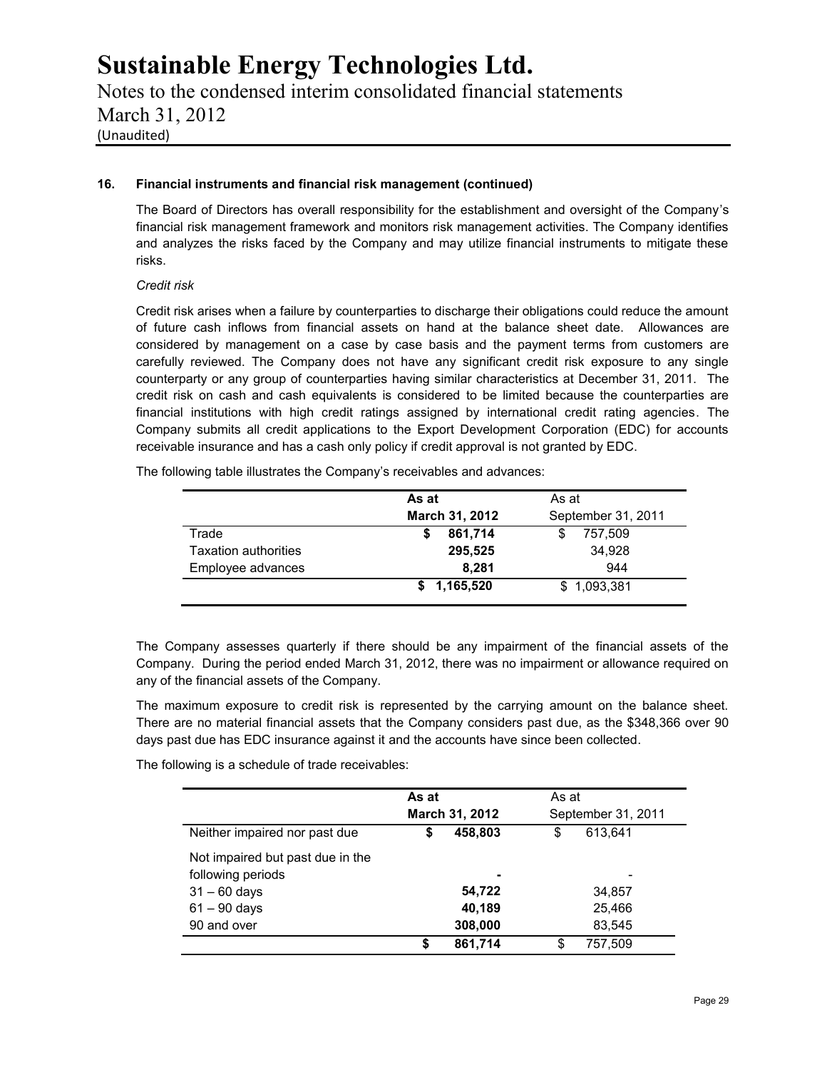## 16. Financial instruments and financial risk management (continued)

The Board of Directors has overall responsibility for the establishment and oversight of the Company's financial risk management framework and monitors risk management activities. The Company identifies and analyzes the risks faced by the Company and may utilize financial instruments to mitigate these risks.

*Credit risk*

Credit risk arises when a failure by counterparties to discharge their obligations could reduce the amount of future cash inflows from financial assets on hand at the balance sheet date. Allowances are considered by management on a case by case basis and the payment terms from customers are carefully reviewed. The Company does not have any significant credit risk exposure to any single counterparty or any group of counterparties having similar characteristics at December 31, 2011. The credit risk on cash and cash equivalents is considered to be limited because the counterparties are financial institutions with high credit ratings assigned by international credit rating agencies. The Company submits all credit applications to the Export Development Corporation (EDC) for accounts receivable insurance and has a cash only policy if credit approval is not granted by EDC.

The following table illustrates the Company's receivables and advances:

| | **As at March 31, 2012** | As at September 31, 2011 |
|---|---|---|
| Trade | **$ 861,714** | $ 757,509 |
| Taxation authorities | **295,525** | 34,928 |
| Employee advances | **8,281** | 944 |
| | **$ 1,165,520** | $ 1,093,381 |

The Company assesses quarterly if there should be any impairment of the financial assets of the Company. During the period ended March 31, 2012, there was no impairment or allowance required on any of the financial assets of the Company.

The maximum exposure to credit risk is represented by the carrying amount on the balance sheet. There are no material financial assets that the Company considers past due, as the $348,366 over 90 days past due has EDC insurance against it and the accounts have since been collected.

The following is a schedule of trade receivables:

| | **As at March 31, 2012** | As at September 31, 2011 |
|---|---|---|
| Neither impaired nor past due | **$ 458,803** | $ 613,641 |
| Not impaired but past due in the following periods | **-** | - |
| 31 – 60 days | **54,722** | 34,857 |
| 61 – 90 days | **40,189** | 25,466 |
| 90 and over | **308,000** | 83,545 |
| | **$ 861,714** | $ 757,509 |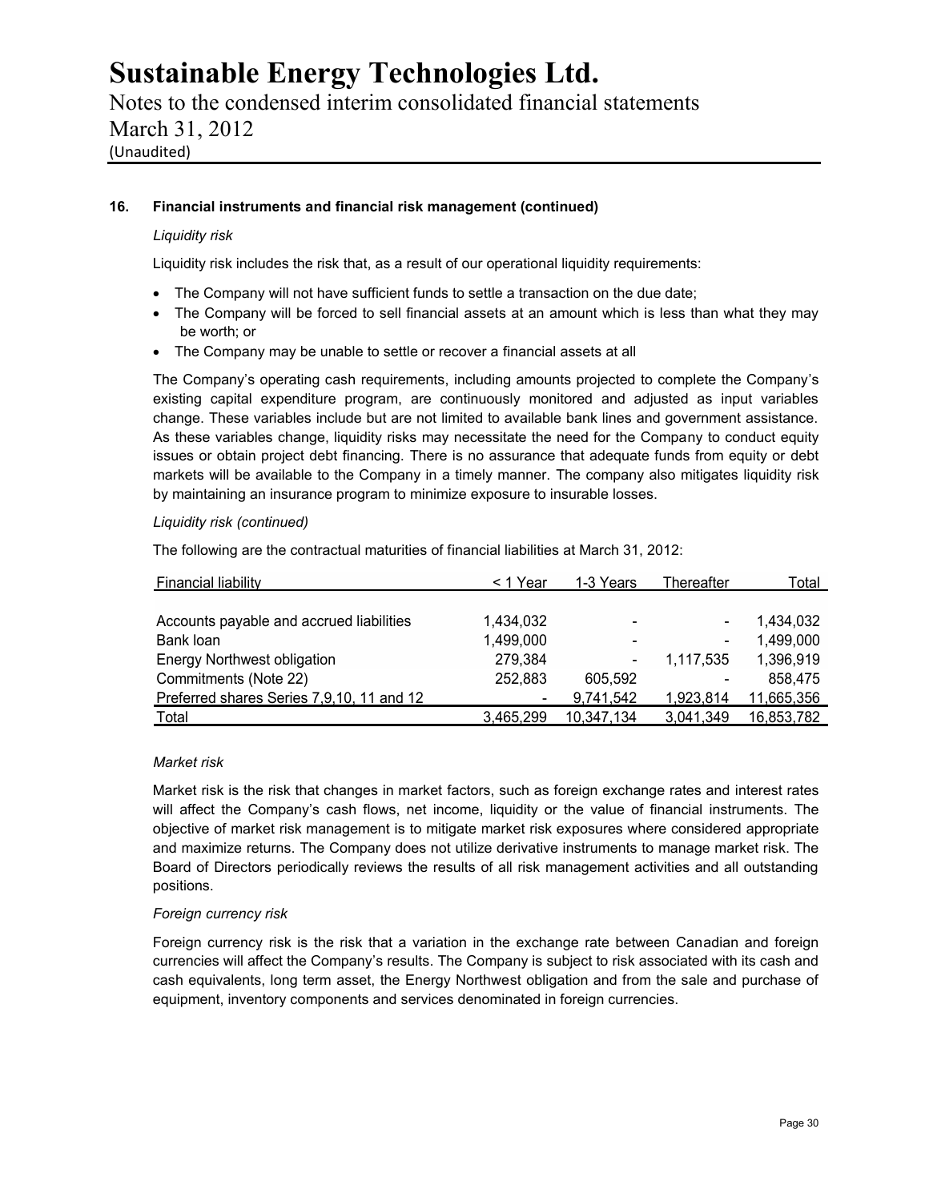# Sustainable Energy Technologies Ltd.

Notes to the condensed interim consolidated financial statements
March 31, 2012
(Unaudited)

**16. Financial instruments and financial risk management (continued)**

*Liquidity risk*

Liquidity risk includes the risk that, as a result of our operational liquidity requirements:

- The Company will not have sufficient funds to settle a transaction on the due date;
- The Company will be forced to sell financial assets at an amount which is less than what they may be worth; or
- The Company may be unable to settle or recover a financial assets at all

The Company's operating cash requirements, including amounts projected to complete the Company's existing capital expenditure program, are continuously monitored and adjusted as input variables change. These variables include but are not limited to available bank lines and government assistance. As these variables change, liquidity risks may necessitate the need for the Company to conduct equity issues or obtain project debt financing. There is no assurance that adequate funds from equity or debt markets will be available to the Company in a timely manner. The company also mitigates liquidity risk by maintaining an insurance program to minimize exposure to insurable losses.

*Liquidity risk (continued)*

The following are the contractual maturities of financial liabilities at March 31, 2012:

| Financial liability | < 1 Year | 1-3 Years | Thereafter | Total |
|---|---|---|---|---|
| Accounts payable and accrued liabilities | 1,434,032 | - | - | 1,434,032 |
| Bank loan | 1,499,000 | - | - | 1,499,000 |
| Energy Northwest obligation | 279,384 | - | 1,117,535 | 1,396,919 |
| Commitments (Note 22) | 252,883 | 605,592 | - | 858,475 |
| Preferred shares Series 7,9,10, 11 and 12 | - | 9,741,542 | 1,923,814 | 11,665,356 |
| Total | 3,465,299 | 10,347,134 | 3,041,349 | 16,853,782 |

*Market risk*

Market risk is the risk that changes in market factors, such as foreign exchange rates and interest rates will affect the Company's cash flows, net income, liquidity or the value of financial instruments. The objective of market risk management is to mitigate market risk exposures where considered appropriate and maximize returns. The Company does not utilize derivative instruments to manage market risk. The Board of Directors periodically reviews the results of all risk management activities and all outstanding positions.

*Foreign currency risk*

Foreign currency risk is the risk that a variation in the exchange rate between Canadian and foreign currencies will affect the Company's results. The Company is subject to risk associated with its cash and cash equivalents, long term asset, the Energy Northwest obligation and from the sale and purchase of equipment, inventory components and services denominated in foreign currencies.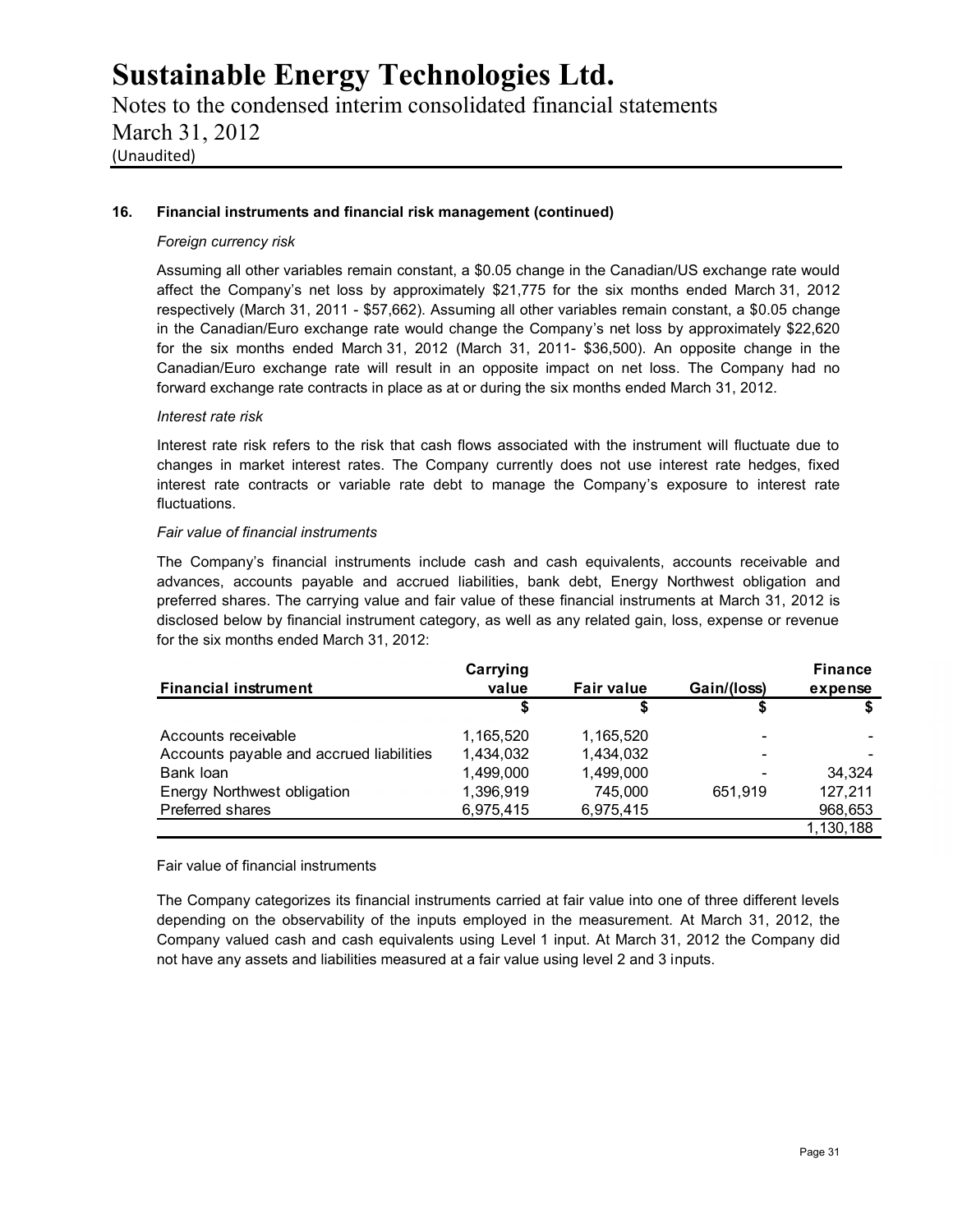## 16. Financial instruments and financial risk management (continued)

*Foreign currency risk*

Assuming all other variables remain constant, a $0.05 change in the Canadian/US exchange rate would affect the Company's net loss by approximately $21,775 for the six months ended March 31, 2012 respectively (March 31, 2011 - $57,662). Assuming all other variables remain constant, a $0.05 change in the Canadian/Euro exchange rate would change the Company's net loss by approximately $22,620 for the six months ended March 31, 2012 (March 31, 2011- $36,500). An opposite change in the Canadian/Euro exchange rate will result in an opposite impact on net loss. The Company had no forward exchange rate contracts in place as at or during the six months ended March 31, 2012.

*Interest rate risk*

Interest rate risk refers to the risk that cash flows associated with the instrument will fluctuate due to changes in market interest rates. The Company currently does not use interest rate hedges, fixed interest rate contracts or variable rate debt to manage the Company's exposure to interest rate fluctuations.

*Fair value of financial instruments*

The Company's financial instruments include cash and cash equivalents, accounts receivable and advances, accounts payable and accrued liabilities, bank debt, Energy Northwest obligation and preferred shares. The carrying value and fair value of these financial instruments at March 31, 2012 is disclosed below by financial instrument category, as well as any related gain, loss, expense or revenue for the six months ended March 31, 2012:

| Financial instrument | Carrying value | Fair value | Gain/(loss) | Finance expense |
|---|---|---|---|---|
| | $ | $ | $ | $ |
| Accounts receivable | 1,165,520 | 1,165,520 | - | - |
| Accounts payable and accrued liabilities | 1,434,032 | 1,434,032 | - | - |
| Bank loan | 1,499,000 | 1,499,000 | - | 34,324 |
| Energy Northwest obligation | 1,396,919 | 745,000 | 651,919 | 127,211 |
| Preferred shares | 6,975,415 | 6,975,415 | | 968,653 |
| | | | | 1,130,188 |

Fair value of financial instruments

The Company categorizes its financial instruments carried at fair value into one of three different levels depending on the observability of the inputs employed in the measurement. At March 31, 2012, the Company valued cash and cash equivalents using Level 1 input. At March 31, 2012 the Company did not have any assets and liabilities measured at a fair value using level 2 and 3 inputs.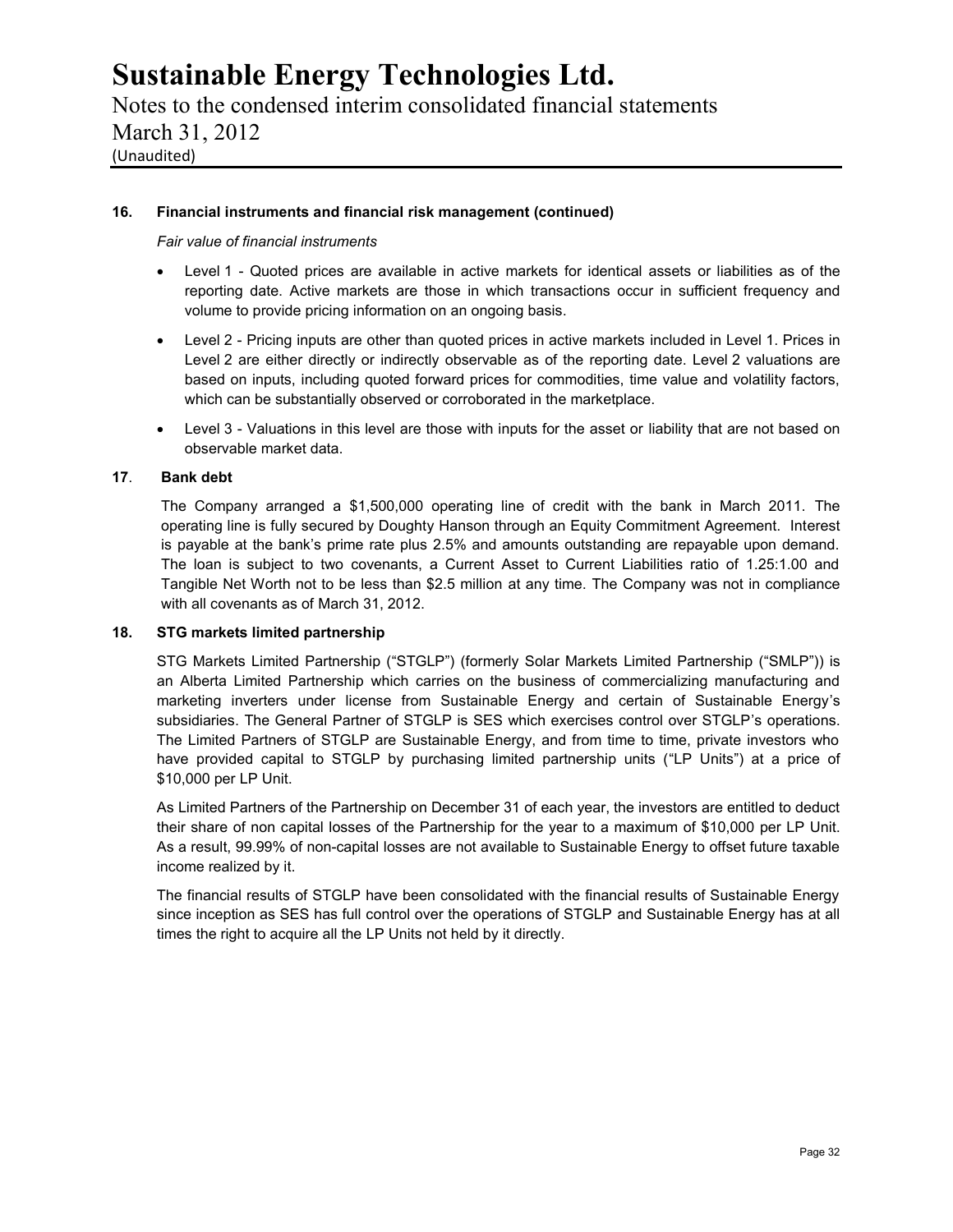### 16. Financial instruments and financial risk management (continued)

*Fair value of financial instruments*

- Level 1 - Quoted prices are available in active markets for identical assets or liabilities as of the reporting date. Active markets are those in which transactions occur in sufficient frequency and volume to provide pricing information on an ongoing basis.
- Level 2 - Pricing inputs are other than quoted prices in active markets included in Level 1. Prices in Level 2 are either directly or indirectly observable as of the reporting date. Level 2 valuations are based on inputs, including quoted forward prices for commodities, time value and volatility factors, which can be substantially observed or corroborated in the marketplace.
- Level 3 - Valuations in this level are those with inputs for the asset or liability that are not based on observable market data.

### 17. Bank debt

The Company arranged a $1,500,000 operating line of credit with the bank in March 2011. The operating line is fully secured by Doughty Hanson through an Equity Commitment Agreement. Interest is payable at the bank's prime rate plus 2.5% and amounts outstanding are repayable upon demand. The loan is subject to two covenants, a Current Asset to Current Liabilities ratio of 1.25:1.00 and Tangible Net Worth not to be less than $2.5 million at any time. The Company was not in compliance with all covenants as of March 31, 2012.

### 18. STG markets limited partnership

STG Markets Limited Partnership ("STGLP") (formerly Solar Markets Limited Partnership ("SMLP")) is an Alberta Limited Partnership which carries on the business of commercializing manufacturing and marketing inverters under license from Sustainable Energy and certain of Sustainable Energy's subsidiaries. The General Partner of STGLP is SES which exercises control over STGLP's operations. The Limited Partners of STGLP are Sustainable Energy, and from time to time, private investors who have provided capital to STGLP by purchasing limited partnership units ("LP Units") at a price of $10,000 per LP Unit.

As Limited Partners of the Partnership on December 31 of each year, the investors are entitled to deduct their share of non capital losses of the Partnership for the year to a maximum of $10,000 per LP Unit. As a result, 99.99% of non-capital losses are not available to Sustainable Energy to offset future taxable income realized by it.

The financial results of STGLP have been consolidated with the financial results of Sustainable Energy since inception as SES has full control over the operations of STGLP and Sustainable Energy has at all times the right to acquire all the LP Units not held by it directly.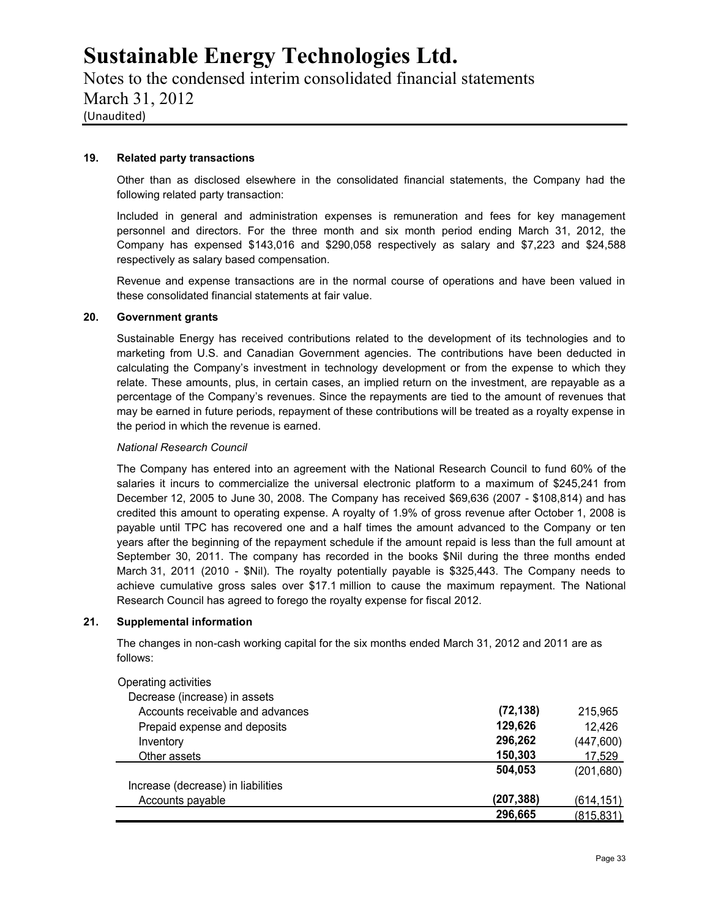## 19. Related party transactions

Other than as disclosed elsewhere in the consolidated financial statements, the Company had the following related party transaction:

Included in general and administration expenses is remuneration and fees for key management personnel and directors. For the three month and six month period ending March 31, 2012, the Company has expensed $143,016 and $290,058 respectively as salary and $7,223 and $24,588 respectively as salary based compensation.

Revenue and expense transactions are in the normal course of operations and have been valued in these consolidated financial statements at fair value.

## 20. Government grants

Sustainable Energy has received contributions related to the development of its technologies and to marketing from U.S. and Canadian Government agencies. The contributions have been deducted in calculating the Company's investment in technology development or from the expense to which they relate. These amounts, plus, in certain cases, an implied return on the investment, are repayable as a percentage of the Company's revenues. Since the repayments are tied to the amount of revenues that may be earned in future periods, repayment of these contributions will be treated as a royalty expense in the period in which the revenue is earned.

*National Research Council*

The Company has entered into an agreement with the National Research Council to fund 60% of the salaries it incurs to commercialize the universal electronic platform to a maximum of $245,241 from December 12, 2005 to June 30, 2008. The Company has received $69,636 (2007 - $108,814) and has credited this amount to operating expense. A royalty of 1.9% of gross revenue after October 1, 2008 is payable until TPC has recovered one and a half times the amount advanced to the Company or ten years after the beginning of the repayment schedule if the amount repaid is less than the full amount at September 30, 2011. The company has recorded in the books $Nil during the three months ended March 31, 2011 (2010 - $Nil). The royalty potentially payable is $325,443. The Company needs to achieve cumulative gross sales over $17.1 million to cause the maximum repayment. The National Research Council has agreed to forego the royalty expense for fiscal 2012.

## 21. Supplemental information

The changes in non-cash working capital for the six months ended March 31, 2012 and 2011 are as follows:

| | 2012 | 2011 |
|---|---|---|
| Operating activities | | |
| Decrease (increase) in assets | | |
| Accounts receivable and advances | **(72,138)** | 215,965 |
| Prepaid expense and deposits | **129,626** | 12,426 |
| Inventory | **296,262** | (447,600) |
| Other assets | **150,303** | 17,529 |
| | **504,053** | (201,680) |
| Increase (decrease) in liabilities | | |
| Accounts payable | **(207,388)** | (614,151) |
| | **296,665** | (815,831) |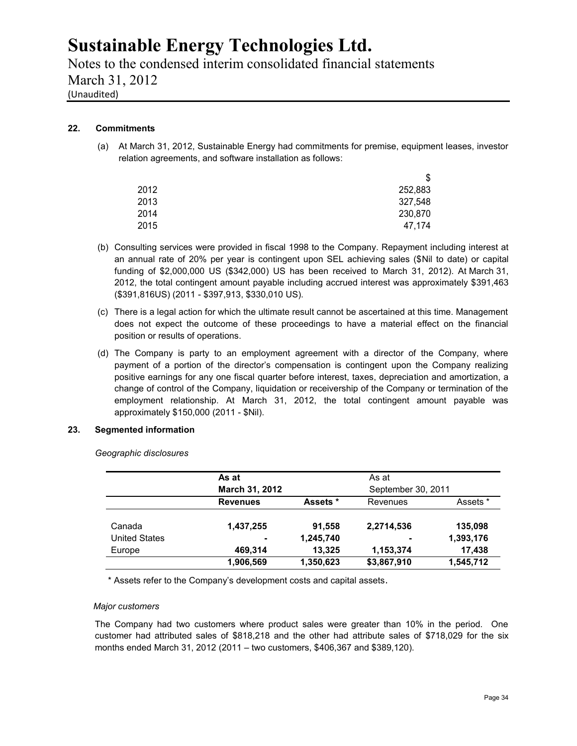# Sustainable Energy Technologies Ltd.

Notes to the condensed interim consolidated financial statements
March 31, 2012
(Unaudited)

## 22. Commitments

(a) At March 31, 2012, Sustainable Energy had commitments for premise, equipment leases, investor relation agreements, and software installation as follows:

| | $ |
|---|---|
| 2012 | 252,883 |
| 2013 | 327,548 |
| 2014 | 230,870 |
| 2015 | 47,174 |

(b) Consulting services were provided in fiscal 1998 to the Company. Repayment including interest at an annual rate of 20% per year is contingent upon SEL achieving sales ($Nil to date) or capital funding of $2,000,000 US ($342,000) US has been received to March 31, 2012). At March 31, 2012, the total contingent amount payable including accrued interest was approximately $391,463 ($391,816US) (2011 - $397,913, $330,010 US).

(c) There is a legal action for which the ultimate result cannot be ascertained at this time. Management does not expect the outcome of these proceedings to have a material effect on the financial position or results of operations.

(d) The Company is party to an employment agreement with a director of the Company, where payment of a portion of the director's compensation is contingent upon the Company realizing positive earnings for any one fiscal quarter before interest, taxes, depreciation and amortization, a change of control of the Company, liquidation or receivership of the Company or termination of the employment relationship. At March 31, 2012, the total contingent amount payable was approximately $150,000 (2011 - $Nil).

## 23. Segmented information

*Geographic disclosures*

| | **As at March 31, 2012** | | As at September 30, 2011 | |
|---|---|---|---|---|
| | **Revenues** | **Assets \*** | Revenues | Assets * |
| Canada | **1,437,255** | **91,558** | **2,2714,536** | **135,098** |
| United States | **-** | **1,245,740** | **-** | **1,393,176** |
| Europe | **469,314** | **13,325** | **1,153,374** | **17,438** |
| | **1,906,569** | **1,350,623** | **$3,867,910** | **1,545,712** |

\* Assets refer to the Company's development costs and capital assets.

*Major customers*

The Company had two customers where product sales were greater than 10% in the period. One customer had attributed sales of $818,218 and the other had attribute sales of $718,029 for the six months ended March 31, 2012 (2011 – two customers, $406,367 and $389,120).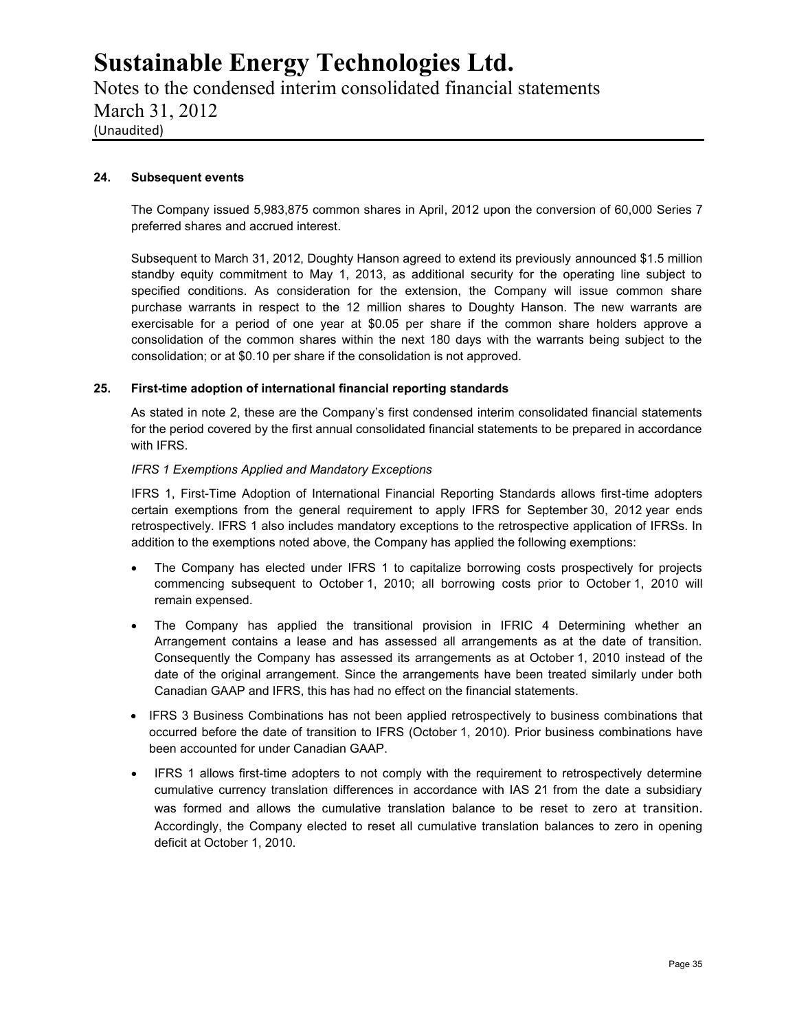## 24. Subsequent events

The Company issued 5,983,875 common shares in April, 2012 upon the conversion of 60,000 Series 7 preferred shares and accrued interest.

Subsequent to March 31, 2012, Doughty Hanson agreed to extend its previously announced $1.5 million standby equity commitment to May 1, 2013, as additional security for the operating line subject to specified conditions. As consideration for the extension, the Company will issue common share purchase warrants in respect to the 12 million shares to Doughty Hanson. The new warrants are exercisable for a period of one year at $0.05 per share if the common share holders approve a consolidation of the common shares within the next 180 days with the warrants being subject to the consolidation; or at $0.10 per share if the consolidation is not approved.

## 25. First-time adoption of international financial reporting standards

As stated in note 2, these are the Company's first condensed interim consolidated financial statements for the period covered by the first annual consolidated financial statements to be prepared in accordance with IFRS.

*IFRS 1 Exemptions Applied and Mandatory Exceptions*

IFRS 1, First-Time Adoption of International Financial Reporting Standards allows first-time adopters certain exemptions from the general requirement to apply IFRS for September 30, 2012 year ends retrospectively. IFRS 1 also includes mandatory exceptions to the retrospective application of IFRSs. In addition to the exemptions noted above, the Company has applied the following exemptions:

- The Company has elected under IFRS 1 to capitalize borrowing costs prospectively for projects commencing subsequent to October 1, 2010; all borrowing costs prior to October 1, 2010 will remain expensed.
- The Company has applied the transitional provision in IFRIC 4 Determining whether an Arrangement contains a lease and has assessed all arrangements as at the date of transition. Consequently the Company has assessed its arrangements as at October 1, 2010 instead of the date of the original arrangement. Since the arrangements have been treated similarly under both Canadian GAAP and IFRS, this has had no effect on the financial statements.
- IFRS 3 Business Combinations has not been applied retrospectively to business combinations that occurred before the date of transition to IFRS (October 1, 2010). Prior business combinations have been accounted for under Canadian GAAP.
- IFRS 1 allows first-time adopters to not comply with the requirement to retrospectively determine cumulative currency translation differences in accordance with IAS 21 from the date a subsidiary was formed and allows the cumulative translation balance to be reset to zero at transition. Accordingly, the Company elected to reset all cumulative translation balances to zero in opening deficit at October 1, 2010.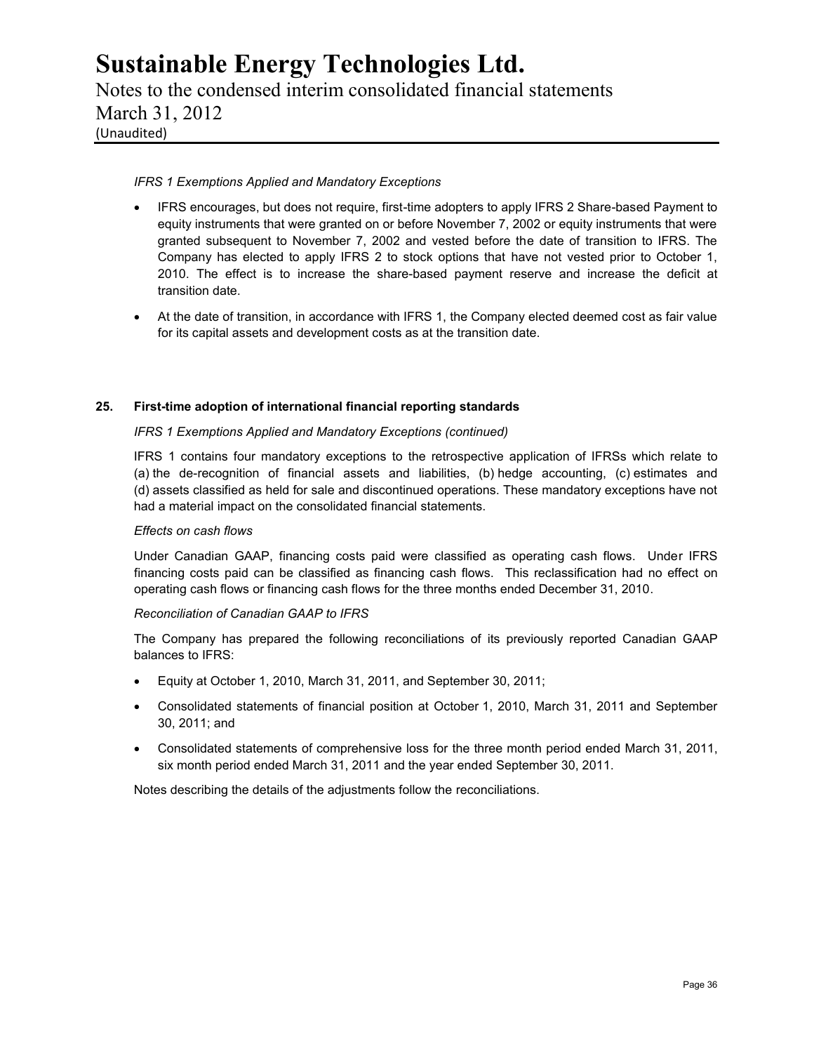*IFRS 1 Exemptions Applied and Mandatory Exceptions*

- IFRS encourages, but does not require, first-time adopters to apply IFRS 2 Share-based Payment to equity instruments that were granted on or before November 7, 2002 or equity instruments that were granted subsequent to November 7, 2002 and vested before the date of transition to IFRS. The Company has elected to apply IFRS 2 to stock options that have not vested prior to October 1, 2010. The effect is to increase the share-based payment reserve and increase the deficit at transition date.
- At the date of transition, in accordance with IFRS 1, the Company elected deemed cost as fair value for its capital assets and development costs as at the transition date.

## 25. First-time adoption of international financial reporting standards

*IFRS 1 Exemptions Applied and Mandatory Exceptions (continued)*

IFRS 1 contains four mandatory exceptions to the retrospective application of IFRSs which relate to (a) the de-recognition of financial assets and liabilities, (b) hedge accounting, (c) estimates and (d) assets classified as held for sale and discontinued operations. These mandatory exceptions have not had a material impact on the consolidated financial statements.

*Effects on cash flows*

Under Canadian GAAP, financing costs paid were classified as operating cash flows. Under IFRS financing costs paid can be classified as financing cash flows. This reclassification had no effect on operating cash flows or financing cash flows for the three months ended December 31, 2010.

*Reconciliation of Canadian GAAP to IFRS*

The Company has prepared the following reconciliations of its previously reported Canadian GAAP balances to IFRS:

- Equity at October 1, 2010, March 31, 2011, and September 30, 2011;
- Consolidated statements of financial position at October 1, 2010, March 31, 2011 and September 30, 2011; and
- Consolidated statements of comprehensive loss for the three month period ended March 31, 2011, six month period ended March 31, 2011 and the year ended September 30, 2011.

Notes describing the details of the adjustments follow the reconciliations.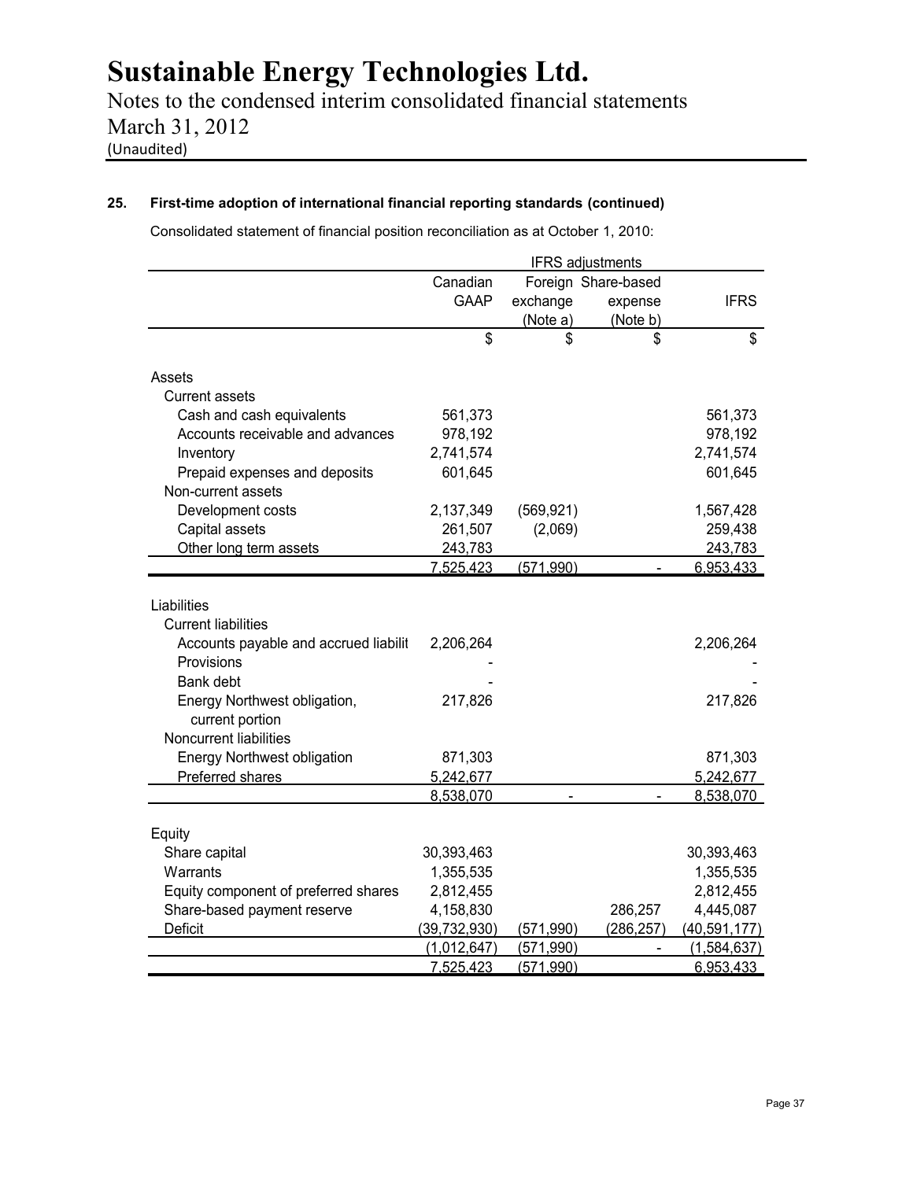# Sustainable Energy Technologies Ltd.

Notes to the condensed interim consolidated financial statements
March 31, 2012
(Unaudited)

## 25. First-time adoption of international financial reporting standards (continued)

Consolidated statement of financial position reconciliation as at October 1, 2010:

| | Canadian GAAP | IFRS adjustments: Foreign exchange (Note a) | IFRS adjustments: Share-based expense (Note b) | IFRS |
|---|---|---|---|---|
| | $ | $ | $ | $ |
| **Assets** | | | | |
| Current assets | | | | |
| Cash and cash equivalents | 561,373 | | | 561,373 |
| Accounts receivable and advances | 978,192 | | | 978,192 |
| Inventory | 2,741,574 | | | 2,741,574 |
| Prepaid expenses and deposits | 601,645 | | | 601,645 |
| Non-current assets | | | | |
| Development costs | 2,137,349 | (569,921) | | 1,567,428 |
| Capital assets | 261,507 | (2,069) | | 259,438 |
| Other long term assets | 243,783 | | | 243,783 |
| | 7,525,423 | (571,990) | - | 6,953,433 |
| **Liabilities** | | | | |
| Current liabilities | | | | |
| Accounts payable and accrued liabilit | 2,206,264 | | | 2,206,264 |
| Provisions | - | | | - |
| Bank debt | - | | | - |
| Energy Northwest obligation, current portion | 217,826 | | | 217,826 |
| Noncurrent liabilities | | | | |
| Energy Northwest obligation | 871,303 | | | 871,303 |
| Preferred shares | 5,242,677 | | | 5,242,677 |
| | 8,538,070 | - | - | 8,538,070 |
| **Equity** | | | | |
| Share capital | 30,393,463 | | | 30,393,463 |
| Warrants | 1,355,535 | | | 1,355,535 |
| Equity component of preferred shares | 2,812,455 | | | 2,812,455 |
| Share-based payment reserve | 4,158,830 | | 286,257 | 4,445,087 |
| Deficit | (39,732,930) | (571,990) | (286,257) | (40,591,177) |
| | (1,012,647) | (571,990) | - | (1,584,637) |
| | 7,525,423 | (571,990) | | 6,953,433 |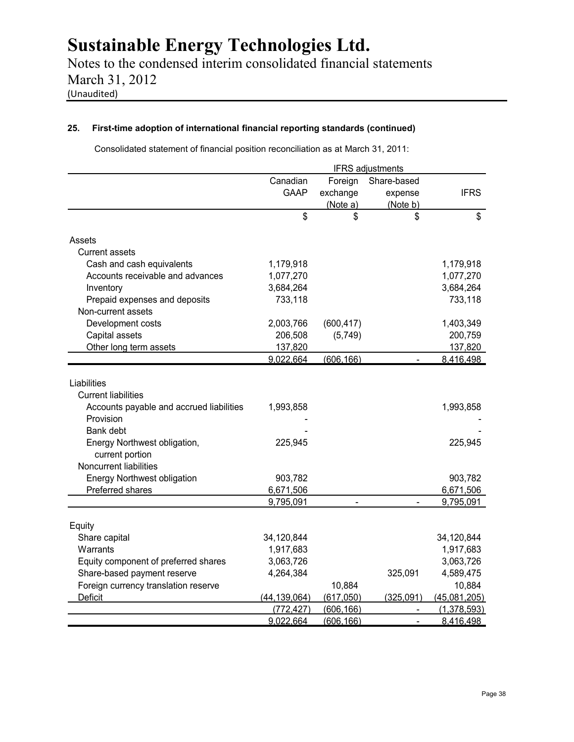# Sustainable Energy Technologies Ltd.

Notes to the condensed interim consolidated financial statements
March 31, 2012
(Unaudited)

**25. First-time adoption of international financial reporting standards (continued)**

Consolidated statement of financial position reconciliation as at March 31, 2011:

| | Canadian GAAP | IFRS adjustments: Foreign exchange (Note a) | IFRS adjustments: Share-based expense (Note b) | IFRS |
|---|---|---|---|---|
| | $ | $ | $ | $ |
| **Assets** | | | | |
| Current assets | | | | |
| Cash and cash equivalents | 1,179,918 | | | 1,179,918 |
| Accounts receivable and advances | 1,077,270 | | | 1,077,270 |
| Inventory | 3,684,264 | | | 3,684,264 |
| Prepaid expenses and deposits | 733,118 | | | 733,118 |
| Non-current assets | | | | |
| Development costs | 2,003,766 | (600,417) | | 1,403,349 |
| Capital assets | 206,508 | (5,749) | | 200,759 |
| Other long term assets | 137,820 | | | 137,820 |
| | 9,022,664 | (606,166) | - | 8,416,498 |
| **Liabilities** | | | | |
| Current liabilities | | | | |
| Accounts payable and accrued liabilities | 1,993,858 | | | 1,993,858 |
| Provision | - | | | - |
| Bank debt | - | | | - |
| Energy Northwest obligation, current portion | 225,945 | | | 225,945 |
| Noncurrent liabilities | | | | |
| Energy Northwest obligation | 903,782 | | | 903,782 |
| Preferred shares | 6,671,506 | | | 6,671,506 |
| | 9,795,091 | - | - | 9,795,091 |
| **Equity** | | | | |
| Share capital | 34,120,844 | | | 34,120,844 |
| Warrants | 1,917,683 | | | 1,917,683 |
| Equity component of preferred shares | 3,063,726 | | | 3,063,726 |
| Share-based payment reserve | 4,264,384 | | 325,091 | 4,589,475 |
| Foreign currency translation reserve | | 10,884 | | 10,884 |
| Deficit | (44,139,064) | (617,050) | (325,091) | (45,081,205) |
| | (772,427) | (606,166) | - | (1,378,593) |
| | 9,022,664 | (606,166) | - | 8,416,498 |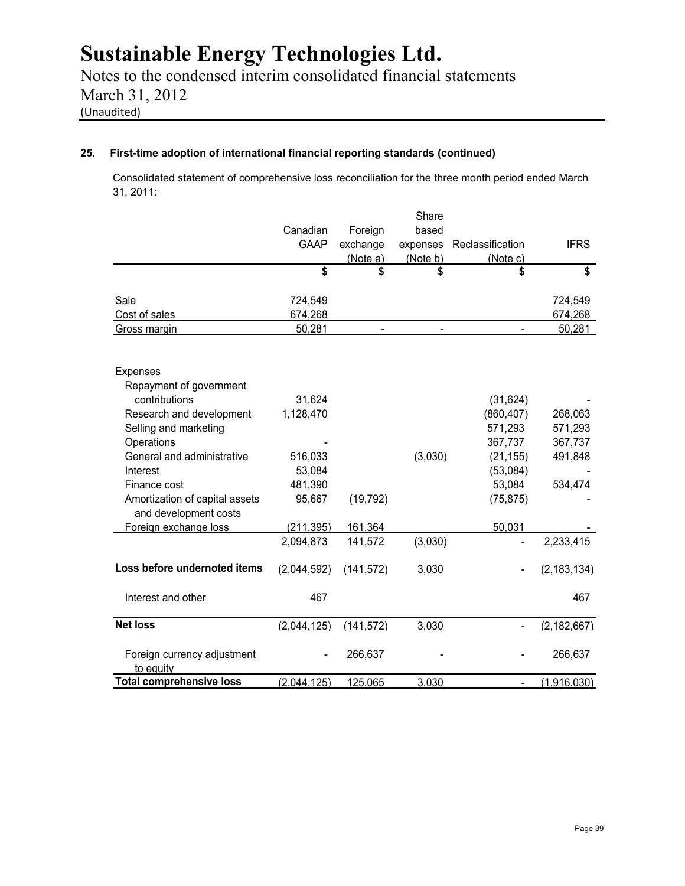# Sustainable Energy Technologies Ltd.

Notes to the condensed interim consolidated financial statements
March 31, 2012
(Unaudited)

**25. First-time adoption of international financial reporting standards (continued)**

Consolidated statement of comprehensive loss reconciliation for the three month period ended March 31, 2011:

| | Canadian GAAP | Foreign exchange (Note a) | Share based expenses (Note b) | Reclassification (Note c) | IFRS |
|---|---|---|---|---|---|
| | $ | $ | $ | $ | $ |
| Sale | 724,549 | | | | 724,549 |
| Cost of sales | 674,268 | | | | 674,268 |
| Gross margin | 50,281 | - | - | - | 50,281 |
| Expenses | | | | | |
| Repayment of government contributions | 31,624 | | | (31,624) | - |
| Research and development | 1,128,470 | | | (860,407) | 268,063 |
| Selling and marketing | | | | 571,293 | 571,293 |
| Operations | - | | | 367,737 | 367,737 |
| General and administrative | 516,033 | | (3,030) | (21,155) | 491,848 |
| Interest | 53,084 | | | (53,084) | - |
| Finance cost | 481,390 | | | 53,084 | 534,474 |
| Amortization of capital assets and development costs | 95,667 | (19,792) | | (75,875) | - |
| Foreign exchange loss | (211,395) | 161,364 | | 50,031 | - |
| | 2,094,873 | 141,572 | (3,030) | - | 2,233,415 |
| **Loss before undernoted items** | (2,044,592) | (141,572) | 3,030 | - | (2,183,134) |
| Interest and other | 467 | | | | 467 |
| **Net loss** | (2,044,125) | (141,572) | 3,030 | - | (2,182,667) |
| Foreign currency adjustment to equity | - | 266,637 | - | - | 266,637 |
| **Total comprehensive loss** | (2,044,125) | 125,065 | 3,030 | - | (1,916,030) |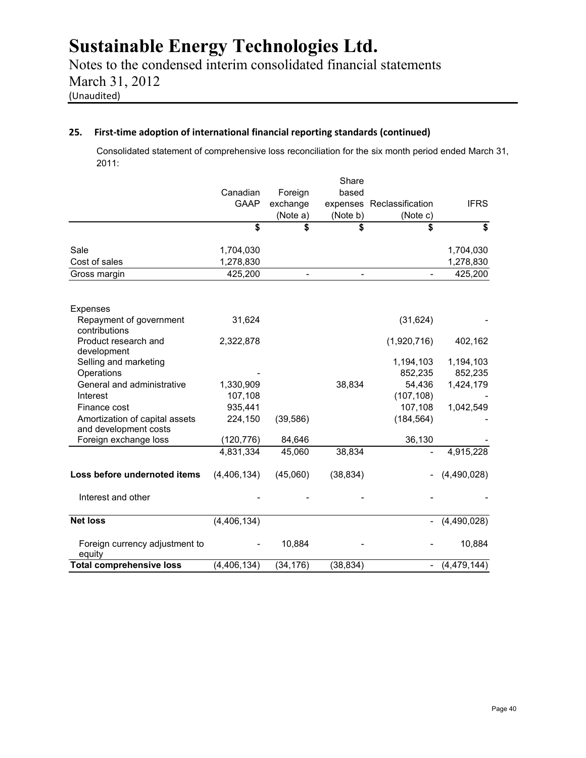# Sustainable Energy Technologies Ltd.

Notes to the condensed interim consolidated financial statements
March 31, 2012
(Unaudited)

## 25. First-time adoption of international financial reporting standards (continued)

Consolidated statement of comprehensive loss reconciliation for the six month period ended March 31, 2011:

| | Canadian GAAP | Foreign exchange (Note a) | Share based expenses (Note b) | Reclassification (Note c) | IFRS |
|---|---|---|---|---|---|
| | $ | $ | $ | $ | $ |
| Sale | 1,704,030 | | | | 1,704,030 |
| Cost of sales | 1,278,830 | | | | 1,278,830 |
| Gross margin | 425,200 | - | - | - | 425,200 |
| Expenses | | | | | |
| Repayment of government contributions | 31,624 | | | (31,624) | - |
| Product research and development | 2,322,878 | | | (1,920,716) | 402,162 |
| Selling and marketing | | | | 1,194,103 | 1,194,103 |
| Operations | - | | | 852,235 | 852,235 |
| General and administrative | 1,330,909 | | 38,834 | 54,436 | 1,424,179 |
| Interest | 107,108 | | | (107,108) | - |
| Finance cost | 935,441 | | | 107,108 | 1,042,549 |
| Amortization of capital assets and development costs | 224,150 | (39,586) | | (184,564) | - |
| Foreign exchange loss | (120,776) | 84,646 | | 36,130 | - |
| | 4,831,334 | 45,060 | 38,834 | - | 4,915,228 |
| **Loss before undernoted items** | (4,406,134) | (45,060) | (38,834) | - | (4,490,028) |
| Interest and other | - | - | - | - | - |
| **Net loss** | (4,406,134) | | | - | (4,490,028) |
| Foreign currency adjustment to equity | - | 10,884 | - | - | 10,884 |
| **Total comprehensive loss** | (4,406,134) | (34,176) | (38,834) | - | (4,479,144) |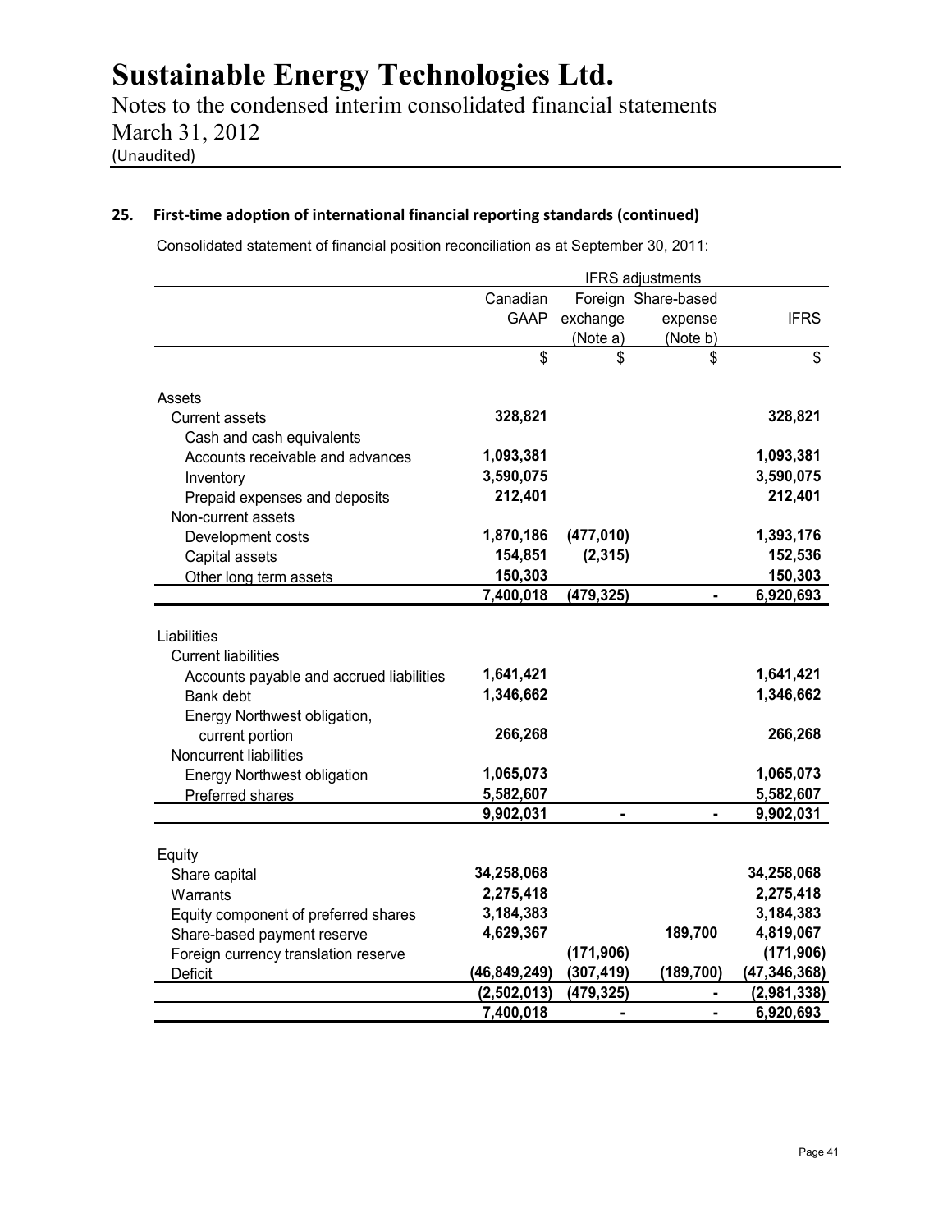## 25. First-time adoption of international financial reporting standards (continued)

Consolidated statement of financial position reconciliation as at September 30, 2011:

| | | IFRS adjustments | | |
|---|---|---|---|---|
| | Canadian GAAP | Foreign exchange (Note a) | Share-based expense (Note b) | IFRS |
| | $ | $ | $ | $ |
| **Assets** | | | | |
| Current assets | | | | |
| Cash and cash equivalents | 328,821 | | | 328,821 |
| Accounts receivable and advances | 1,093,381 | | | 1,093,381 |
| Inventory | 3,590,075 | | | 3,590,075 |
| Prepaid expenses and deposits | 212,401 | | | 212,401 |
| Non-current assets | | | | |
| Development costs | 1,870,186 | (477,010) | | 1,393,176 |
| Capital assets | 154,851 | (2,315) | | 152,536 |
| Other long term assets | 150,303 | | | 150,303 |
| | 7,400,018 | (479,325) | - | 6,920,693 |
| **Liabilities** | | | | |
| Current liabilities | | | | |
| Accounts payable and accrued liabilities | 1,641,421 | | | 1,641,421 |
| Bank debt | 1,346,662 | | | 1,346,662 |
| Energy Northwest obligation, current portion | 266,268 | | | 266,268 |
| Noncurrent liabilities | | | | |
| Energy Northwest obligation | 1,065,073 | | | 1,065,073 |
| Preferred shares | 5,582,607 | | | 5,582,607 |
| | 9,902,031 | - | - | 9,902,031 |
| **Equity** | | | | |
| Share capital | 34,258,068 | | | 34,258,068 |
| Warrants | 2,275,418 | | | 2,275,418 |
| Equity component of preferred shares | 3,184,383 | | | 3,184,383 |
| Share-based payment reserve | 4,629,367 | | 189,700 | 4,819,067 |
| Foreign currency translation reserve | | (171,906) | | (171,906) |
| Deficit | (46,849,249) | (307,419) | (189,700) | (47,346,368) |
| | (2,502,013) | (479,325) | - | (2,981,338) |
| | 7,400,018 | - | - | 6,920,693 |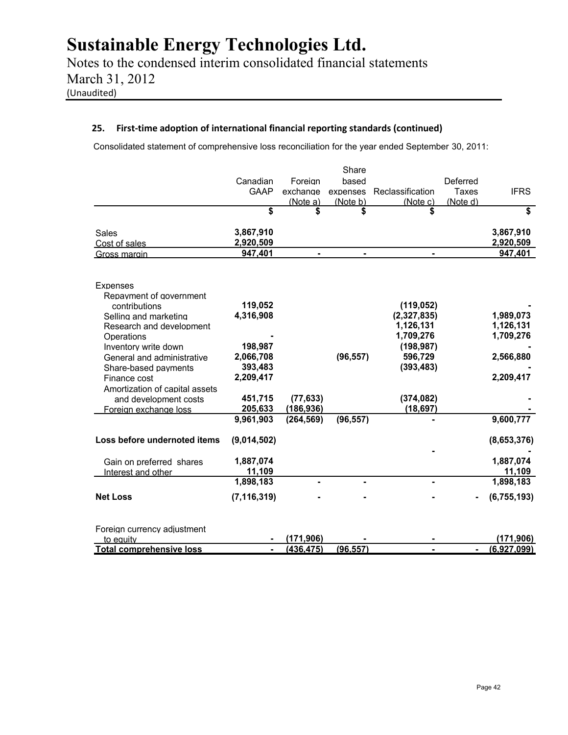# Sustainable Energy Technologies Ltd.

Notes to the condensed interim consolidated financial statements
March 31, 2012
(Unaudited)

## 25. First-time adoption of international financial reporting standards (continued)

Consolidated statement of comprehensive loss reconciliation for the year ended September 30, 2011:

| | Canadian GAAP | Foreign exchange (Note a) | Share based expenses (Note b) | Reclassification (Note c) | Deferred Taxes (Note d) | IFRS |
|---|---|---|---|---|---|---|
| | $ | $ | $ | $ | | $ |
| Sales | **3,867,910** | | | | | **3,867,910** |
| Cost of sales | **2,920,509** | | | | | **2,920,509** |
| Gross margin | **947,401** | **-** | **-** | **-** | | **947,401** |
| Expenses | | | | | | |
| Repayment of government contributions | **119,052** | | | **(119,052)** | | **-** |
| Selling and marketing | **4,316,908** | | | **(2,327,835)** | | **1,989,073** |
| Research and development | | | | **1,126,131** | | **1,126,131** |
| Operations | **-** | | | **1,709,276** | | **1,709,276** |
| Inventory write down | **198,987** | | | **(198,987)** | | **-** |
| General and administrative | **2,066,708** | | **(96,557)** | **596,729** | | **2,566,880** |
| Share-based payments | **393,483** | | | **(393,483)** | | **-** |
| Finance cost | **2,209,417** | | | | | **2,209,417** |
| Amortization of capital assets and development costs | **451,715** | **(77,633)** | | **(374,082)** | | **-** |
| Foreign exchange loss | **205,633** | **(186,936)** | | **(18,697)** | | **-** |
| | **9,961,903** | **(264,569)** | **(96,557)** | **-** | | **9,600,777** |
| **Loss before undernoted items** | **(9,014,502)** | | | **-** | | **(8,653,376)** |
| | | | | | | **-** |
| Gain on preferred shares | **1,887,074** | | | | | **1,887,074** |
| Interest and other | **11,109** | | | | | **11,109** |
| | **1,898,183** | **-** | **-** | **-** | | **1,898,183** |
| **Net Loss** | **(7,116,319)** | **-** | **-** | **-** | **-** | **(6,755,193)** |
| Foreign currency adjustment to equity | **-** | **(171,906)** | **-** | **-** | | **(171,906)** |
| **Total comprehensive loss** | **-** | **(436,475)** | **(96,557)** | **-** | **-** | **(6,927,099)** |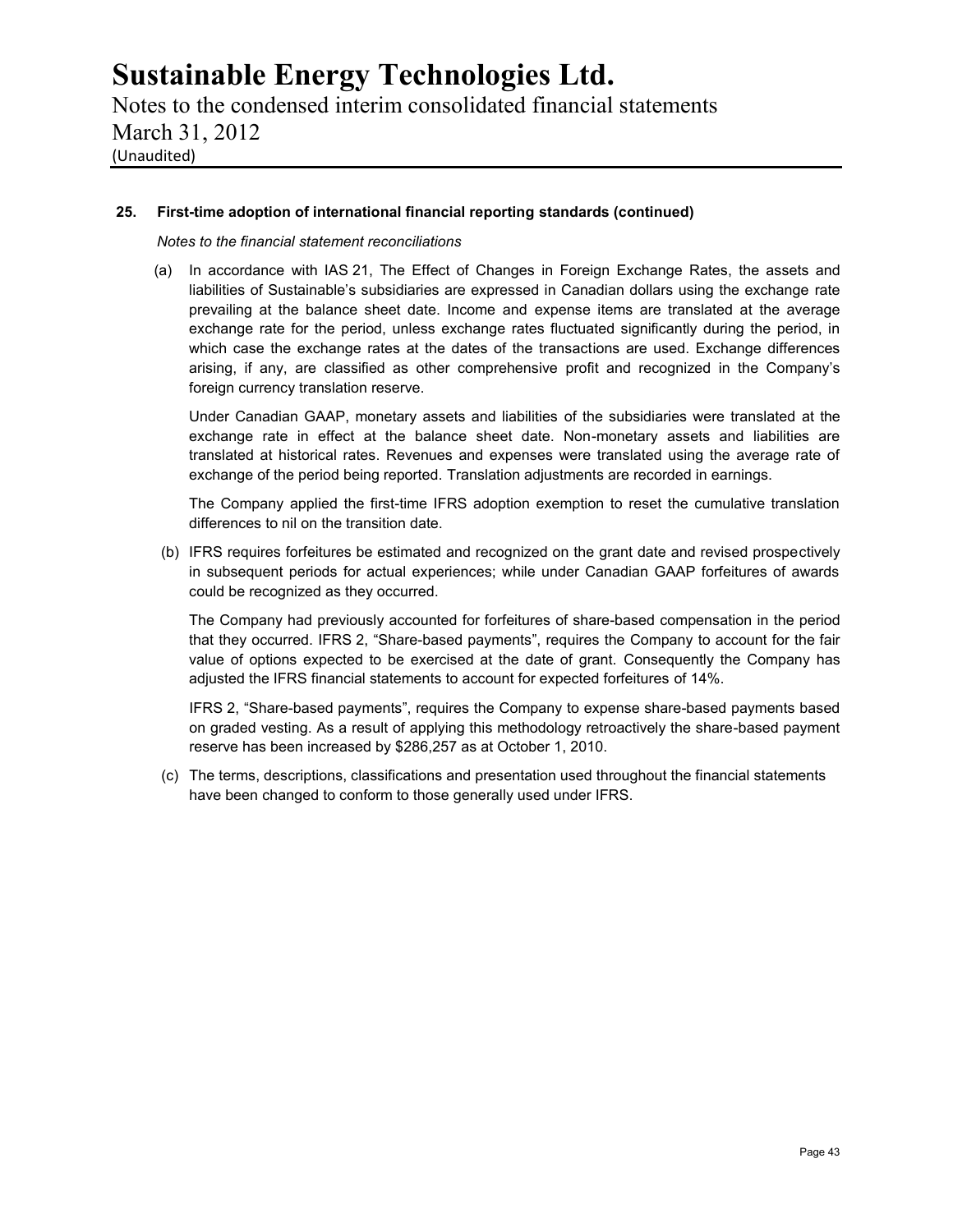## 25. First-time adoption of international financial reporting standards (continued)

*Notes to the financial statement reconciliations*

(a) In accordance with IAS 21, The Effect of Changes in Foreign Exchange Rates, the assets and liabilities of Sustainable's subsidiaries are expressed in Canadian dollars using the exchange rate prevailing at the balance sheet date. Income and expense items are translated at the average exchange rate for the period, unless exchange rates fluctuated significantly during the period, in which case the exchange rates at the dates of the transactions are used. Exchange differences arising, if any, are classified as other comprehensive profit and recognized in the Company's foreign currency translation reserve.

Under Canadian GAAP, monetary assets and liabilities of the subsidiaries were translated at the exchange rate in effect at the balance sheet date. Non-monetary assets and liabilities are translated at historical rates. Revenues and expenses were translated using the average rate of exchange of the period being reported. Translation adjustments are recorded in earnings.

The Company applied the first-time IFRS adoption exemption to reset the cumulative translation differences to nil on the transition date.

(b) IFRS requires forfeitures be estimated and recognized on the grant date and revised prospectively in subsequent periods for actual experiences; while under Canadian GAAP forfeitures of awards could be recognized as they occurred.

The Company had previously accounted for forfeitures of share-based compensation in the period that they occurred. IFRS 2, "Share-based payments", requires the Company to account for the fair value of options expected to be exercised at the date of grant. Consequently the Company has adjusted the IFRS financial statements to account for expected forfeitures of 14%.

IFRS 2, "Share-based payments", requires the Company to expense share-based payments based on graded vesting. As a result of applying this methodology retroactively the share-based payment reserve has been increased by $286,257 as at October 1, 2010.

(c) The terms, descriptions, classifications and presentation used throughout the financial statements have been changed to conform to those generally used under IFRS.